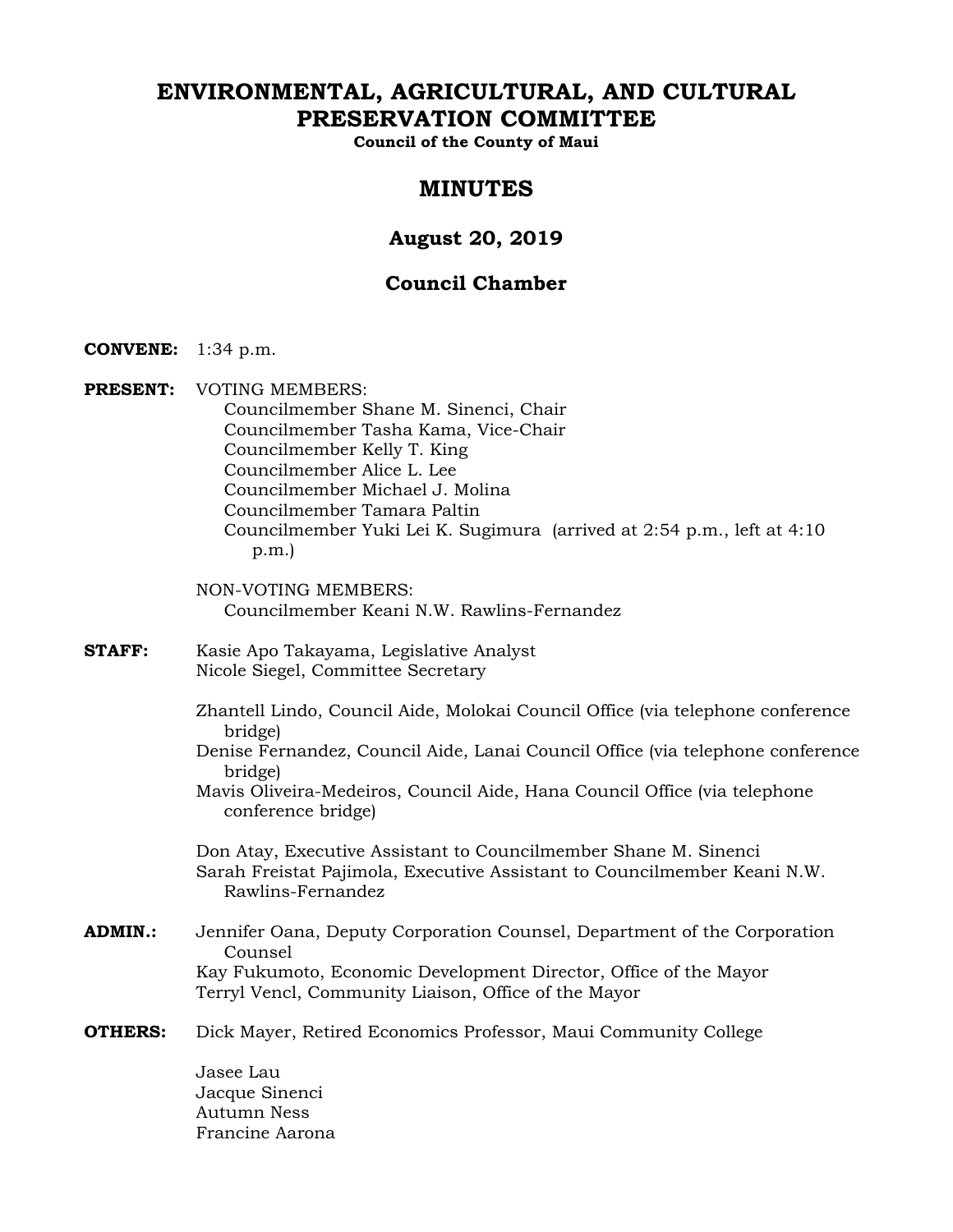# ENVIRONMENTAL, AGRICULTURAL, AND CULTURAL PRESERVATION COMMITTEE

**Council of the County of Maui**

## MINUTES

### August 20, 2019

### Council Chamber

**CONVENE:** 1:34 p.m.

**PRESENT:** VOTING MEMBERS:
- Councilmember Shane M. Sinenci, Chair
- Councilmember Tasha Kama, Vice-Chair
- Councilmember Kelly T. King
- Councilmember Alice L. Lee
- Councilmember Michael J. Molina
- Councilmember Tamara Paltin
- Councilmember Yuki Lei K. Sugimura (arrived at 2:54 p.m., left at 4:10 p.m.)

NON-VOTING MEMBERS:
- Councilmember Keani N.W. Rawlins-Fernandez

**STAFF:** Kasie Apo Takayama, Legislative Analyst
Nicole Siegel, Committee Secretary

Zhantell Lindo, Council Aide, Molokai Council Office (via telephone conference bridge)
Denise Fernandez, Council Aide, Lanai Council Office (via telephone conference bridge)
Mavis Oliveira-Medeiros, Council Aide, Hana Council Office (via telephone conference bridge)

Don Atay, Executive Assistant to Councilmember Shane M. Sinenci
Sarah Freistat Pajimola, Executive Assistant to Councilmember Keani N.W. Rawlins-Fernandez

**ADMIN.:** Jennifer Oana, Deputy Corporation Counsel, Department of the Corporation Counsel
Kay Fukumoto, Economic Development Director, Office of the Mayor
Terryl Vencl, Community Liaison, Office of the Mayor

**OTHERS:** Dick Mayer, Retired Economics Professor, Maui Community College

Jasee Lau
Jacque Sinenci
Autumn Ness
Francine Aarona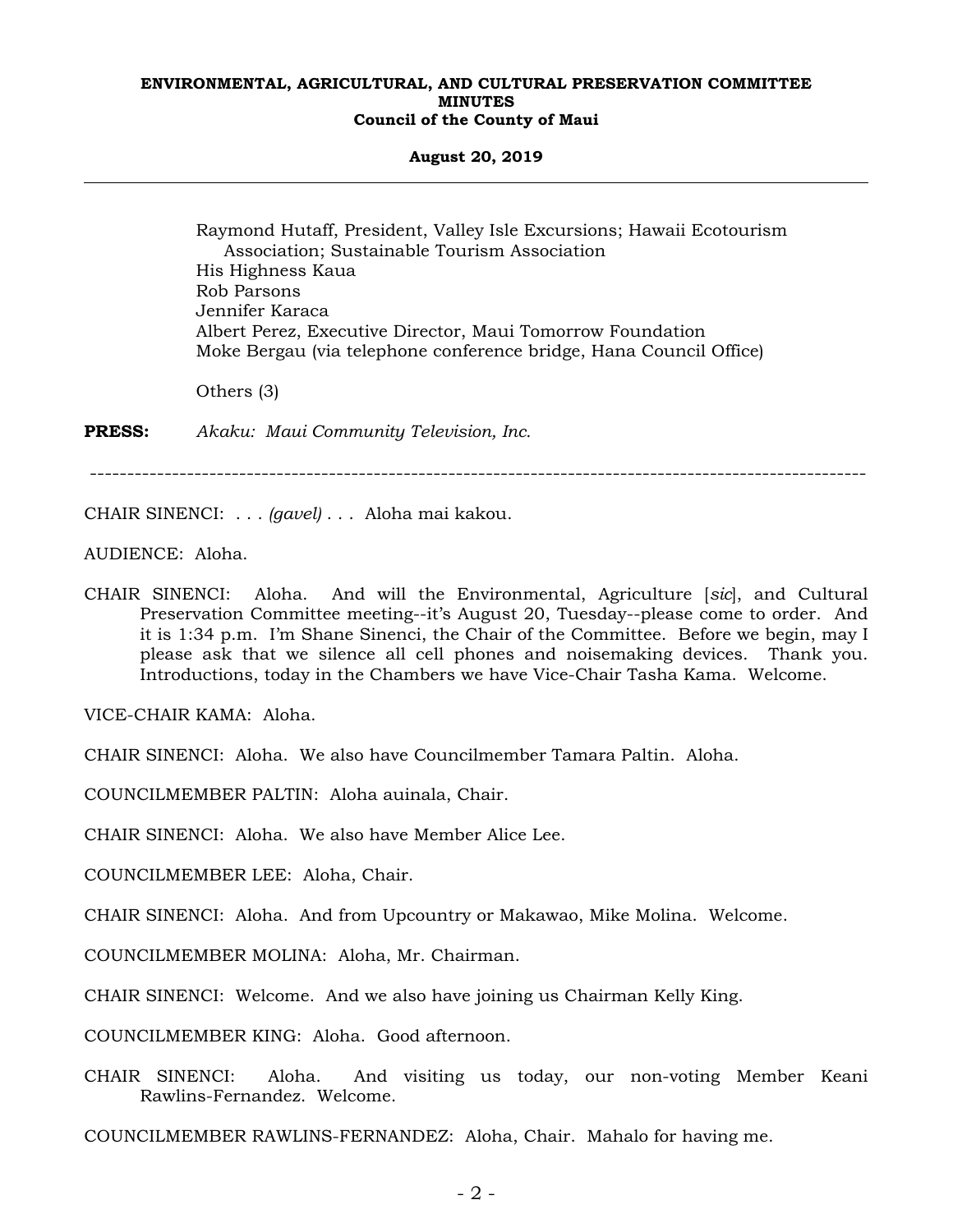Raymond Hutaff, President, Valley Isle Excursions; Hawaii Ecotourism Association; Sustainable Tourism Association
His Highness Kaua
Rob Parsons
Jennifer Karaca
Albert Perez, Executive Director, Maui Tomorrow Foundation
Moke Bergau (via telephone conference bridge, Hana Council Office)

Others (3)

**PRESS:** *Akaku: Maui Community Television, Inc.*

---

CHAIR SINENCI: . . . *(gavel)* . . . Aloha mai kakou.

AUDIENCE: Aloha.

CHAIR SINENCI: Aloha. And will the Environmental, Agriculture [*sic*], and Cultural Preservation Committee meeting--it's August 20, Tuesday--please come to order. And it is 1:34 p.m. I'm Shane Sinenci, the Chair of the Committee. Before we begin, may I please ask that we silence all cell phones and noisemaking devices. Thank you. Introductions, today in the Chambers we have Vice-Chair Tasha Kama. Welcome.

VICE-CHAIR KAMA: Aloha.

CHAIR SINENCI: Aloha. We also have Councilmember Tamara Paltin. Aloha.

COUNCILMEMBER PALTIN: Aloha auinala, Chair.

CHAIR SINENCI: Aloha. We also have Member Alice Lee.

COUNCILMEMBER LEE: Aloha, Chair.

CHAIR SINENCI: Aloha. And from Upcountry or Makawao, Mike Molina. Welcome.

COUNCILMEMBER MOLINA: Aloha, Mr. Chairman.

CHAIR SINENCI: Welcome. And we also have joining us Chairman Kelly King.

COUNCILMEMBER KING: Aloha. Good afternoon.

CHAIR SINENCI: Aloha. And visiting us today, our non-voting Member Keani Rawlins-Fernandez. Welcome.

COUNCILMEMBER RAWLINS-FERNANDEZ: Aloha, Chair. Mahalo for having me.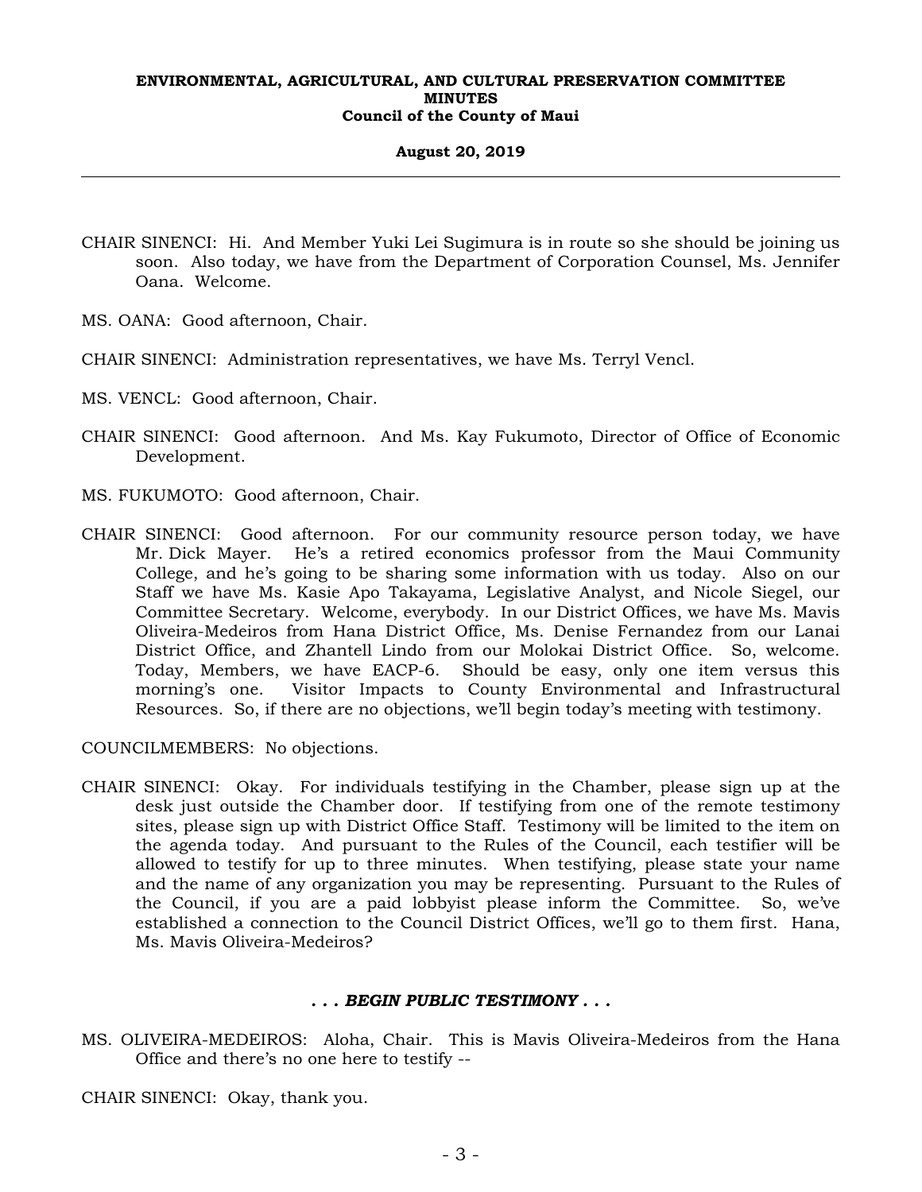CHAIR SINENCI: Hi. And Member Yuki Lei Sugimura is in route so she should be joining us soon. Also today, we have from the Department of Corporation Counsel, Ms. Jennifer Oana. Welcome.

MS. OANA: Good afternoon, Chair.

CHAIR SINENCI: Administration representatives, we have Ms. Terryl Vencl.

MS. VENCL: Good afternoon, Chair.

CHAIR SINENCI: Good afternoon. And Ms. Kay Fukumoto, Director of Office of Economic Development.

MS. FUKUMOTO: Good afternoon, Chair.

CHAIR SINENCI: Good afternoon. For our community resource person today, we have Mr. Dick Mayer. He's a retired economics professor from the Maui Community College, and he's going to be sharing some information with us today. Also on our Staff we have Ms. Kasie Apo Takayama, Legislative Analyst, and Nicole Siegel, our Committee Secretary. Welcome, everybody. In our District Offices, we have Ms. Mavis Oliveira-Medeiros from Hana District Office, Ms. Denise Fernandez from our Lanai District Office, and Zhantell Lindo from our Molokai District Office. So, welcome. Today, Members, we have EACP-6. Should be easy, only one item versus this morning's one. Visitor Impacts to County Environmental and Infrastructural Resources. So, if there are no objections, we'll begin today's meeting with testimony.

COUNCILMEMBERS: No objections.

CHAIR SINENCI: Okay. For individuals testifying in the Chamber, please sign up at the desk just outside the Chamber door. If testifying from one of the remote testimony sites, please sign up with District Office Staff. Testimony will be limited to the item on the agenda today. And pursuant to the Rules of the Council, each testifier will be allowed to testify for up to three minutes. When testifying, please state your name and the name of any organization you may be representing. Pursuant to the Rules of the Council, if you are a paid lobbyist please inform the Committee. So, we've established a connection to the Council District Offices, we'll go to them first. Hana, Ms. Mavis Oliveira-Medeiros?

***. . . BEGIN PUBLIC TESTIMONY . . .***

MS. OLIVEIRA-MEDEIROS: Aloha, Chair. This is Mavis Oliveira-Medeiros from the Hana Office and there's no one here to testify --

CHAIR SINENCI: Okay, thank you.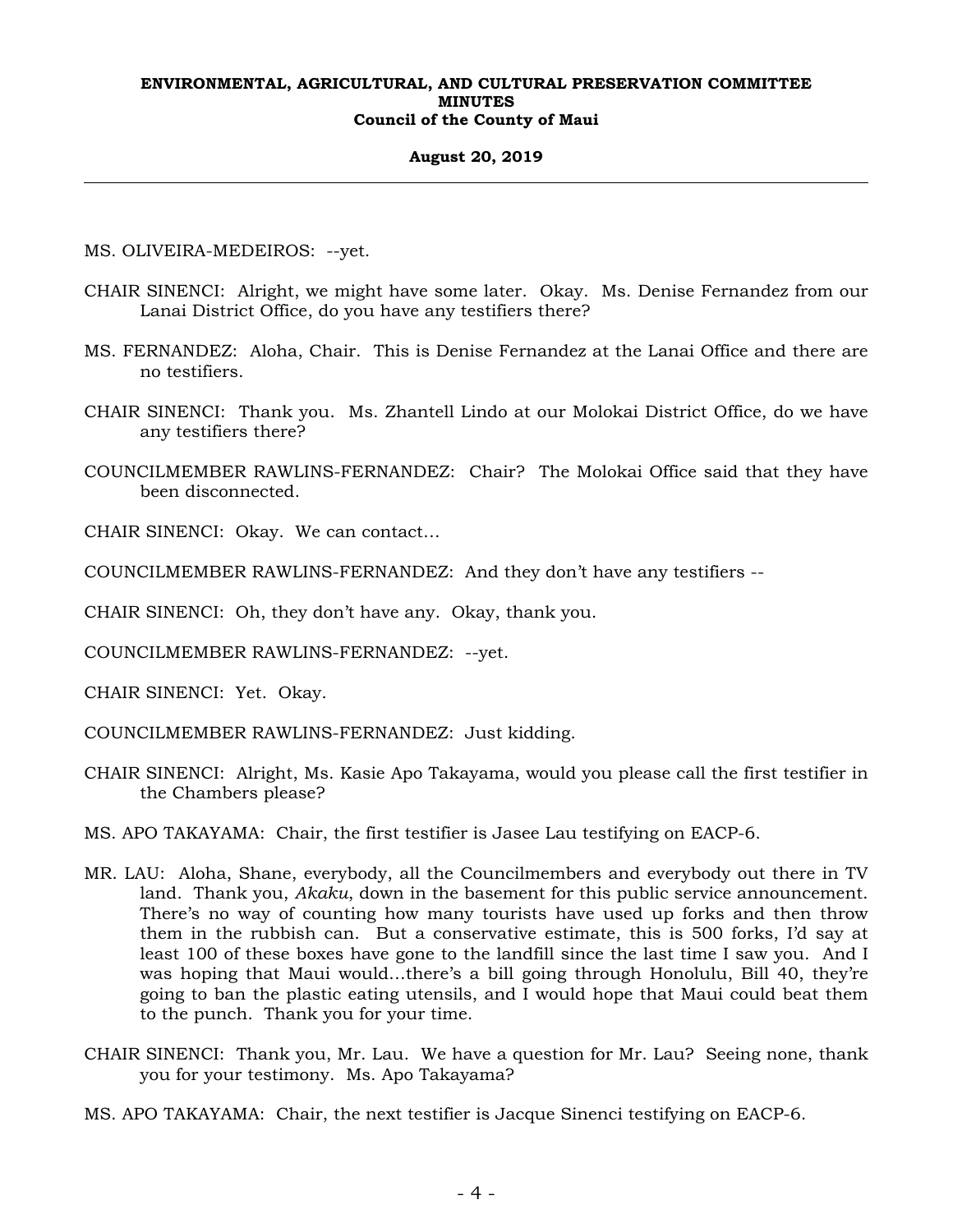MS. OLIVEIRA-MEDEIROS: --yet.

CHAIR SINENCI: Alright, we might have some later. Okay. Ms. Denise Fernandez from our Lanai District Office, do you have any testifiers there?

MS. FERNANDEZ: Aloha, Chair. This is Denise Fernandez at the Lanai Office and there are no testifiers.

CHAIR SINENCI: Thank you. Ms. Zhantell Lindo at our Molokai District Office, do we have any testifiers there?

COUNCILMEMBER RAWLINS-FERNANDEZ: Chair? The Molokai Office said that they have been disconnected.

CHAIR SINENCI: Okay. We can contact...

COUNCILMEMBER RAWLINS-FERNANDEZ: And they don't have any testifiers --

CHAIR SINENCI: Oh, they don't have any. Okay, thank you.

COUNCILMEMBER RAWLINS-FERNANDEZ: --yet.

CHAIR SINENCI: Yet. Okay.

COUNCILMEMBER RAWLINS-FERNANDEZ: Just kidding.

CHAIR SINENCI: Alright, Ms. Kasie Apo Takayama, would you please call the first testifier in the Chambers please?

MS. APO TAKAYAMA: Chair, the first testifier is Jasee Lau testifying on EACP-6.

MR. LAU: Aloha, Shane, everybody, all the Councilmembers and everybody out there in TV land. Thank you, *Akaku*, down in the basement for this public service announcement. There's no way of counting how many tourists have used up forks and then throw them in the rubbish can. But a conservative estimate, this is 500 forks, I'd say at least 100 of these boxes have gone to the landfill since the last time I saw you. And I was hoping that Maui would...there's a bill going through Honolulu, Bill 40, they're going to ban the plastic eating utensils, and I would hope that Maui could beat them to the punch. Thank you for your time.

CHAIR SINENCI: Thank you, Mr. Lau. We have a question for Mr. Lau? Seeing none, thank you for your testimony. Ms. Apo Takayama?

MS. APO TAKAYAMA: Chair, the next testifier is Jacque Sinenci testifying on EACP-6.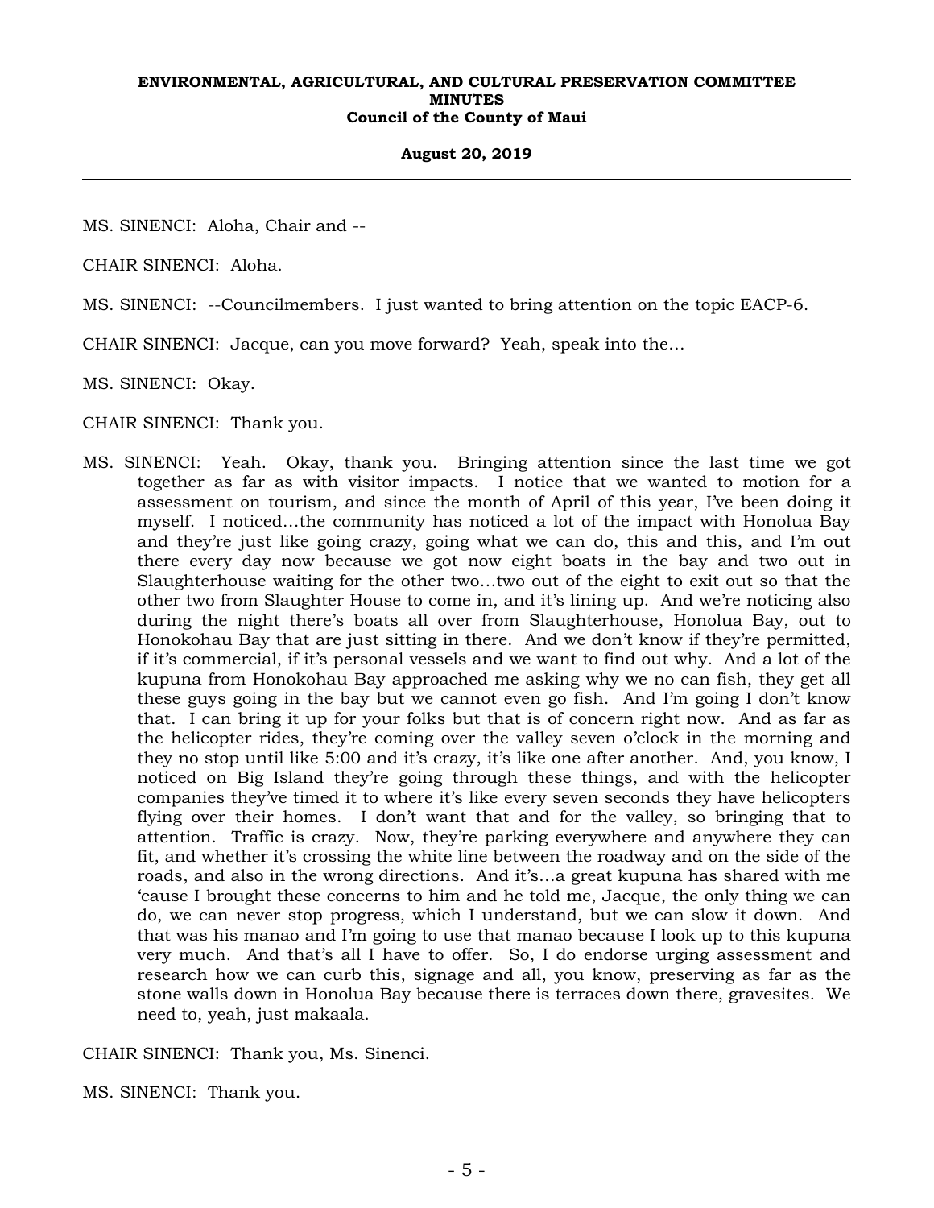MS. SINENCI: Aloha, Chair and --

CHAIR SINENCI: Aloha.

MS. SINENCI: --Councilmembers. I just wanted to bring attention on the topic EACP-6.

CHAIR SINENCI: Jacque, can you move forward? Yeah, speak into the...

MS. SINENCI: Okay.

CHAIR SINENCI: Thank you.

MS. SINENCI: Yeah. Okay, thank you. Bringing attention since the last time we got together as far as with visitor impacts. I notice that we wanted to motion for a assessment on tourism, and since the month of April of this year, I've been doing it myself. I noticed...the community has noticed a lot of the impact with Honolua Bay and they're just like going crazy, going what we can do, this and this, and I'm out there every day now because we got now eight boats in the bay and two out in Slaughterhouse waiting for the other two...two out of the eight to exit out so that the other two from Slaughter House to come in, and it's lining up. And we're noticing also during the night there's boats all over from Slaughterhouse, Honolua Bay, out to Honokohau Bay that are just sitting in there. And we don't know if they're permitted, if it's commercial, if it's personal vessels and we want to find out why. And a lot of the kupuna from Honokohau Bay approached me asking why we no can fish, they get all these guys going in the bay but we cannot even go fish. And I'm going I don't know that. I can bring it up for your folks but that is of concern right now. And as far as the helicopter rides, they're coming over the valley seven o'clock in the morning and they no stop until like 5:00 and it's crazy, it's like one after another. And, you know, I noticed on Big Island they're going through these things, and with the helicopter companies they've timed it to where it's like every seven seconds they have helicopters flying over their homes. I don't want that and for the valley, so bringing that to attention. Traffic is crazy. Now, they're parking everywhere and anywhere they can fit, and whether it's crossing the white line between the roadway and on the side of the roads, and also in the wrong directions. And it's...a great kupuna has shared with me 'cause I brought these concerns to him and he told me, Jacque, the only thing we can do, we can never stop progress, which I understand, but we can slow it down. And that was his manao and I'm going to use that manao because I look up to this kupuna very much. And that's all I have to offer. So, I do endorse urging assessment and research how we can curb this, signage and all, you know, preserving as far as the stone walls down in Honolua Bay because there is terraces down there, gravesites. We need to, yeah, just makaala.

CHAIR SINENCI: Thank you, Ms. Sinenci.

MS. SINENCI: Thank you.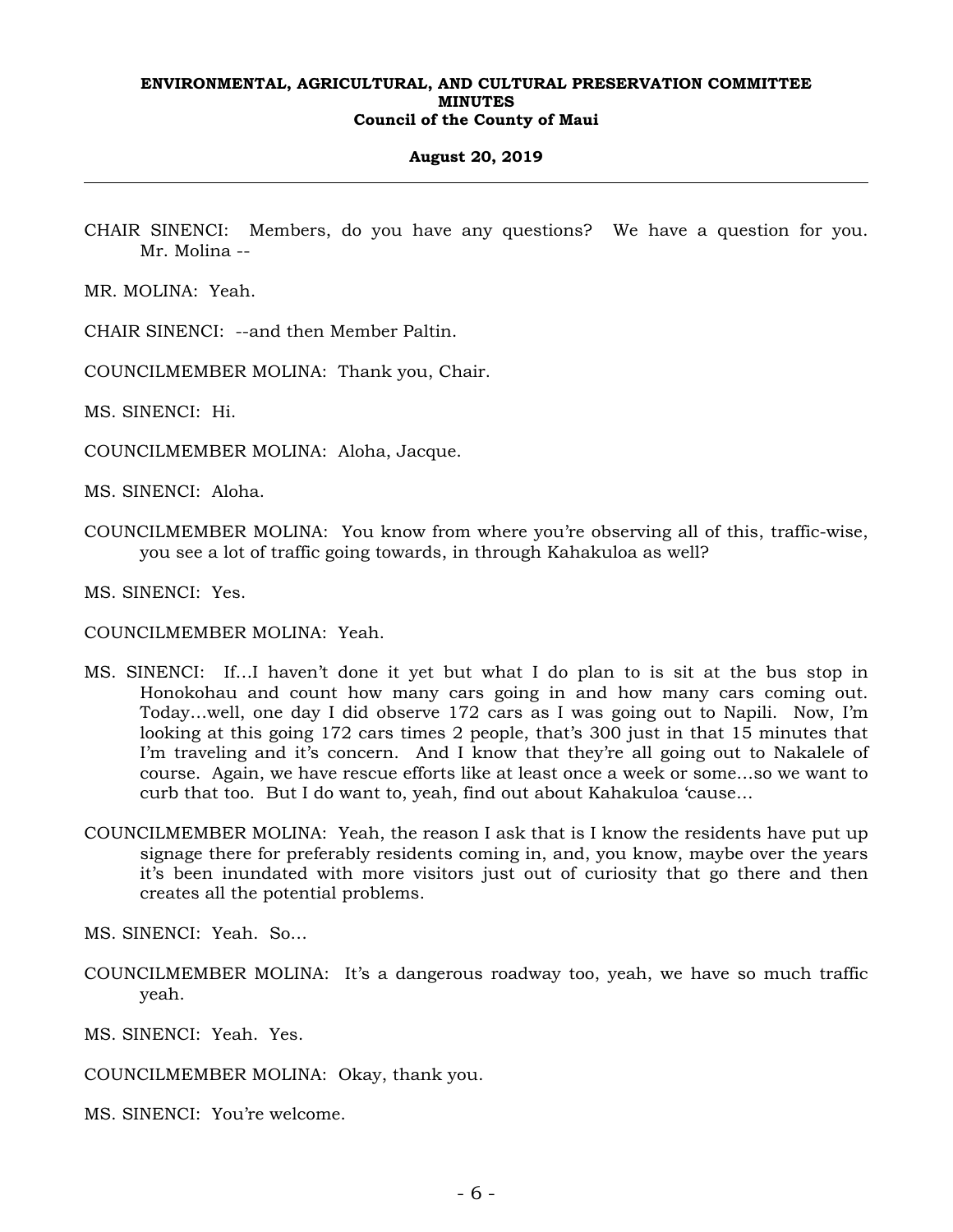CHAIR SINENCI: Members, do you have any questions? We have a question for you. Mr. Molina --

MR. MOLINA: Yeah.

CHAIR SINENCI: --and then Member Paltin.

COUNCILMEMBER MOLINA: Thank you, Chair.

MS. SINENCI: Hi.

COUNCILMEMBER MOLINA: Aloha, Jacque.

MS. SINENCI: Aloha.

COUNCILMEMBER MOLINA: You know from where you're observing all of this, traffic-wise, you see a lot of traffic going towards, in through Kahakuloa as well?

MS. SINENCI: Yes.

COUNCILMEMBER MOLINA: Yeah.

MS. SINENCI: If…I haven't done it yet but what I do plan to is sit at the bus stop in Honokohau and count how many cars going in and how many cars coming out. Today…well, one day I did observe 172 cars as I was going out to Napili. Now, I'm looking at this going 172 cars times 2 people, that's 300 just in that 15 minutes that I'm traveling and it's concern. And I know that they're all going out to Nakalele of course. Again, we have rescue efforts like at least once a week or some…so we want to curb that too. But I do want to, yeah, find out about Kahakuloa 'cause…

COUNCILMEMBER MOLINA: Yeah, the reason I ask that is I know the residents have put up signage there for preferably residents coming in, and, you know, maybe over the years it's been inundated with more visitors just out of curiosity that go there and then creates all the potential problems.

MS. SINENCI: Yeah. So…

COUNCILMEMBER MOLINA: It's a dangerous roadway too, yeah, we have so much traffic yeah.

MS. SINENCI: Yeah. Yes.

COUNCILMEMBER MOLINA: Okay, thank you.

MS. SINENCI: You're welcome.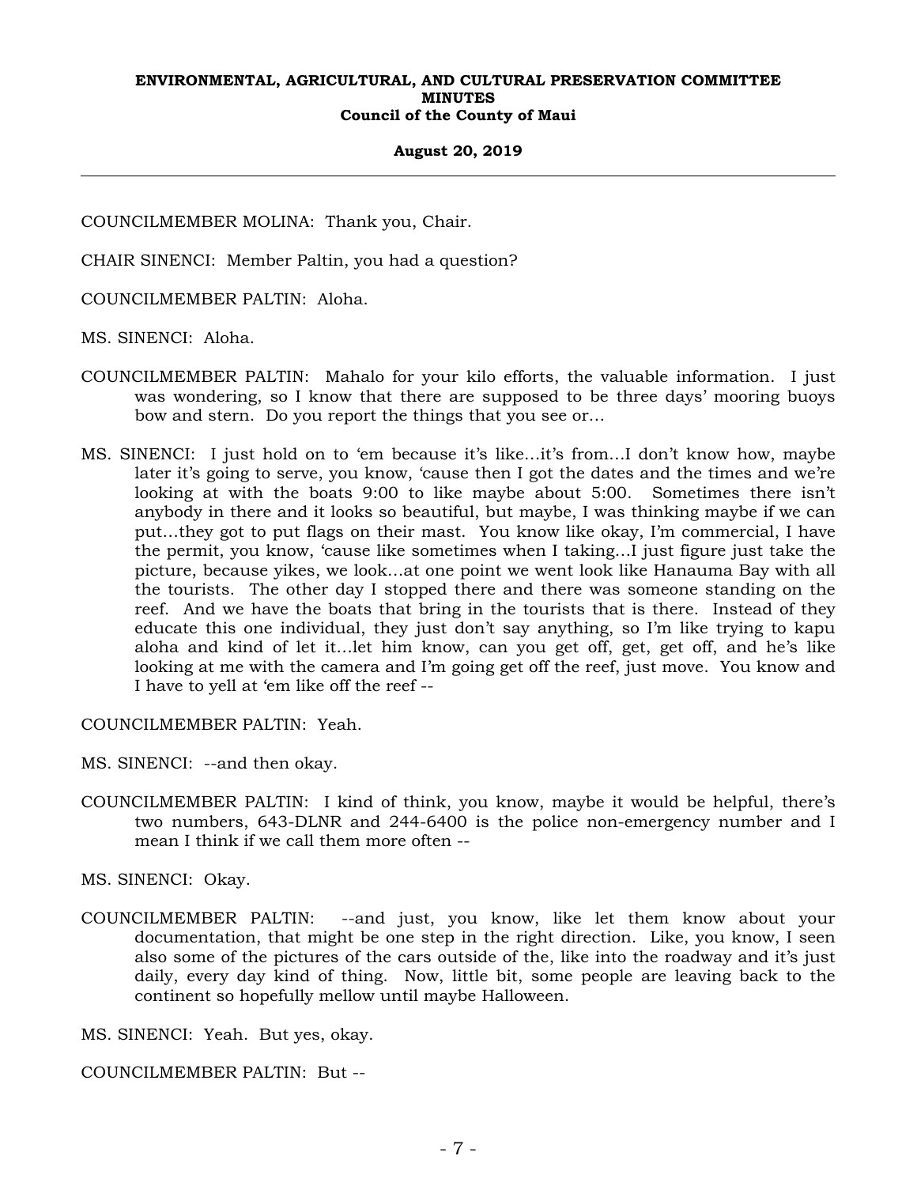COUNCILMEMBER MOLINA: Thank you, Chair.

CHAIR SINENCI: Member Paltin, you had a question?

COUNCILMEMBER PALTIN: Aloha.

MS. SINENCI: Aloha.

COUNCILMEMBER PALTIN: Mahalo for your kilo efforts, the valuable information. I just was wondering, so I know that there are supposed to be three days' mooring buoys bow and stern. Do you report the things that you see or...

MS. SINENCI: I just hold on to 'em because it's like...it's from...I don't know how, maybe later it's going to serve, you know, 'cause then I got the dates and the times and we're looking at with the boats 9:00 to like maybe about 5:00. Sometimes there isn't anybody in there and it looks so beautiful, but maybe, I was thinking maybe if we can put...they got to put flags on their mast. You know like okay, I'm commercial, I have the permit, you know, 'cause like sometimes when I taking...I just figure just take the picture, because yikes, we look...at one point we went look like Hanauma Bay with all the tourists. The other day I stopped there and there was someone standing on the reef. And we have the boats that bring in the tourists that is there. Instead of they educate this one individual, they just don't say anything, so I'm like trying to kapu aloha and kind of let it...let him know, can you get off, get, get off, and he's like looking at me with the camera and I'm going get off the reef, just move. You know and I have to yell at 'em like off the reef --

COUNCILMEMBER PALTIN: Yeah.

MS. SINENCI: --and then okay.

COUNCILMEMBER PALTIN: I kind of think, you know, maybe it would be helpful, there's two numbers, 643-DLNR and 244-6400 is the police non-emergency number and I mean I think if we call them more often --

MS. SINENCI: Okay.

COUNCILMEMBER PALTIN: --and just, you know, like let them know about your documentation, that might be one step in the right direction. Like, you know, I seen also some of the pictures of the cars outside of the, like into the roadway and it's just daily, every day kind of thing. Now, little bit, some people are leaving back to the continent so hopefully mellow until maybe Halloween.

MS. SINENCI: Yeah. But yes, okay.

COUNCILMEMBER PALTIN: But --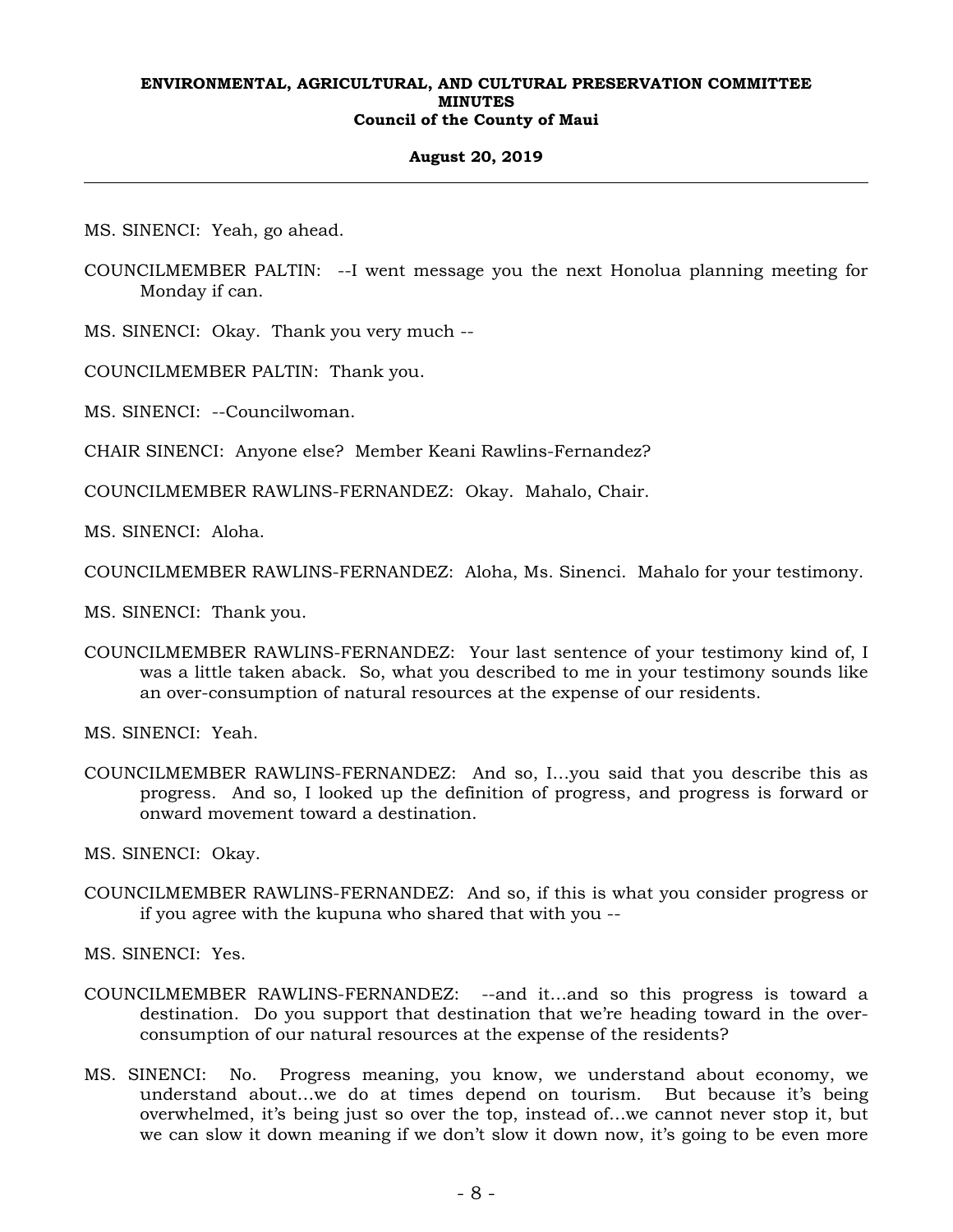MS. SINENCI: Yeah, go ahead.

COUNCILMEMBER PALTIN: --I went message you the next Honolua planning meeting for Monday if can.

MS. SINENCI: Okay. Thank you very much --

COUNCILMEMBER PALTIN: Thank you.

MS. SINENCI: --Councilwoman.

CHAIR SINENCI: Anyone else? Member Keani Rawlins-Fernandez?

COUNCILMEMBER RAWLINS-FERNANDEZ: Okay. Mahalo, Chair.

MS. SINENCI: Aloha.

COUNCILMEMBER RAWLINS-FERNANDEZ: Aloha, Ms. Sinenci. Mahalo for your testimony.

MS. SINENCI: Thank you.

COUNCILMEMBER RAWLINS-FERNANDEZ: Your last sentence of your testimony kind of, I was a little taken aback. So, what you described to me in your testimony sounds like an over-consumption of natural resources at the expense of our residents.

MS. SINENCI: Yeah.

COUNCILMEMBER RAWLINS-FERNANDEZ: And so, I…you said that you describe this as progress. And so, I looked up the definition of progress, and progress is forward or onward movement toward a destination.

MS. SINENCI: Okay.

COUNCILMEMBER RAWLINS-FERNANDEZ: And so, if this is what you consider progress or if you agree with the kupuna who shared that with you --

MS. SINENCI: Yes.

COUNCILMEMBER RAWLINS-FERNANDEZ: --and it…and so this progress is toward a destination. Do you support that destination that we're heading toward in the over-consumption of our natural resources at the expense of the residents?

MS. SINENCI: No. Progress meaning, you know, we understand about economy, we understand about…we do at times depend on tourism. But because it's being overwhelmed, it's being just so over the top, instead of…we cannot never stop it, but we can slow it down meaning if we don't slow it down now, it's going to be even more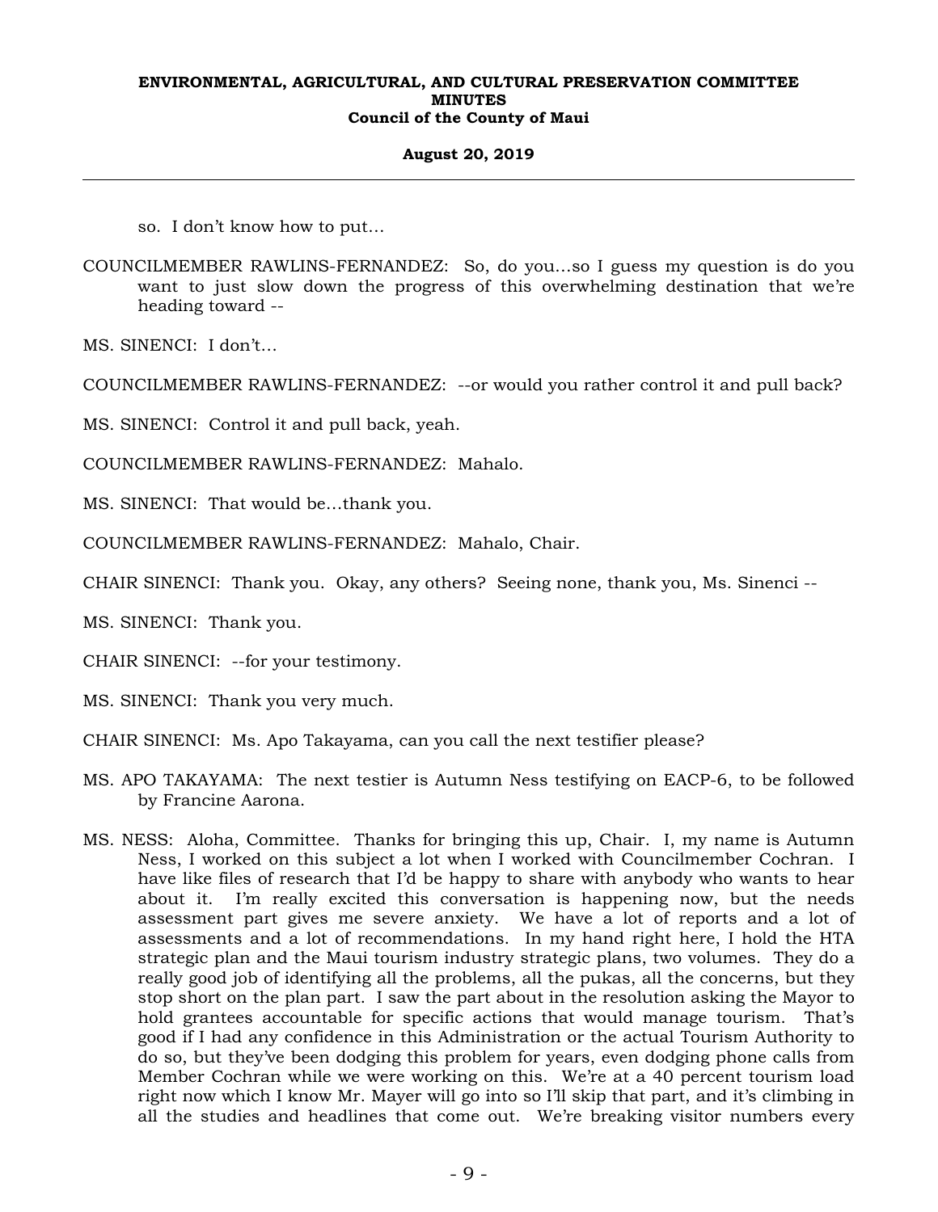so. I don't know how to put…

COUNCILMEMBER RAWLINS-FERNANDEZ: So, do you…so I guess my question is do you want to just slow down the progress of this overwhelming destination that we're heading toward --

MS. SINENCI: I don't…

COUNCILMEMBER RAWLINS-FERNANDEZ: --or would you rather control it and pull back?

MS. SINENCI: Control it and pull back, yeah.

COUNCILMEMBER RAWLINS-FERNANDEZ: Mahalo.

MS. SINENCI: That would be…thank you.

COUNCILMEMBER RAWLINS-FERNANDEZ: Mahalo, Chair.

CHAIR SINENCI: Thank you. Okay, any others? Seeing none, thank you, Ms. Sinenci --

MS. SINENCI: Thank you.

CHAIR SINENCI: --for your testimony.

MS. SINENCI: Thank you very much.

CHAIR SINENCI: Ms. Apo Takayama, can you call the next testifier please?

MS. APO TAKAYAMA: The next testier is Autumn Ness testifying on EACP-6, to be followed by Francine Aarona.

MS. NESS: Aloha, Committee. Thanks for bringing this up, Chair. I, my name is Autumn Ness, I worked on this subject a lot when I worked with Councilmember Cochran. I have like files of research that I'd be happy to share with anybody who wants to hear about it. I'm really excited this conversation is happening now, but the needs assessment part gives me severe anxiety. We have a lot of reports and a lot of assessments and a lot of recommendations. In my hand right here, I hold the HTA strategic plan and the Maui tourism industry strategic plans, two volumes. They do a really good job of identifying all the problems, all the pukas, all the concerns, but they stop short on the plan part. I saw the part about in the resolution asking the Mayor to hold grantees accountable for specific actions that would manage tourism. That's good if I had any confidence in this Administration or the actual Tourism Authority to do so, but they've been dodging this problem for years, even dodging phone calls from Member Cochran while we were working on this. We're at a 40 percent tourism load right now which I know Mr. Mayer will go into so I'll skip that part, and it's climbing in all the studies and headlines that come out. We're breaking visitor numbers every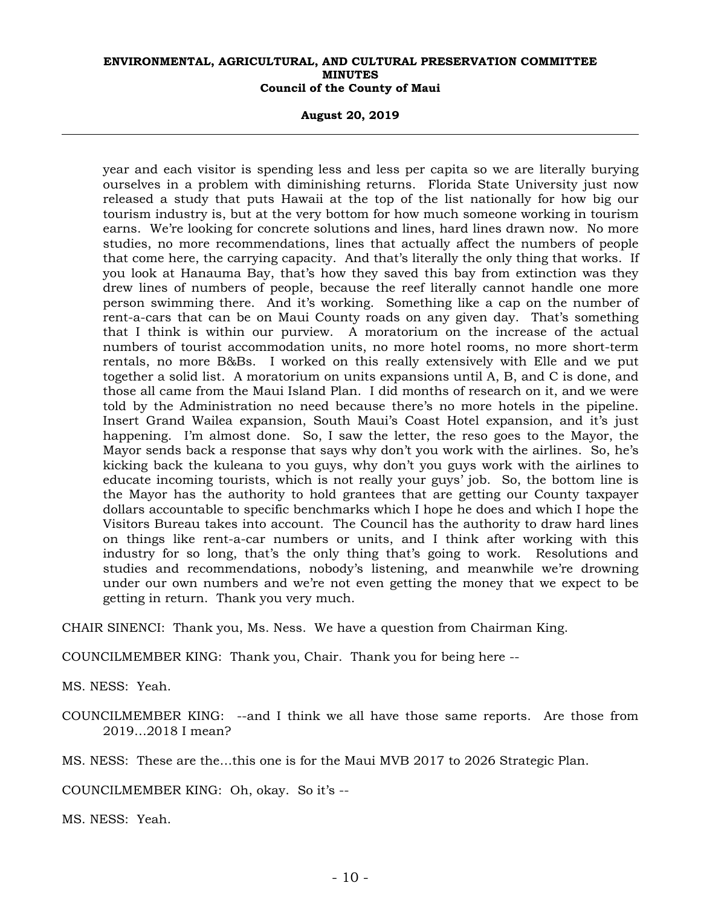year and each visitor is spending less and less per capita so we are literally burying ourselves in a problem with diminishing returns. Florida State University just now released a study that puts Hawaii at the top of the list nationally for how big our tourism industry is, but at the very bottom for how much someone working in tourism earns. We're looking for concrete solutions and lines, hard lines drawn now. No more studies, no more recommendations, lines that actually affect the numbers of people that come here, the carrying capacity. And that's literally the only thing that works. If you look at Hanauma Bay, that's how they saved this bay from extinction was they drew lines of numbers of people, because the reef literally cannot handle one more person swimming there. And it's working. Something like a cap on the number of rent-a-cars that can be on Maui County roads on any given day. That's something that I think is within our purview. A moratorium on the increase of the actual numbers of tourist accommodation units, no more hotel rooms, no more short-term rentals, no more B&Bs. I worked on this really extensively with Elle and we put together a solid list. A moratorium on units expansions until A, B, and C is done, and those all came from the Maui Island Plan. I did months of research on it, and we were told by the Administration no need because there's no more hotels in the pipeline. Insert Grand Wailea expansion, South Maui's Coast Hotel expansion, and it's just happening. I'm almost done. So, I saw the letter, the reso goes to the Mayor, the Mayor sends back a response that says why don't you work with the airlines. So, he's kicking back the kuleana to you guys, why don't you guys work with the airlines to educate incoming tourists, which is not really your guys' job. So, the bottom line is the Mayor has the authority to hold grantees that are getting our County taxpayer dollars accountable to specific benchmarks which I hope he does and which I hope the Visitors Bureau takes into account. The Council has the authority to draw hard lines on things like rent-a-car numbers or units, and I think after working with this industry for so long, that's the only thing that's going to work. Resolutions and studies and recommendations, nobody's listening, and meanwhile we're drowning under our own numbers and we're not even getting the money that we expect to be getting in return. Thank you very much.

CHAIR SINENCI: Thank you, Ms. Ness. We have a question from Chairman King.

COUNCILMEMBER KING: Thank you, Chair. Thank you for being here --

MS. NESS: Yeah.

COUNCILMEMBER KING: --and I think we all have those same reports. Are those from 2019...2018 I mean?

MS. NESS: These are the...this one is for the Maui MVB 2017 to 2026 Strategic Plan.

COUNCILMEMBER KING: Oh, okay. So it's --

MS. NESS: Yeah.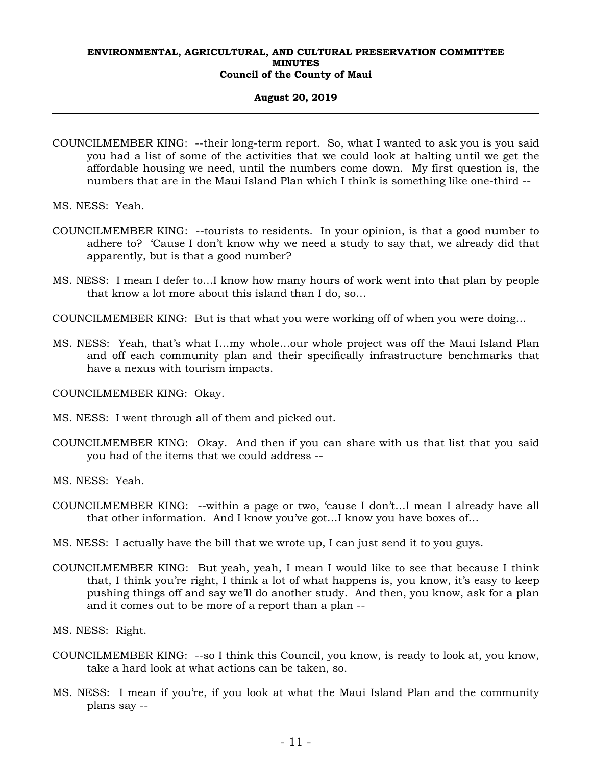COUNCILMEMBER KING: --their long-term report. So, what I wanted to ask you is you said you had a list of some of the activities that we could look at halting until we get the affordable housing we need, until the numbers come down. My first question is, the numbers that are in the Maui Island Plan which I think is something like one-third --

MS. NESS: Yeah.

COUNCILMEMBER KING: --tourists to residents. In your opinion, is that a good number to adhere to? 'Cause I don't know why we need a study to say that, we already did that apparently, but is that a good number?

MS. NESS: I mean I defer to...I know how many hours of work went into that plan by people that know a lot more about this island than I do, so...

COUNCILMEMBER KING: But is that what you were working off of when you were doing...

MS. NESS: Yeah, that's what I...my whole...our whole project was off the Maui Island Plan and off each community plan and their specifically infrastructure benchmarks that have a nexus with tourism impacts.

COUNCILMEMBER KING: Okay.

MS. NESS: I went through all of them and picked out.

COUNCILMEMBER KING: Okay. And then if you can share with us that list that you said you had of the items that we could address --

MS. NESS: Yeah.

COUNCILMEMBER KING: --within a page or two, 'cause I don't...I mean I already have all that other information. And I know you've got...I know you have boxes of...

MS. NESS: I actually have the bill that we wrote up, I can just send it to you guys.

COUNCILMEMBER KING: But yeah, yeah, I mean I would like to see that because I think that, I think you're right, I think a lot of what happens is, you know, it's easy to keep pushing things off and say we'll do another study. And then, you know, ask for a plan and it comes out to be more of a report than a plan --

MS. NESS: Right.

COUNCILMEMBER KING: --so I think this Council, you know, is ready to look at, you know, take a hard look at what actions can be taken, so.

MS. NESS: I mean if you're, if you look at what the Maui Island Plan and the community plans say --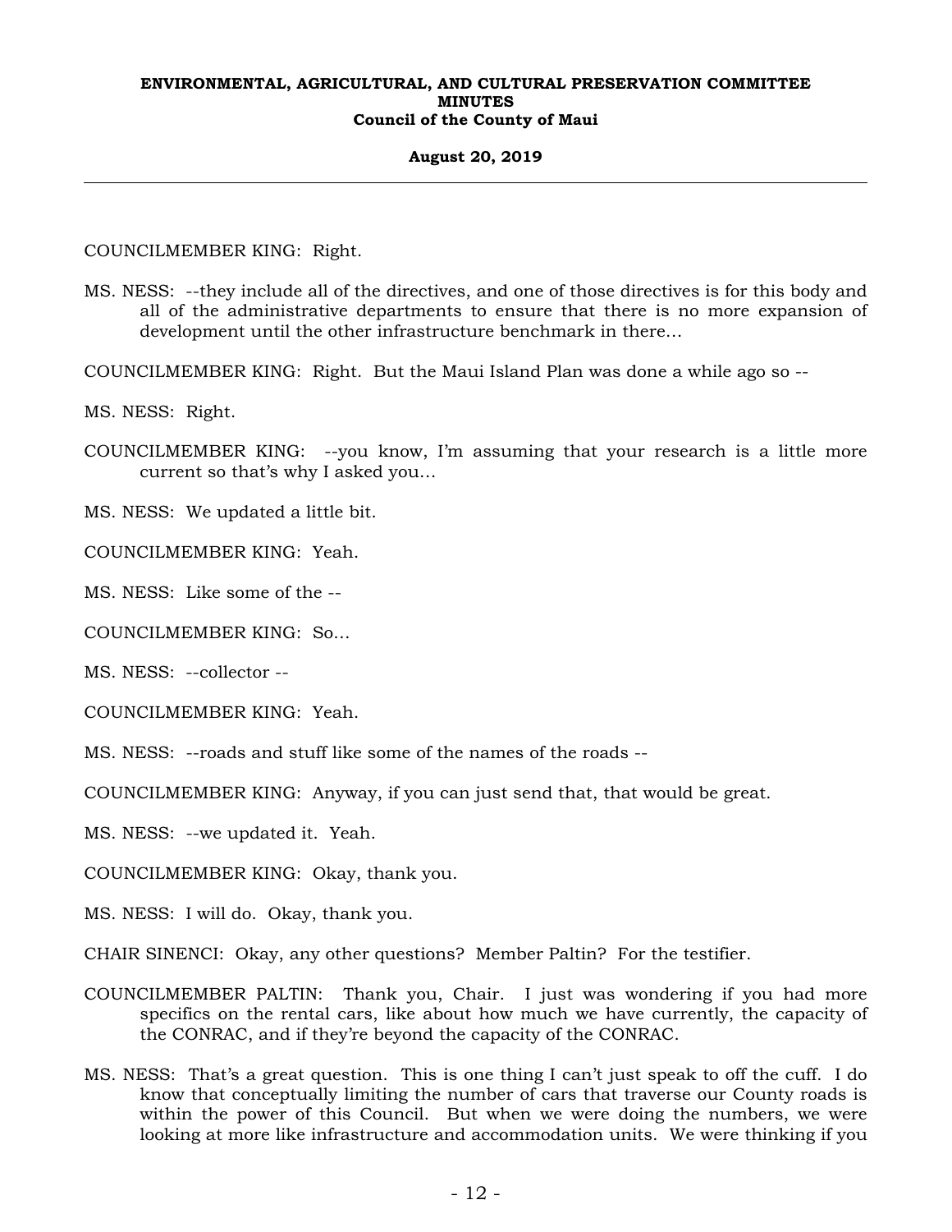COUNCILMEMBER KING: Right.

MS. NESS: --they include all of the directives, and one of those directives is for this body and all of the administrative departments to ensure that there is no more expansion of development until the other infrastructure benchmark in there...

COUNCILMEMBER KING: Right. But the Maui Island Plan was done a while ago so --

MS. NESS: Right.

COUNCILMEMBER KING: --you know, I'm assuming that your research is a little more current so that's why I asked you...

MS. NESS: We updated a little bit.

COUNCILMEMBER KING: Yeah.

MS. NESS: Like some of the --

COUNCILMEMBER KING: So...

MS. NESS: --collector --

COUNCILMEMBER KING: Yeah.

MS. NESS: --roads and stuff like some of the names of the roads --

COUNCILMEMBER KING: Anyway, if you can just send that, that would be great.

MS. NESS: --we updated it. Yeah.

COUNCILMEMBER KING: Okay, thank you.

MS. NESS: I will do. Okay, thank you.

CHAIR SINENCI: Okay, any other questions? Member Paltin? For the testifier.

COUNCILMEMBER PALTIN: Thank you, Chair. I just was wondering if you had more specifics on the rental cars, like about how much we have currently, the capacity of the CONRAC, and if they're beyond the capacity of the CONRAC.

MS. NESS: That's a great question. This is one thing I can't just speak to off the cuff. I do know that conceptually limiting the number of cars that traverse our County roads is within the power of this Council. But when we were doing the numbers, we were looking at more like infrastructure and accommodation units. We were thinking if you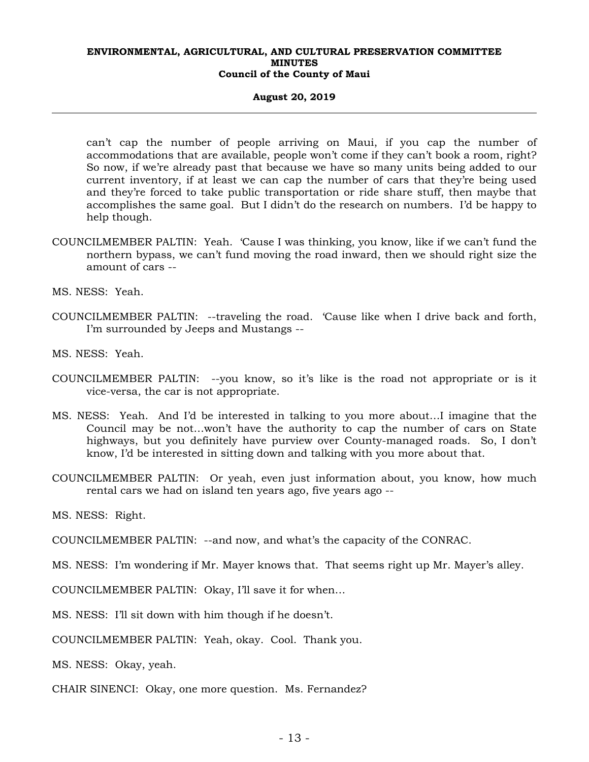can't cap the number of people arriving on Maui, if you cap the number of accommodations that are available, people won't come if they can't book a room, right? So now, if we're already past that because we have so many units being added to our current inventory, if at least we can cap the number of cars that they're being used and they're forced to take public transportation or ride share stuff, then maybe that accomplishes the same goal. But I didn't do the research on numbers. I'd be happy to help though.

COUNCILMEMBER PALTIN: Yeah. 'Cause I was thinking, you know, like if we can't fund the northern bypass, we can't fund moving the road inward, then we should right size the amount of cars --

MS. NESS: Yeah.

COUNCILMEMBER PALTIN: --traveling the road. 'Cause like when I drive back and forth, I'm surrounded by Jeeps and Mustangs --

MS. NESS: Yeah.

COUNCILMEMBER PALTIN: --you know, so it's like is the road not appropriate or is it vice-versa, the car is not appropriate.

MS. NESS: Yeah. And I'd be interested in talking to you more about...I imagine that the Council may be not...won't have the authority to cap the number of cars on State highways, but you definitely have purview over County-managed roads. So, I don't know, I'd be interested in sitting down and talking with you more about that.

COUNCILMEMBER PALTIN: Or yeah, even just information about, you know, how much rental cars we had on island ten years ago, five years ago --

MS. NESS: Right.

COUNCILMEMBER PALTIN: --and now, and what's the capacity of the CONRAC.

MS. NESS: I'm wondering if Mr. Mayer knows that. That seems right up Mr. Mayer's alley.

COUNCILMEMBER PALTIN: Okay, I'll save it for when...

MS. NESS: I'll sit down with him though if he doesn't.

COUNCILMEMBER PALTIN: Yeah, okay. Cool. Thank you.

MS. NESS: Okay, yeah.

CHAIR SINENCI: Okay, one more question. Ms. Fernandez?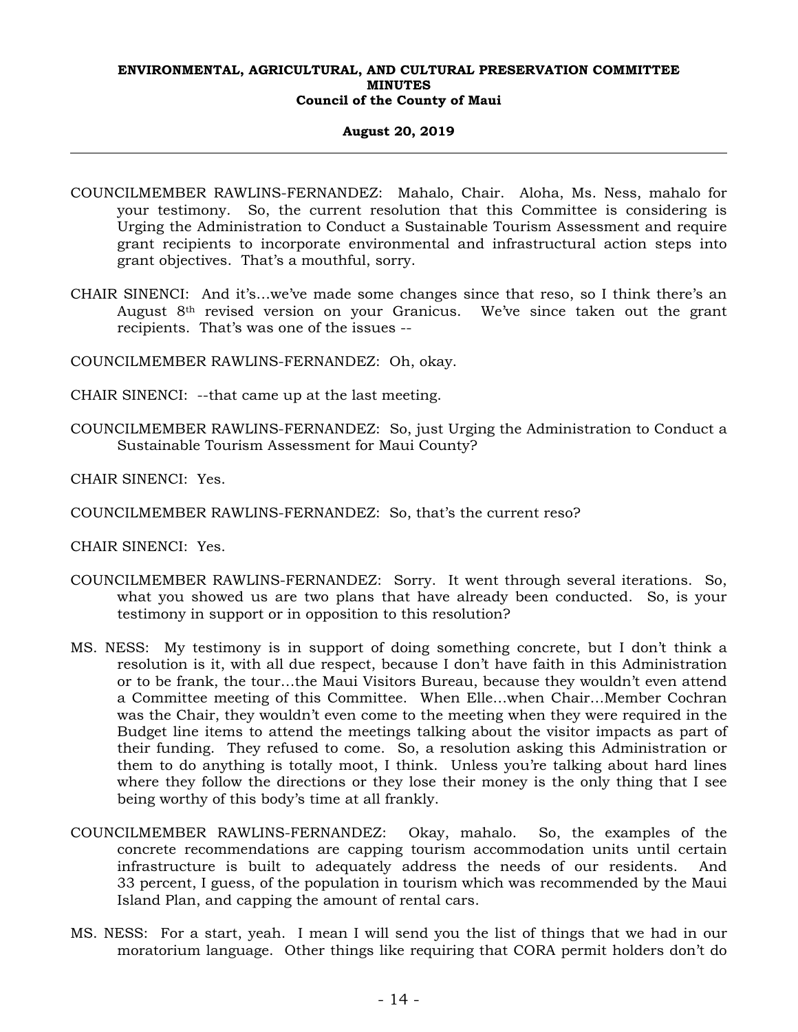COUNCILMEMBER RAWLINS-FERNANDEZ: Mahalo, Chair. Aloha, Ms. Ness, mahalo for your testimony. So, the current resolution that this Committee is considering is Urging the Administration to Conduct a Sustainable Tourism Assessment and require grant recipients to incorporate environmental and infrastructural action steps into grant objectives. That's a mouthful, sorry.

CHAIR SINENCI: And it's…we've made some changes since that reso, so I think there's an August 8th revised version on your Granicus. We've since taken out the grant recipients. That's was one of the issues --

COUNCILMEMBER RAWLINS-FERNANDEZ: Oh, okay.

CHAIR SINENCI: --that came up at the last meeting.

COUNCILMEMBER RAWLINS-FERNANDEZ: So, just Urging the Administration to Conduct a Sustainable Tourism Assessment for Maui County?

CHAIR SINENCI: Yes.

COUNCILMEMBER RAWLINS-FERNANDEZ: So, that's the current reso?

CHAIR SINENCI: Yes.

COUNCILMEMBER RAWLINS-FERNANDEZ: Sorry. It went through several iterations. So, what you showed us are two plans that have already been conducted. So, is your testimony in support or in opposition to this resolution?

MS. NESS: My testimony is in support of doing something concrete, but I don't think a resolution is it, with all due respect, because I don't have faith in this Administration or to be frank, the tour…the Maui Visitors Bureau, because they wouldn't even attend a Committee meeting of this Committee. When Elle…when Chair…Member Cochran was the Chair, they wouldn't even come to the meeting when they were required in the Budget line items to attend the meetings talking about the visitor impacts as part of their funding. They refused to come. So, a resolution asking this Administration or them to do anything is totally moot, I think. Unless you're talking about hard lines where they follow the directions or they lose their money is the only thing that I see being worthy of this body's time at all frankly.

COUNCILMEMBER RAWLINS-FERNANDEZ: Okay, mahalo. So, the examples of the concrete recommendations are capping tourism accommodation units until certain infrastructure is built to adequately address the needs of our residents. And 33 percent, I guess, of the population in tourism which was recommended by the Maui Island Plan, and capping the amount of rental cars.

MS. NESS: For a start, yeah. I mean I will send you the list of things that we had in our moratorium language. Other things like requiring that CORA permit holders don't do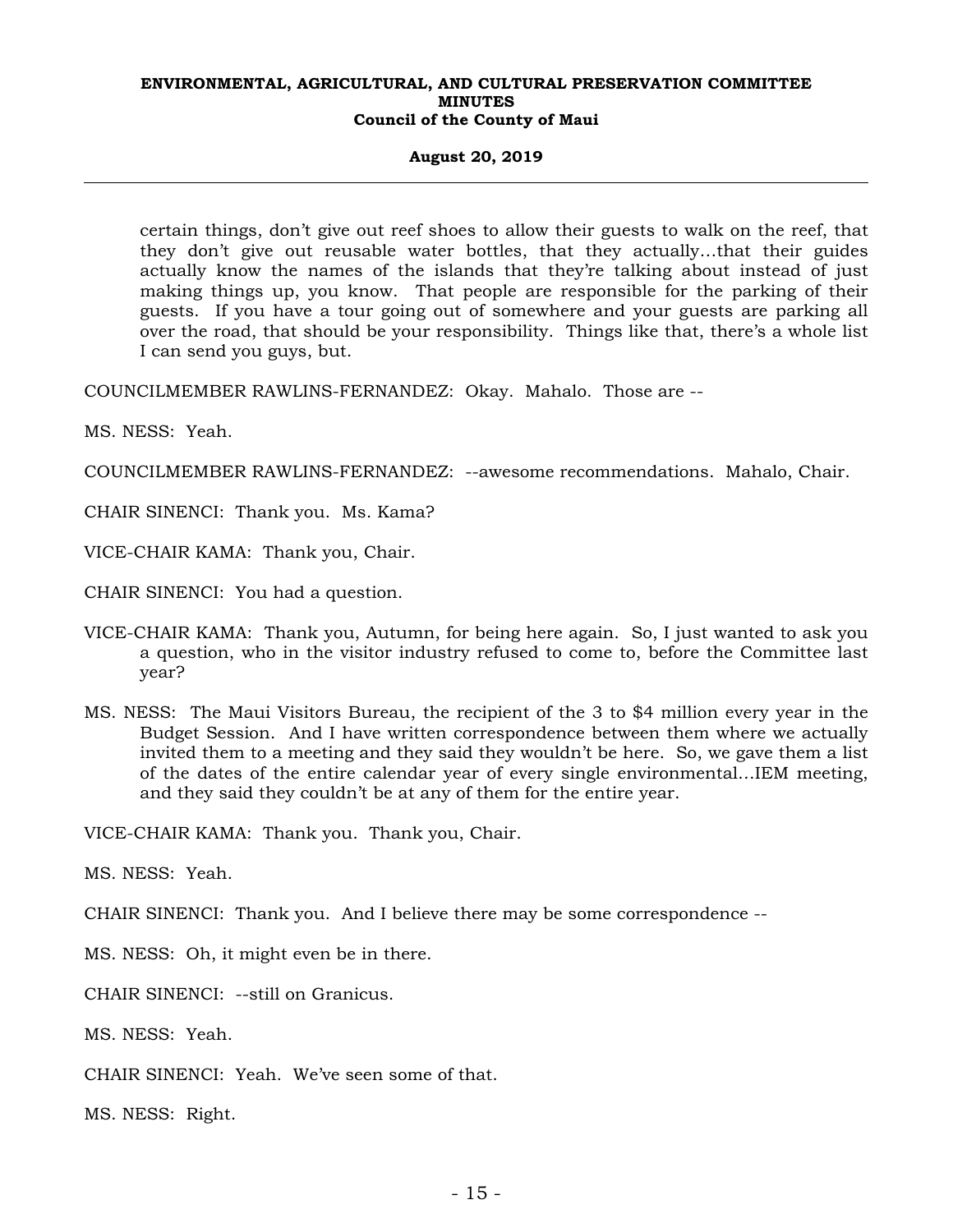certain things, don't give out reef shoes to allow their guests to walk on the reef, that they don't give out reusable water bottles, that they actually…that their guides actually know the names of the islands that they're talking about instead of just making things up, you know. That people are responsible for the parking of their guests. If you have a tour going out of somewhere and your guests are parking all over the road, that should be your responsibility. Things like that, there's a whole list I can send you guys, but.

COUNCILMEMBER RAWLINS-FERNANDEZ: Okay. Mahalo. Those are --

MS. NESS: Yeah.

COUNCILMEMBER RAWLINS-FERNANDEZ: --awesome recommendations. Mahalo, Chair.

CHAIR SINENCI: Thank you. Ms. Kama?

VICE-CHAIR KAMA: Thank you, Chair.

CHAIR SINENCI: You had a question.

VICE-CHAIR KAMA: Thank you, Autumn, for being here again. So, I just wanted to ask you a question, who in the visitor industry refused to come to, before the Committee last year?

MS. NESS: The Maui Visitors Bureau, the recipient of the 3 to $4 million every year in the Budget Session. And I have written correspondence between them where we actually invited them to a meeting and they said they wouldn't be here. So, we gave them a list of the dates of the entire calendar year of every single environmental…IEM meeting, and they said they couldn't be at any of them for the entire year.

VICE-CHAIR KAMA: Thank you. Thank you, Chair.

MS. NESS: Yeah.

CHAIR SINENCI: Thank you. And I believe there may be some correspondence --

MS. NESS: Oh, it might even be in there.

CHAIR SINENCI: --still on Granicus.

MS. NESS: Yeah.

CHAIR SINENCI: Yeah. We've seen some of that.

MS. NESS: Right.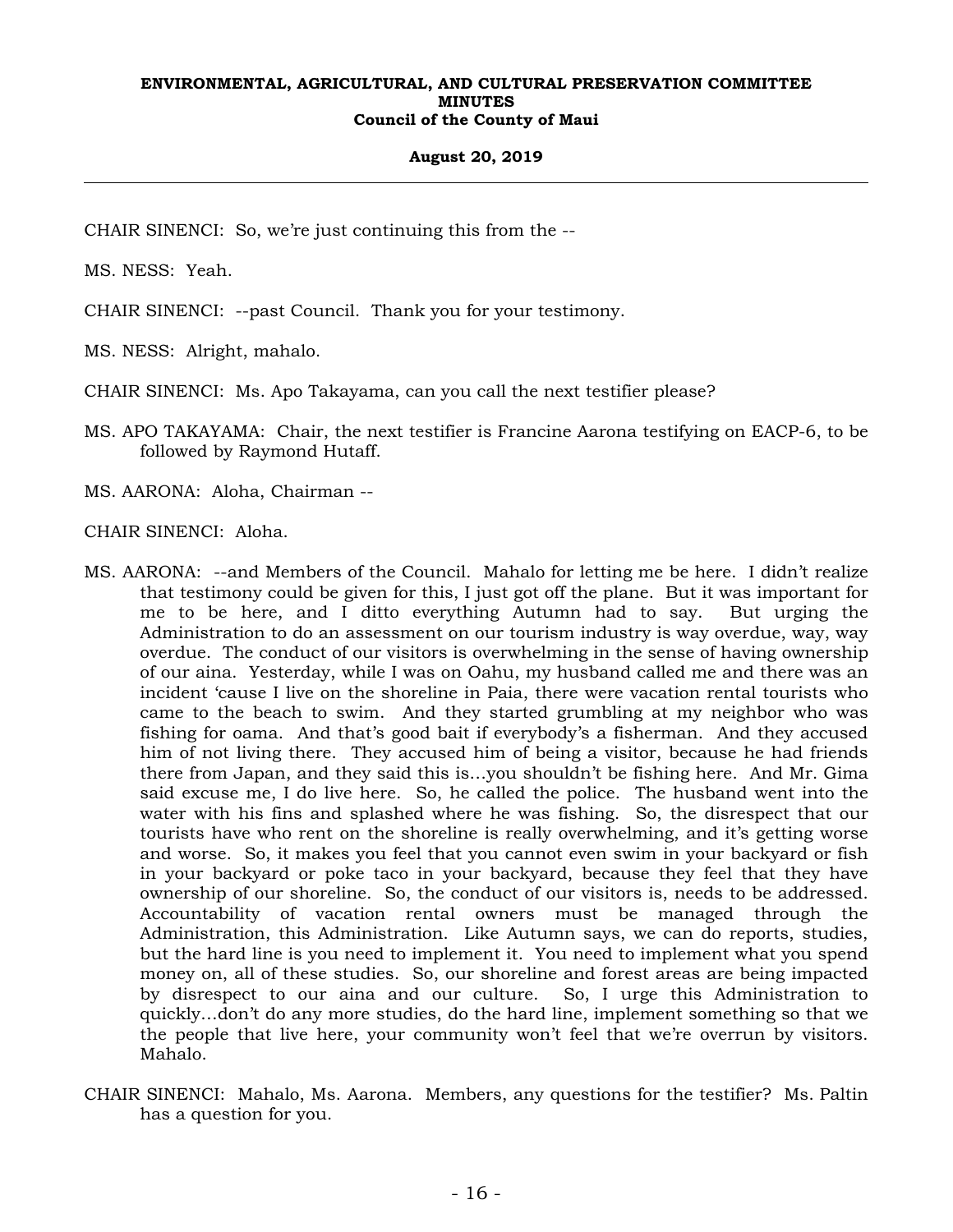CHAIR SINENCI: So, we're just continuing this from the --

MS. NESS: Yeah.

CHAIR SINENCI: --past Council. Thank you for your testimony.

MS. NESS: Alright, mahalo.

CHAIR SINENCI: Ms. Apo Takayama, can you call the next testifier please?

MS. APO TAKAYAMA: Chair, the next testifier is Francine Aarona testifying on EACP-6, to be followed by Raymond Hutaff.

MS. AARONA: Aloha, Chairman --

CHAIR SINENCI: Aloha.

MS. AARONA: --and Members of the Council. Mahalo for letting me be here. I didn't realize that testimony could be given for this, I just got off the plane. But it was important for me to be here, and I ditto everything Autumn had to say. But urging the Administration to do an assessment on our tourism industry is way overdue, way, way overdue. The conduct of our visitors is overwhelming in the sense of having ownership of our aina. Yesterday, while I was on Oahu, my husband called me and there was an incident 'cause I live on the shoreline in Paia, there were vacation rental tourists who came to the beach to swim. And they started grumbling at my neighbor who was fishing for oama. And that's good bait if everybody's a fisherman. And they accused him of not living there. They accused him of being a visitor, because he had friends there from Japan, and they said this is...you shouldn't be fishing here. And Mr. Gima said excuse me, I do live here. So, he called the police. The husband went into the water with his fins and splashed where he was fishing. So, the disrespect that our tourists have who rent on the shoreline is really overwhelming, and it's getting worse and worse. So, it makes you feel that you cannot even swim in your backyard or fish in your backyard or poke taco in your backyard, because they feel that they have ownership of our shoreline. So, the conduct of our visitors is, needs to be addressed. Accountability of vacation rental owners must be managed through the Administration, this Administration. Like Autumn says, we can do reports, studies, but the hard line is you need to implement it. You need to implement what you spend money on, all of these studies. So, our shoreline and forest areas are being impacted by disrespect to our aina and our culture. So, I urge this Administration to quickly...don't do any more studies, do the hard line, implement something so that we the people that live here, your community won't feel that we're overrun by visitors. Mahalo.

CHAIR SINENCI: Mahalo, Ms. Aarona. Members, any questions for the testifier? Ms. Paltin has a question for you.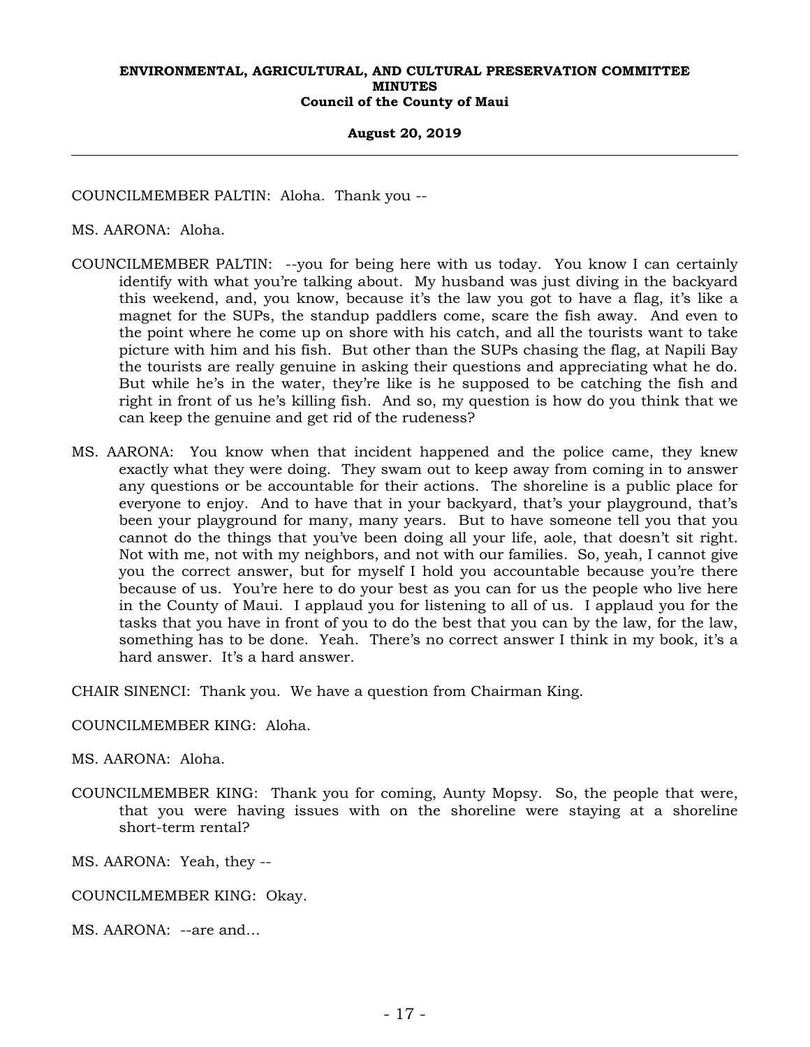COUNCILMEMBER PALTIN: Aloha. Thank you --

MS. AARONA: Aloha.

COUNCILMEMBER PALTIN: --you for being here with us today. You know I can certainly identify with what you're talking about. My husband was just diving in the backyard this weekend, and, you know, because it's the law you got to have a flag, it's like a magnet for the SUPs, the standup paddlers come, scare the fish away. And even to the point where he come up on shore with his catch, and all the tourists want to take picture with him and his fish. But other than the SUPs chasing the flag, at Napili Bay the tourists are really genuine in asking their questions and appreciating what he do. But while he's in the water, they're like is he supposed to be catching the fish and right in front of us he's killing fish. And so, my question is how do you think that we can keep the genuine and get rid of the rudeness?

MS. AARONA: You know when that incident happened and the police came, they knew exactly what they were doing. They swam out to keep away from coming in to answer any questions or be accountable for their actions. The shoreline is a public place for everyone to enjoy. And to have that in your backyard, that's your playground, that's been your playground for many, many years. But to have someone tell you that you cannot do the things that you've been doing all your life, aole, that doesn't sit right. Not with me, not with my neighbors, and not with our families. So, yeah, I cannot give you the correct answer, but for myself I hold you accountable because you're there because of us. You're here to do your best as you can for us the people who live here in the County of Maui. I applaud you for listening to all of us. I applaud you for the tasks that you have in front of you to do the best that you can by the law, for the law, something has to be done. Yeah. There's no correct answer I think in my book, it's a hard answer. It's a hard answer.

CHAIR SINENCI: Thank you. We have a question from Chairman King.

COUNCILMEMBER KING: Aloha.

MS. AARONA: Aloha.

COUNCILMEMBER KING: Thank you for coming, Aunty Mopsy. So, the people that were, that you were having issues with on the shoreline were staying at a shoreline short-term rental?

MS. AARONA: Yeah, they --

COUNCILMEMBER KING: Okay.

MS. AARONA: --are and...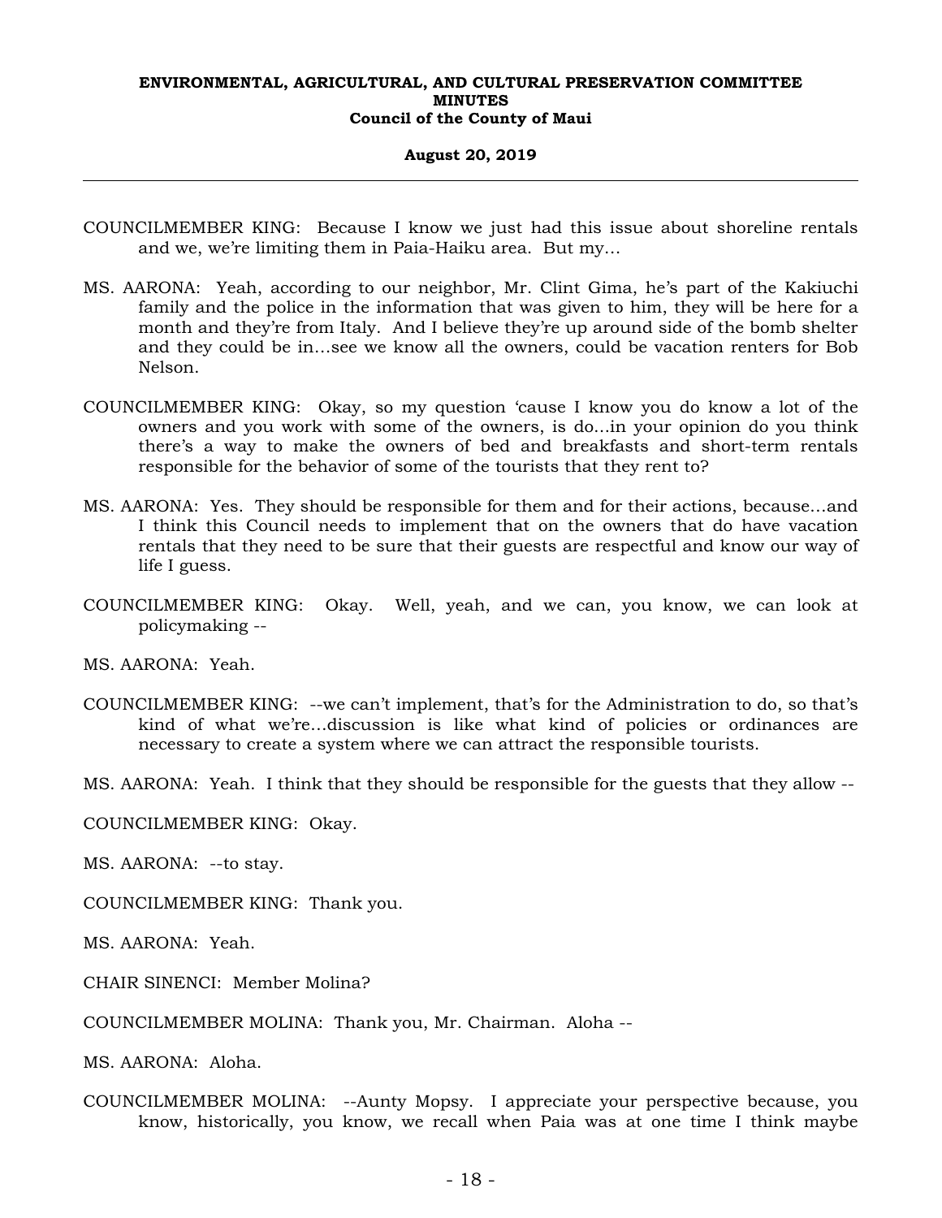COUNCILMEMBER KING: Because I know we just had this issue about shoreline rentals and we, we're limiting them in Paia-Haiku area. But my...

MS. AARONA: Yeah, according to our neighbor, Mr. Clint Gima, he's part of the Kakiuchi family and the police in the information that was given to him, they will be here for a month and they're from Italy. And I believe they're up around side of the bomb shelter and they could be in...see we know all the owners, could be vacation renters for Bob Nelson.

COUNCILMEMBER KING: Okay, so my question 'cause I know you do know a lot of the owners and you work with some of the owners, is do...in your opinion do you think there's a way to make the owners of bed and breakfasts and short-term rentals responsible for the behavior of some of the tourists that they rent to?

MS. AARONA: Yes. They should be responsible for them and for their actions, because...and I think this Council needs to implement that on the owners that do have vacation rentals that they need to be sure that their guests are respectful and know our way of life I guess.

COUNCILMEMBER KING: Okay. Well, yeah, and we can, you know, we can look at policymaking --

MS. AARONA: Yeah.

COUNCILMEMBER KING: --we can't implement, that's for the Administration to do, so that's kind of what we're...discussion is like what kind of policies or ordinances are necessary to create a system where we can attract the responsible tourists.

MS. AARONA: Yeah. I think that they should be responsible for the guests that they allow --

COUNCILMEMBER KING: Okay.

MS. AARONA: --to stay.

COUNCILMEMBER KING: Thank you.

MS. AARONA: Yeah.

CHAIR SINENCI: Member Molina?

COUNCILMEMBER MOLINA: Thank you, Mr. Chairman. Aloha --

MS. AARONA: Aloha.

COUNCILMEMBER MOLINA: --Aunty Mopsy. I appreciate your perspective because, you know, historically, you know, we recall when Paia was at one time I think maybe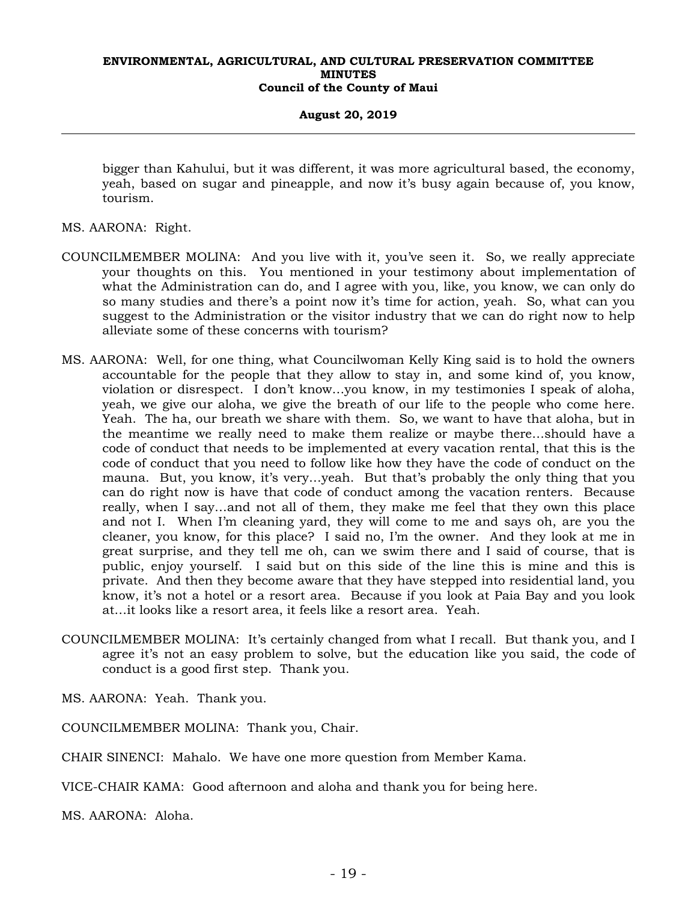bigger than Kahului, but it was different, it was more agricultural based, the economy, yeah, based on sugar and pineapple, and now it's busy again because of, you know, tourism.

MS. AARONA: Right.

COUNCILMEMBER MOLINA: And you live with it, you've seen it. So, we really appreciate your thoughts on this. You mentioned in your testimony about implementation of what the Administration can do, and I agree with you, like, you know, we can only do so many studies and there's a point now it's time for action, yeah. So, what can you suggest to the Administration or the visitor industry that we can do right now to help alleviate some of these concerns with tourism?

MS. AARONA: Well, for one thing, what Councilwoman Kelly King said is to hold the owners accountable for the people that they allow to stay in, and some kind of, you know, violation or disrespect. I don't know...you know, in my testimonies I speak of aloha, yeah, we give our aloha, we give the breath of our life to the people who come here. Yeah. The ha, our breath we share with them. So, we want to have that aloha, but in the meantime we really need to make them realize or maybe there...should have a code of conduct that needs to be implemented at every vacation rental, that this is the code of conduct that you need to follow like how they have the code of conduct on the mauna. But, you know, it's very...yeah. But that's probably the only thing that you can do right now is have that code of conduct among the vacation renters. Because really, when I say...and not all of them, they make me feel that they own this place and not I. When I'm cleaning yard, they will come to me and says oh, are you the cleaner, you know, for this place? I said no, I'm the owner. And they look at me in great surprise, and they tell me oh, can we swim there and I said of course, that is public, enjoy yourself. I said but on this side of the line this is mine and this is private. And then they become aware that they have stepped into residential land, you know, it's not a hotel or a resort area. Because if you look at Paia Bay and you look at...it looks like a resort area, it feels like a resort area. Yeah.

COUNCILMEMBER MOLINA: It's certainly changed from what I recall. But thank you, and I agree it's not an easy problem to solve, but the education like you said, the code of conduct is a good first step. Thank you.

MS. AARONA: Yeah. Thank you.

COUNCILMEMBER MOLINA: Thank you, Chair.

CHAIR SINENCI: Mahalo. We have one more question from Member Kama.

VICE-CHAIR KAMA: Good afternoon and aloha and thank you for being here.

MS. AARONA: Aloha.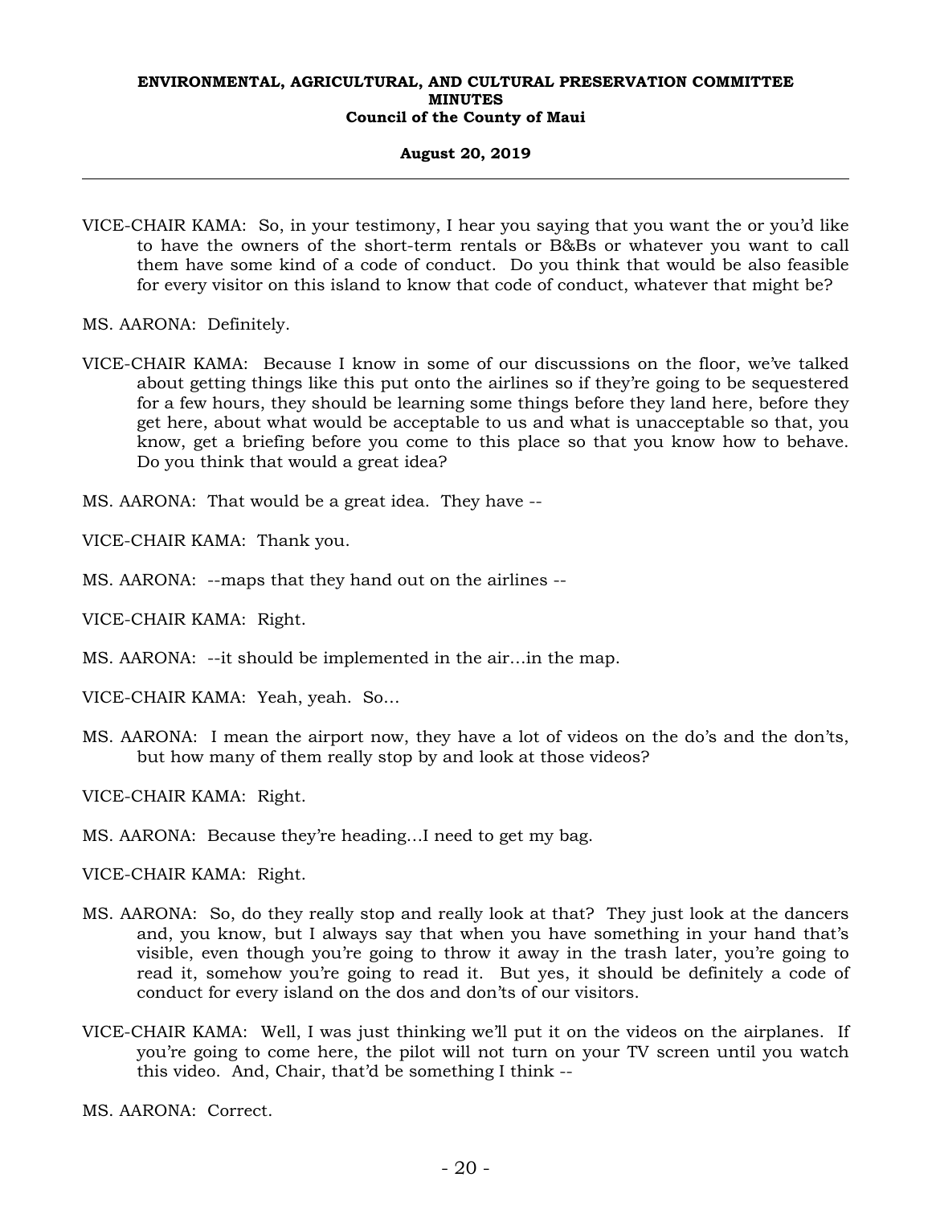VICE-CHAIR KAMA: So, in your testimony, I hear you saying that you want the or you'd like to have the owners of the short-term rentals or B&Bs or whatever you want to call them have some kind of a code of conduct. Do you think that would be also feasible for every visitor on this island to know that code of conduct, whatever that might be?

MS. AARONA: Definitely.

VICE-CHAIR KAMA: Because I know in some of our discussions on the floor, we've talked about getting things like this put onto the airlines so if they're going to be sequestered for a few hours, they should be learning some things before they land here, before they get here, about what would be acceptable to us and what is unacceptable so that, you know, get a briefing before you come to this place so that you know how to behave. Do you think that would a great idea?

MS. AARONA: That would be a great idea. They have --

VICE-CHAIR KAMA: Thank you.

MS. AARONA: --maps that they hand out on the airlines --

VICE-CHAIR KAMA: Right.

MS. AARONA: --it should be implemented in the air…in the map.

VICE-CHAIR KAMA: Yeah, yeah. So…

MS. AARONA: I mean the airport now, they have a lot of videos on the do's and the don'ts, but how many of them really stop by and look at those videos?

VICE-CHAIR KAMA: Right.

MS. AARONA: Because they're heading…I need to get my bag.

VICE-CHAIR KAMA: Right.

MS. AARONA: So, do they really stop and really look at that? They just look at the dancers and, you know, but I always say that when you have something in your hand that's visible, even though you're going to throw it away in the trash later, you're going to read it, somehow you're going to read it. But yes, it should be definitely a code of conduct for every island on the dos and don'ts of our visitors.

VICE-CHAIR KAMA: Well, I was just thinking we'll put it on the videos on the airplanes. If you're going to come here, the pilot will not turn on your TV screen until you watch this video. And, Chair, that'd be something I think --

MS. AARONA: Correct.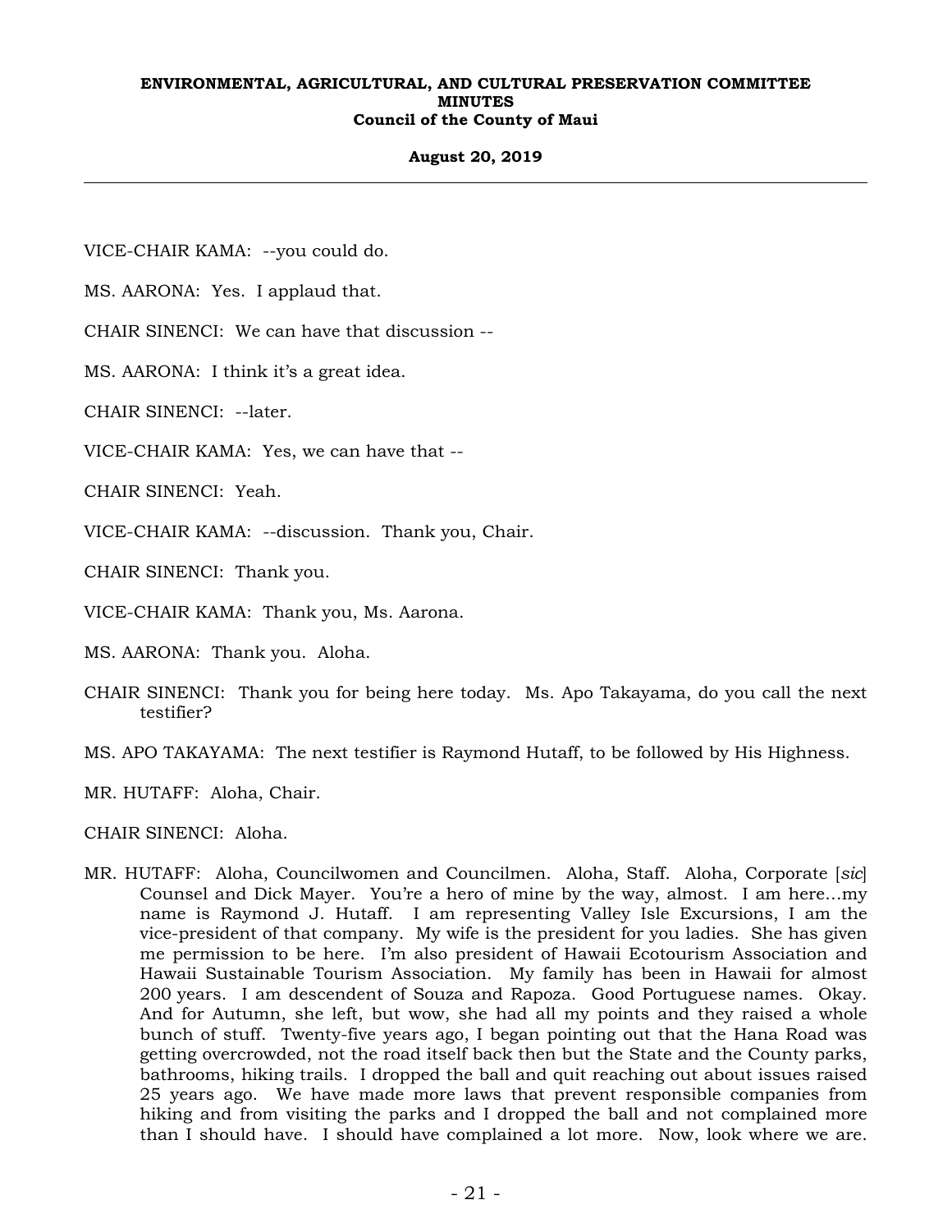VICE-CHAIR KAMA: --you could do.

MS. AARONA: Yes. I applaud that.

CHAIR SINENCI: We can have that discussion --

MS. AARONA: I think it's a great idea.

CHAIR SINENCI: --later.

VICE-CHAIR KAMA: Yes, we can have that --

CHAIR SINENCI: Yeah.

VICE-CHAIR KAMA: --discussion. Thank you, Chair.

CHAIR SINENCI: Thank you.

VICE-CHAIR KAMA: Thank you, Ms. Aarona.

MS. AARONA: Thank you. Aloha.

CHAIR SINENCI: Thank you for being here today. Ms. Apo Takayama, do you call the next testifier?

MS. APO TAKAYAMA: The next testifier is Raymond Hutaff, to be followed by His Highness.

MR. HUTAFF: Aloha, Chair.

CHAIR SINENCI: Aloha.

MR. HUTAFF: Aloha, Councilwomen and Councilmen. Aloha, Staff. Aloha, Corporate [*sic*] Counsel and Dick Mayer. You're a hero of mine by the way, almost. I am here…my name is Raymond J. Hutaff. I am representing Valley Isle Excursions, I am the vice-president of that company. My wife is the president for you ladies. She has given me permission to be here. I'm also president of Hawaii Ecotourism Association and Hawaii Sustainable Tourism Association. My family has been in Hawaii for almost 200 years. I am descendent of Souza and Rapoza. Good Portuguese names. Okay. And for Autumn, she left, but wow, she had all my points and they raised a whole bunch of stuff. Twenty-five years ago, I began pointing out that the Hana Road was getting overcrowded, not the road itself back then but the State and the County parks, bathrooms, hiking trails. I dropped the ball and quit reaching out about issues raised 25 years ago. We have made more laws that prevent responsible companies from hiking and from visiting the parks and I dropped the ball and not complained more than I should have. I should have complained a lot more. Now, look where we are.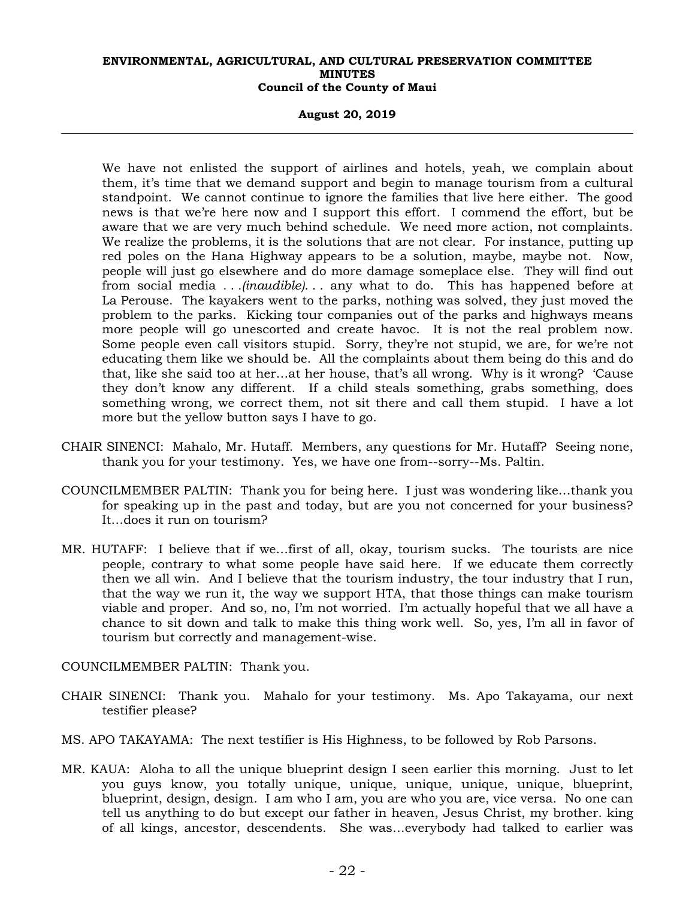We have not enlisted the support of airlines and hotels, yeah, we complain about them, it's time that we demand support and begin to manage tourism from a cultural standpoint. We cannot continue to ignore the families that live here either. The good news is that we're here now and I support this effort. I commend the effort, but be aware that we are very much behind schedule. We need more action, not complaints. We realize the problems, it is the solutions that are not clear. For instance, putting up red poles on the Hana Highway appears to be a solution, maybe, maybe not. Now, people will just go elsewhere and do more damage someplace else. They will find out from social media *. . .(inaudible). . .* any what to do. This has happened before at La Perouse. The kayakers went to the parks, nothing was solved, they just moved the problem to the parks. Kicking tour companies out of the parks and highways means more people will go unescorted and create havoc. It is not the real problem now. Some people even call visitors stupid. Sorry, they're not stupid, we are, for we're not educating them like we should be. All the complaints about them being do this and do that, like she said too at her…at her house, that's all wrong. Why is it wrong? 'Cause they don't know any different. If a child steals something, grabs something, does something wrong, we correct them, not sit there and call them stupid. I have a lot more but the yellow button says I have to go.

CHAIR SINENCI: Mahalo, Mr. Hutaff. Members, any questions for Mr. Hutaff? Seeing none, thank you for your testimony. Yes, we have one from--sorry--Ms. Paltin.

COUNCILMEMBER PALTIN: Thank you for being here. I just was wondering like…thank you for speaking up in the past and today, but are you not concerned for your business? It…does it run on tourism?

MR. HUTAFF: I believe that if we…first of all, okay, tourism sucks. The tourists are nice people, contrary to what some people have said here. If we educate them correctly then we all win. And I believe that the tourism industry, the tour industry that I run, that the way we run it, the way we support HTA, that those things can make tourism viable and proper. And so, no, I'm not worried. I'm actually hopeful that we all have a chance to sit down and talk to make this thing work well. So, yes, I'm all in favor of tourism but correctly and management-wise.

COUNCILMEMBER PALTIN: Thank you.

CHAIR SINENCI: Thank you. Mahalo for your testimony. Ms. Apo Takayama, our next testifier please?

MS. APO TAKAYAMA: The next testifier is His Highness, to be followed by Rob Parsons.

MR. KAUA: Aloha to all the unique blueprint design I seen earlier this morning. Just to let you guys know, you totally unique, unique, unique, unique, unique, blueprint, blueprint, design, design. I am who I am, you are who you are, vice versa. No one can tell us anything to do but except our father in heaven, Jesus Christ, my brother. king of all kings, ancestor, descendents. She was…everybody had talked to earlier was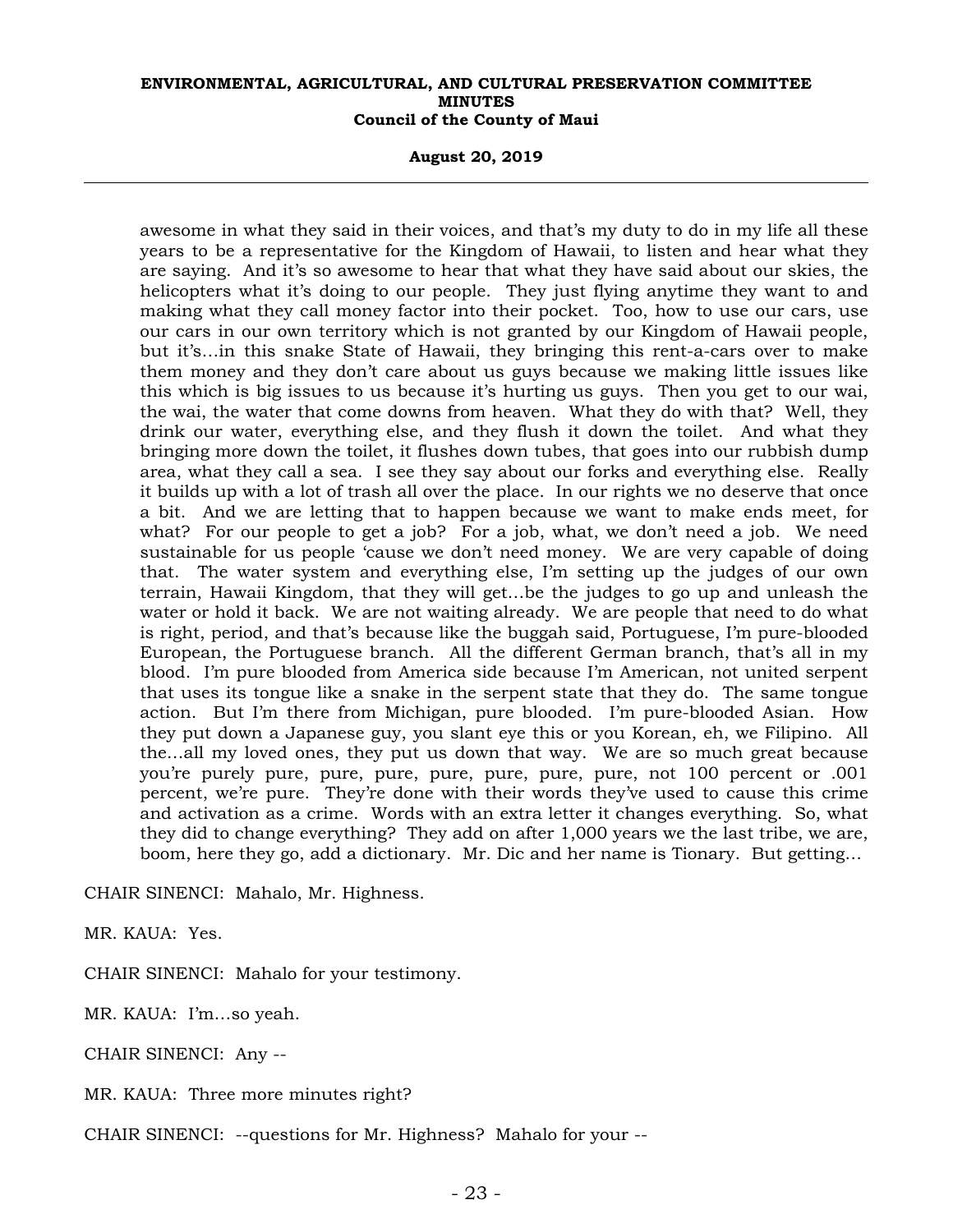awesome in what they said in their voices, and that's my duty to do in my life all these years to be a representative for the Kingdom of Hawaii, to listen and hear what they are saying. And it's so awesome to hear that what they have said about our skies, the helicopters what it's doing to our people. They just flying anytime they want to and making what they call money factor into their pocket. Too, how to use our cars, use our cars in our own territory which is not granted by our Kingdom of Hawaii people, but it's...in this snake State of Hawaii, they bringing this rent-a-cars over to make them money and they don't care about us guys because we making little issues like this which is big issues to us because it's hurting us guys. Then you get to our wai, the wai, the water that come downs from heaven. What they do with that? Well, they drink our water, everything else, and they flush it down the toilet. And what they bringing more down the toilet, it flushes down tubes, that goes into our rubbish dump area, what they call a sea. I see they say about our forks and everything else. Really it builds up with a lot of trash all over the place. In our rights we no deserve that once a bit. And we are letting that to happen because we want to make ends meet, for what? For our people to get a job? For a job, what, we don't need a job. We need sustainable for us people 'cause we don't need money. We are very capable of doing that. The water system and everything else, I'm setting up the judges of our own terrain, Hawaii Kingdom, that they will get...be the judges to go up and unleash the water or hold it back. We are not waiting already. We are people that need to do what is right, period, and that's because like the buggah said, Portuguese, I'm pure-blooded European, the Portuguese branch. All the different German branch, that's all in my blood. I'm pure blooded from America side because I'm American, not united serpent that uses its tongue like a snake in the serpent state that they do. The same tongue action. But I'm there from Michigan, pure blooded. I'm pure-blooded Asian. How they put down a Japanese guy, you slant eye this or you Korean, eh, we Filipino. All the...all my loved ones, they put us down that way. We are so much great because you're purely pure, pure, pure, pure, pure, pure, pure, not 100 percent or .001 percent, we're pure. They're done with their words they've used to cause this crime and activation as a crime. Words with an extra letter it changes everything. So, what they did to change everything? They add on after 1,000 years we the last tribe, we are, boom, here they go, add a dictionary. Mr. Dic and her name is Tionary. But getting...

CHAIR SINENCI: Mahalo, Mr. Highness.

MR. KAUA: Yes.

CHAIR SINENCI: Mahalo for your testimony.

MR. KAUA: I'm...so yeah.

CHAIR SINENCI: Any --

MR. KAUA: Three more minutes right?

CHAIR SINENCI: --questions for Mr. Highness? Mahalo for your --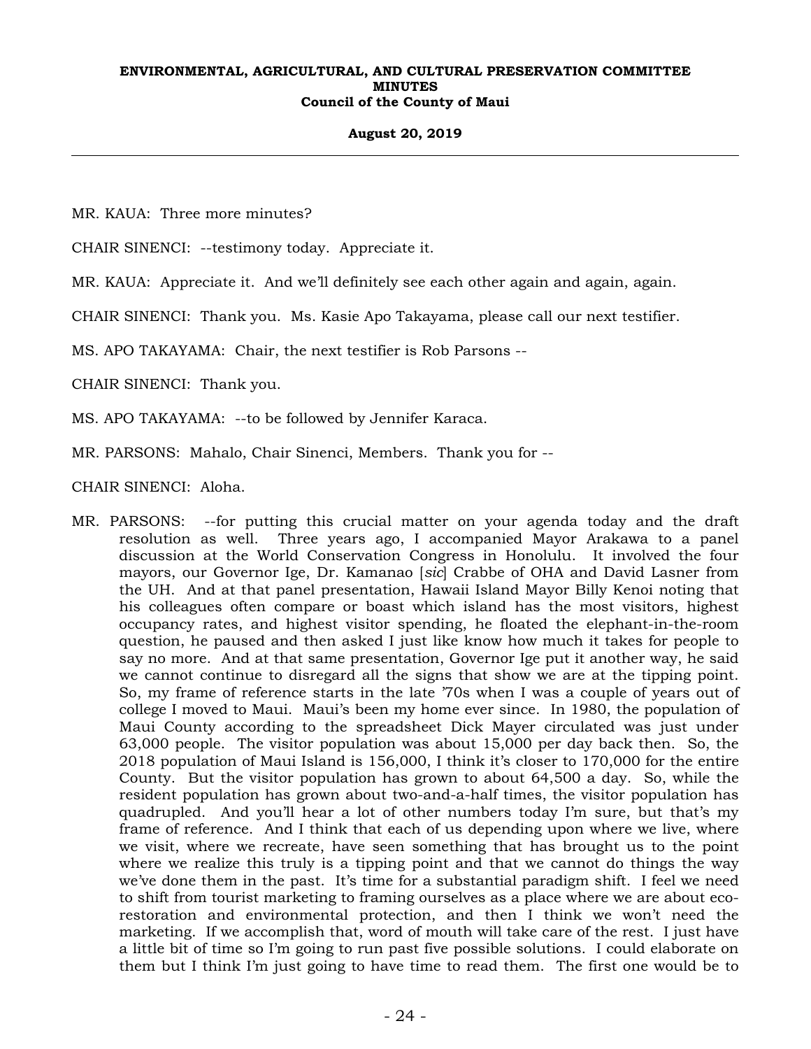MR. KAUA: Three more minutes?

CHAIR SINENCI: --testimony today. Appreciate it.

MR. KAUA: Appreciate it. And we'll definitely see each other again and again, again.

CHAIR SINENCI: Thank you. Ms. Kasie Apo Takayama, please call our next testifier.

MS. APO TAKAYAMA: Chair, the next testifier is Rob Parsons --

CHAIR SINENCI: Thank you.

MS. APO TAKAYAMA: --to be followed by Jennifer Karaca.

MR. PARSONS: Mahalo, Chair Sinenci, Members. Thank you for --

CHAIR SINENCI: Aloha.

MR. PARSONS: --for putting this crucial matter on your agenda today and the draft resolution as well. Three years ago, I accompanied Mayor Arakawa to a panel discussion at the World Conservation Congress in Honolulu. It involved the four mayors, our Governor Ige, Dr. Kamanao [*sic*] Crabbe of OHA and David Lasner from the UH. And at that panel presentation, Hawaii Island Mayor Billy Kenoi noting that his colleagues often compare or boast which island has the most visitors, highest occupancy rates, and highest visitor spending, he floated the elephant-in-the-room question, he paused and then asked I just like know how much it takes for people to say no more. And at that same presentation, Governor Ige put it another way, he said we cannot continue to disregard all the signs that show we are at the tipping point. So, my frame of reference starts in the late '70s when I was a couple of years out of college I moved to Maui. Maui's been my home ever since. In 1980, the population of Maui County according to the spreadsheet Dick Mayer circulated was just under 63,000 people. The visitor population was about 15,000 per day back then. So, the 2018 population of Maui Island is 156,000, I think it's closer to 170,000 for the entire County. But the visitor population has grown to about 64,500 a day. So, while the resident population has grown about two-and-a-half times, the visitor population has quadrupled. And you'll hear a lot of other numbers today I'm sure, but that's my frame of reference. And I think that each of us depending upon where we live, where we visit, where we recreate, have seen something that has brought us to the point where we realize this truly is a tipping point and that we cannot do things the way we've done them in the past. It's time for a substantial paradigm shift. I feel we need to shift from tourist marketing to framing ourselves as a place where we are about eco-restoration and environmental protection, and then I think we won't need the marketing. If we accomplish that, word of mouth will take care of the rest. I just have a little bit of time so I'm going to run past five possible solutions. I could elaborate on them but I think I'm just going to have time to read them. The first one would be to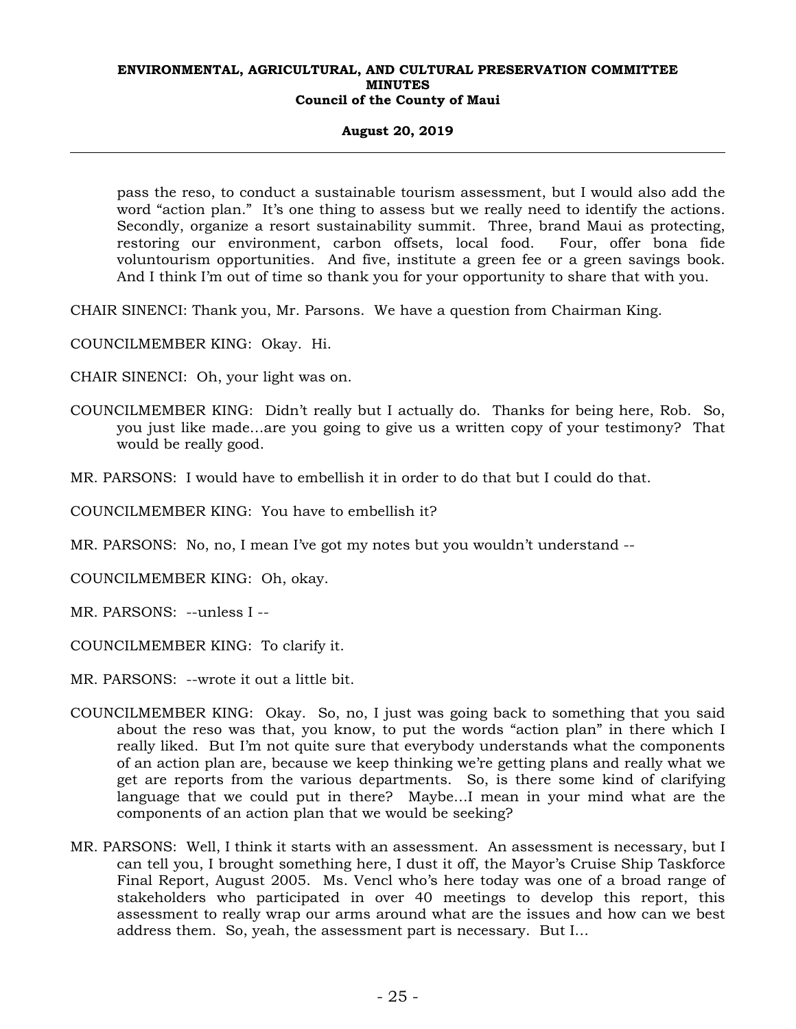pass the reso, to conduct a sustainable tourism assessment, but I would also add the word "action plan." It's one thing to assess but we really need to identify the actions. Secondly, organize a resort sustainability summit. Three, brand Maui as protecting, restoring our environment, carbon offsets, local food. Four, offer bona fide voluntourism opportunities. And five, institute a green fee or a green savings book. And I think I'm out of time so thank you for your opportunity to share that with you.

CHAIR SINENCI: Thank you, Mr. Parsons. We have a question from Chairman King.

COUNCILMEMBER KING: Okay. Hi.

CHAIR SINENCI: Oh, your light was on.

COUNCILMEMBER KING: Didn't really but I actually do. Thanks for being here, Rob. So, you just like made...are you going to give us a written copy of your testimony? That would be really good.

MR. PARSONS: I would have to embellish it in order to do that but I could do that.

COUNCILMEMBER KING: You have to embellish it?

MR. PARSONS: No, no, I mean I've got my notes but you wouldn't understand --

COUNCILMEMBER KING: Oh, okay.

MR. PARSONS: --unless I --

COUNCILMEMBER KING: To clarify it.

MR. PARSONS: --wrote it out a little bit.

COUNCILMEMBER KING: Okay. So, no, I just was going back to something that you said about the reso was that, you know, to put the words "action plan" in there which I really liked. But I'm not quite sure that everybody understands what the components of an action plan are, because we keep thinking we're getting plans and really what we get are reports from the various departments. So, is there some kind of clarifying language that we could put in there? Maybe...I mean in your mind what are the components of an action plan that we would be seeking?

MR. PARSONS: Well, I think it starts with an assessment. An assessment is necessary, but I can tell you, I brought something here, I dust it off, the Mayor's Cruise Ship Taskforce Final Report, August 2005. Ms. Vencl who's here today was one of a broad range of stakeholders who participated in over 40 meetings to develop this report, this assessment to really wrap our arms around what are the issues and how can we best address them. So, yeah, the assessment part is necessary. But I...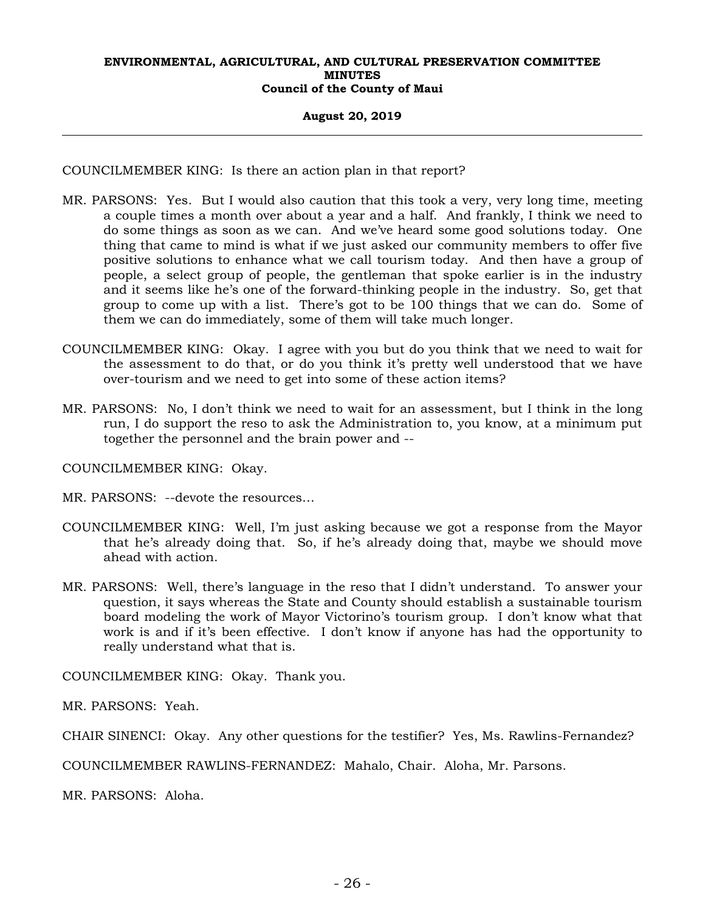COUNCILMEMBER KING: Is there an action plan in that report?

MR. PARSONS: Yes. But I would also caution that this took a very, very long time, meeting a couple times a month over about a year and a half. And frankly, I think we need to do some things as soon as we can. And we've heard some good solutions today. One thing that came to mind is what if we just asked our community members to offer five positive solutions to enhance what we call tourism today. And then have a group of people, a select group of people, the gentleman that spoke earlier is in the industry and it seems like he's one of the forward-thinking people in the industry. So, get that group to come up with a list. There's got to be 100 things that we can do. Some of them we can do immediately, some of them will take much longer.

COUNCILMEMBER KING: Okay. I agree with you but do you think that we need to wait for the assessment to do that, or do you think it's pretty well understood that we have over-tourism and we need to get into some of these action items?

MR. PARSONS: No, I don't think we need to wait for an assessment, but I think in the long run, I do support the reso to ask the Administration to, you know, at a minimum put together the personnel and the brain power and --

COUNCILMEMBER KING: Okay.

MR. PARSONS: --devote the resources...

COUNCILMEMBER KING: Well, I'm just asking because we got a response from the Mayor that he's already doing that. So, if he's already doing that, maybe we should move ahead with action.

MR. PARSONS: Well, there's language in the reso that I didn't understand. To answer your question, it says whereas the State and County should establish a sustainable tourism board modeling the work of Mayor Victorino's tourism group. I don't know what that work is and if it's been effective. I don't know if anyone has had the opportunity to really understand what that is.

COUNCILMEMBER KING: Okay. Thank you.

MR. PARSONS: Yeah.

CHAIR SINENCI: Okay. Any other questions for the testifier? Yes, Ms. Rawlins-Fernandez?

COUNCILMEMBER RAWLINS-FERNANDEZ: Mahalo, Chair. Aloha, Mr. Parsons.

MR. PARSONS: Aloha.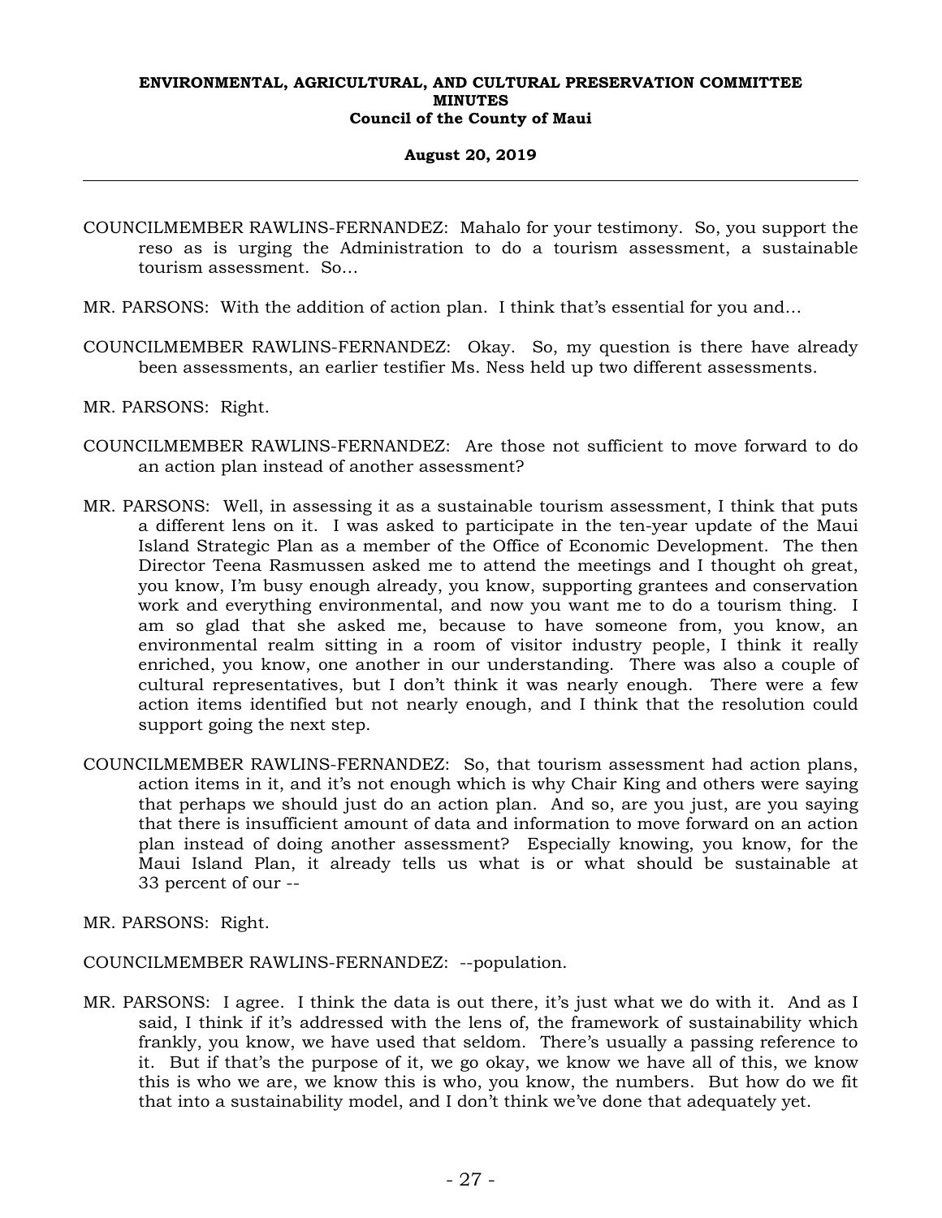COUNCILMEMBER RAWLINS-FERNANDEZ: Mahalo for your testimony. So, you support the reso as is urging the Administration to do a tourism assessment, a sustainable tourism assessment. So...

MR. PARSONS: With the addition of action plan. I think that's essential for you and...

COUNCILMEMBER RAWLINS-FERNANDEZ: Okay. So, my question is there have already been assessments, an earlier testifier Ms. Ness held up two different assessments.

MR. PARSONS: Right.

COUNCILMEMBER RAWLINS-FERNANDEZ: Are those not sufficient to move forward to do an action plan instead of another assessment?

MR. PARSONS: Well, in assessing it as a sustainable tourism assessment, I think that puts a different lens on it. I was asked to participate in the ten-year update of the Maui Island Strategic Plan as a member of the Office of Economic Development. The then Director Teena Rasmussen asked me to attend the meetings and I thought oh great, you know, I'm busy enough already, you know, supporting grantees and conservation work and everything environmental, and now you want me to do a tourism thing. I am so glad that she asked me, because to have someone from, you know, an environmental realm sitting in a room of visitor industry people, I think it really enriched, you know, one another in our understanding. There was also a couple of cultural representatives, but I don't think it was nearly enough. There were a few action items identified but not nearly enough, and I think that the resolution could support going the next step.

COUNCILMEMBER RAWLINS-FERNANDEZ: So, that tourism assessment had action plans, action items in it, and it's not enough which is why Chair King and others were saying that perhaps we should just do an action plan. And so, are you just, are you saying that there is insufficient amount of data and information to move forward on an action plan instead of doing another assessment? Especially knowing, you know, for the Maui Island Plan, it already tells us what is or what should be sustainable at 33 percent of our --

MR. PARSONS: Right.

COUNCILMEMBER RAWLINS-FERNANDEZ: --population.

MR. PARSONS: I agree. I think the data is out there, it's just what we do with it. And as I said, I think if it's addressed with the lens of, the framework of sustainability which frankly, you know, we have used that seldom. There's usually a passing reference to it. But if that's the purpose of it, we go okay, we know we have all of this, we know this is who we are, we know this is who, you know, the numbers. But how do we fit that into a sustainability model, and I don't think we've done that adequately yet.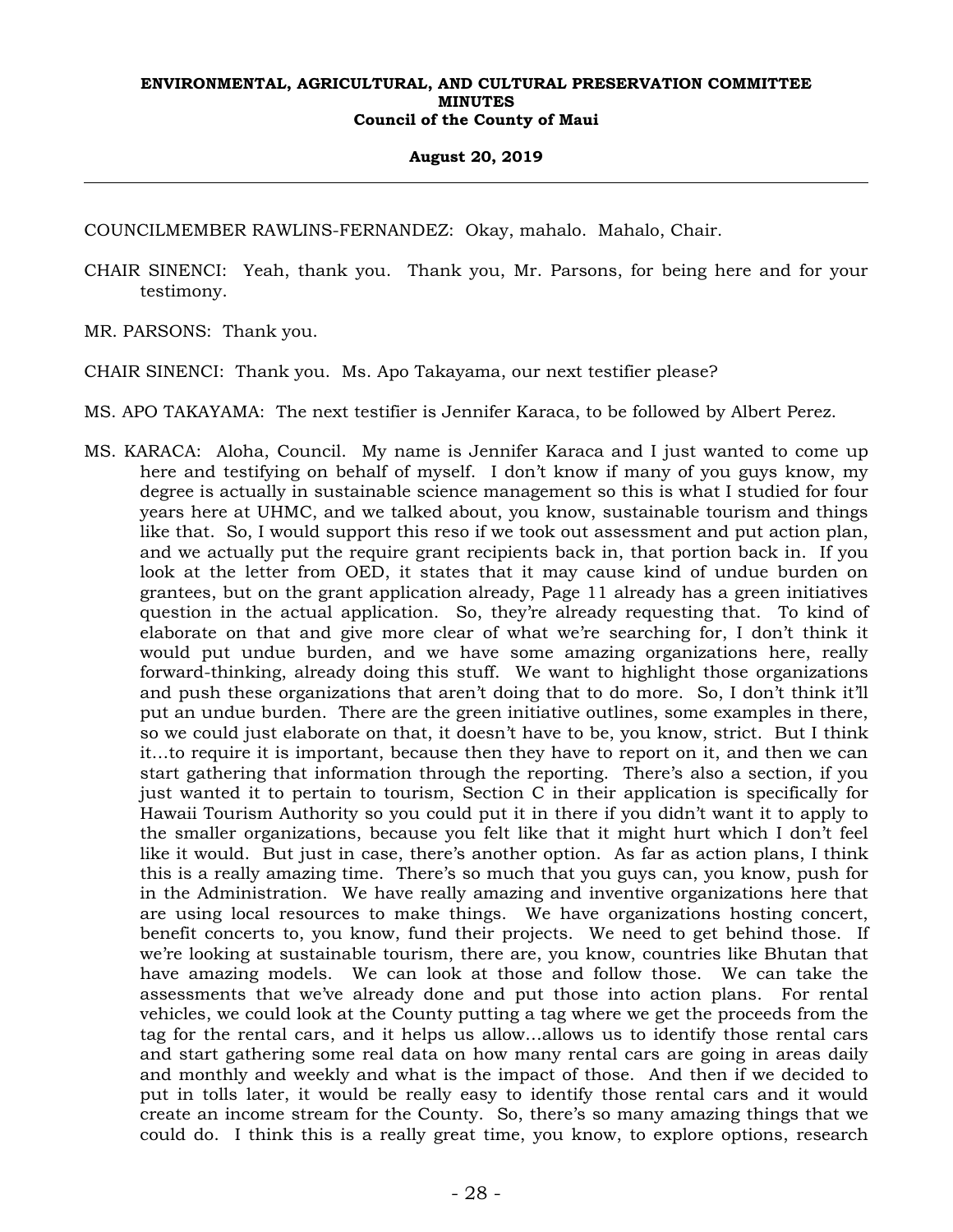COUNCILMEMBER RAWLINS-FERNANDEZ: Okay, mahalo. Mahalo, Chair.

CHAIR SINENCI: Yeah, thank you. Thank you, Mr. Parsons, for being here and for your testimony.

MR. PARSONS: Thank you.

CHAIR SINENCI: Thank you. Ms. Apo Takayama, our next testifier please?

MS. APO TAKAYAMA: The next testifier is Jennifer Karaca, to be followed by Albert Perez.

MS. KARACA: Aloha, Council. My name is Jennifer Karaca and I just wanted to come up here and testifying on behalf of myself. I don't know if many of you guys know, my degree is actually in sustainable science management so this is what I studied for four years here at UHMC, and we talked about, you know, sustainable tourism and things like that. So, I would support this reso if we took out assessment and put action plan, and we actually put the require grant recipients back in, that portion back in. If you look at the letter from OED, it states that it may cause kind of undue burden on grantees, but on the grant application already, Page 11 already has a green initiatives question in the actual application. So, they're already requesting that. To kind of elaborate on that and give more clear of what we're searching for, I don't think it would put undue burden, and we have some amazing organizations here, really forward-thinking, already doing this stuff. We want to highlight those organizations and push these organizations that aren't doing that to do more. So, I don't think it'll put an undue burden. There are the green initiative outlines, some examples in there, so we could just elaborate on that, it doesn't have to be, you know, strict. But I think it...to require it is important, because then they have to report on it, and then we can start gathering that information through the reporting. There's also a section, if you just wanted it to pertain to tourism, Section C in their application is specifically for Hawaii Tourism Authority so you could put it in there if you didn't want it to apply to the smaller organizations, because you felt like that it might hurt which I don't feel like it would. But just in case, there's another option. As far as action plans, I think this is a really amazing time. There's so much that you guys can, you know, push for in the Administration. We have really amazing and inventive organizations here that are using local resources to make things. We have organizations hosting concert, benefit concerts to, you know, fund their projects. We need to get behind those. If we're looking at sustainable tourism, there are, you know, countries like Bhutan that have amazing models. We can look at those and follow those. We can take the assessments that we've already done and put those into action plans. For rental vehicles, we could look at the County putting a tag where we get the proceeds from the tag for the rental cars, and it helps us allow...allows us to identify those rental cars and start gathering some real data on how many rental cars are going in areas daily and monthly and weekly and what is the impact of those. And then if we decided to put in tolls later, it would be really easy to identify those rental cars and it would create an income stream for the County. So, there's so many amazing things that we could do. I think this is a really great time, you know, to explore options, research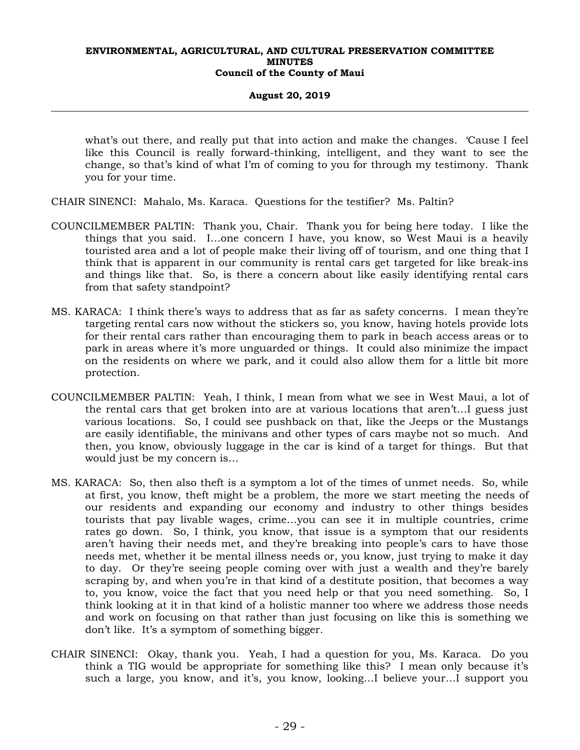what's out there, and really put that into action and make the changes. 'Cause I feel like this Council is really forward-thinking, intelligent, and they want to see the change, so that's kind of what I'm of coming to you for through my testimony. Thank you for your time.

CHAIR SINENCI: Mahalo, Ms. Karaca. Questions for the testifier? Ms. Paltin?

COUNCILMEMBER PALTIN: Thank you, Chair. Thank you for being here today. I like the things that you said. I...one concern I have, you know, so West Maui is a heavily touristed area and a lot of people make their living off of tourism, and one thing that I think that is apparent in our community is rental cars get targeted for like break-ins and things like that. So, is there a concern about like easily identifying rental cars from that safety standpoint?

MS. KARACA: I think there's ways to address that as far as safety concerns. I mean they're targeting rental cars now without the stickers so, you know, having hotels provide lots for their rental cars rather than encouraging them to park in beach access areas or to park in areas where it's more unguarded or things. It could also minimize the impact on the residents on where we park, and it could also allow them for a little bit more protection.

COUNCILMEMBER PALTIN: Yeah, I think, I mean from what we see in West Maui, a lot of the rental cars that get broken into are at various locations that aren't...I guess just various locations. So, I could see pushback on that, like the Jeeps or the Mustangs are easily identifiable, the minivans and other types of cars maybe not so much. And then, you know, obviously luggage in the car is kind of a target for things. But that would just be my concern is...

MS. KARACA: So, then also theft is a symptom a lot of the times of unmet needs. So, while at first, you know, theft might be a problem, the more we start meeting the needs of our residents and expanding our economy and industry to other things besides tourists that pay livable wages, crime...you can see it in multiple countries, crime rates go down. So, I think, you know, that issue is a symptom that our residents aren't having their needs met, and they're breaking into people's cars to have those needs met, whether it be mental illness needs or, you know, just trying to make it day to day. Or they're seeing people coming over with just a wealth and they're barely scraping by, and when you're in that kind of a destitute position, that becomes a way to, you know, voice the fact that you need help or that you need something. So, I think looking at it in that kind of a holistic manner too where we address those needs and work on focusing on that rather than just focusing on like this is something we don't like. It's a symptom of something bigger.

CHAIR SINENCI: Okay, thank you. Yeah, I had a question for you, Ms. Karaca. Do you think a TIG would be appropriate for something like this? I mean only because it's such a large, you know, and it's, you know, looking...I believe your...I support you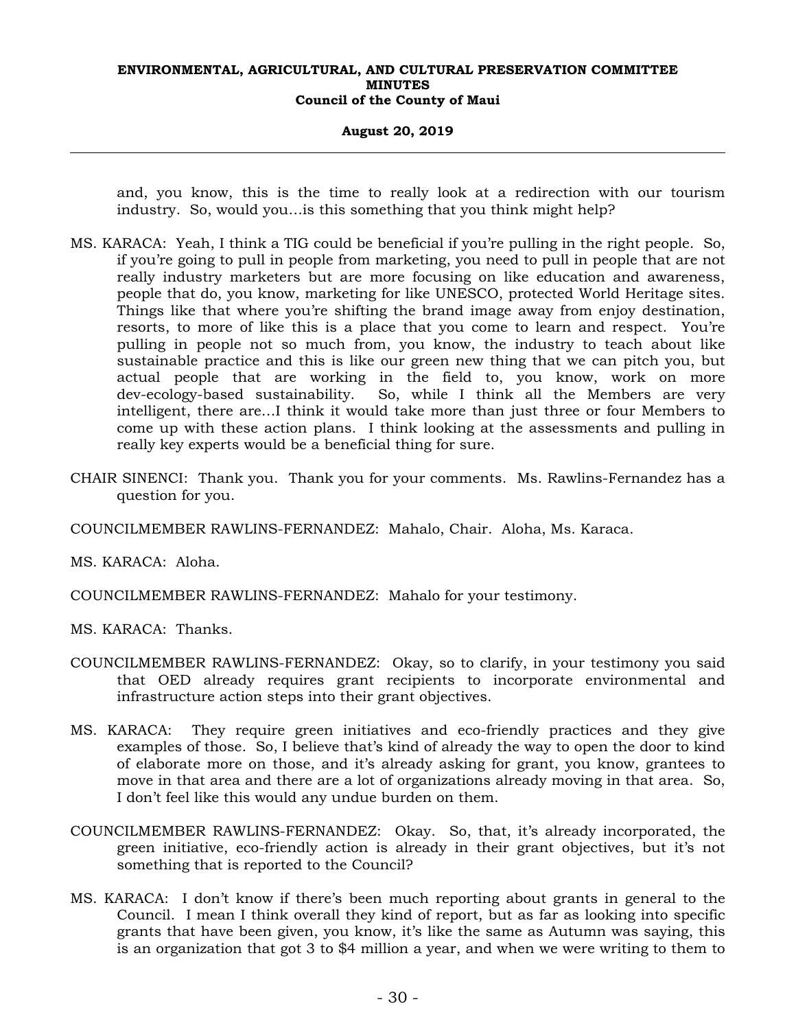and, you know, this is the time to really look at a redirection with our tourism industry. So, would you...is this something that you think might help?

MS. KARACA: Yeah, I think a TIG could be beneficial if you're pulling in the right people. So, if you're going to pull in people from marketing, you need to pull in people that are not really industry marketers but are more focusing on like education and awareness, people that do, you know, marketing for like UNESCO, protected World Heritage sites. Things like that where you're shifting the brand image away from enjoy destination, resorts, to more of like this is a place that you come to learn and respect. You're pulling in people not so much from, you know, the industry to teach about like sustainable practice and this is like our green new thing that we can pitch you, but actual people that are working in the field to, you know, work on more dev-ecology-based sustainability. So, while I think all the Members are very intelligent, there are...I think it would take more than just three or four Members to come up with these action plans. I think looking at the assessments and pulling in really key experts would be a beneficial thing for sure.

CHAIR SINENCI: Thank you. Thank you for your comments. Ms. Rawlins-Fernandez has a question for you.

COUNCILMEMBER RAWLINS-FERNANDEZ: Mahalo, Chair. Aloha, Ms. Karaca.

MS. KARACA: Aloha.

COUNCILMEMBER RAWLINS-FERNANDEZ: Mahalo for your testimony.

MS. KARACA: Thanks.

COUNCILMEMBER RAWLINS-FERNANDEZ: Okay, so to clarify, in your testimony you said that OED already requires grant recipients to incorporate environmental and infrastructure action steps into their grant objectives.

MS. KARACA: They require green initiatives and eco-friendly practices and they give examples of those. So, I believe that's kind of already the way to open the door to kind of elaborate more on those, and it's already asking for grant, you know, grantees to move in that area and there are a lot of organizations already moving in that area. So, I don't feel like this would any undue burden on them.

COUNCILMEMBER RAWLINS-FERNANDEZ: Okay. So, that, it's already incorporated, the green initiative, eco-friendly action is already in their grant objectives, but it's not something that is reported to the Council?

MS. KARACA: I don't know if there's been much reporting about grants in general to the Council. I mean I think overall they kind of report, but as far as looking into specific grants that have been given, you know, it's like the same as Autumn was saying, this is an organization that got 3 to $4 million a year, and when we were writing to them to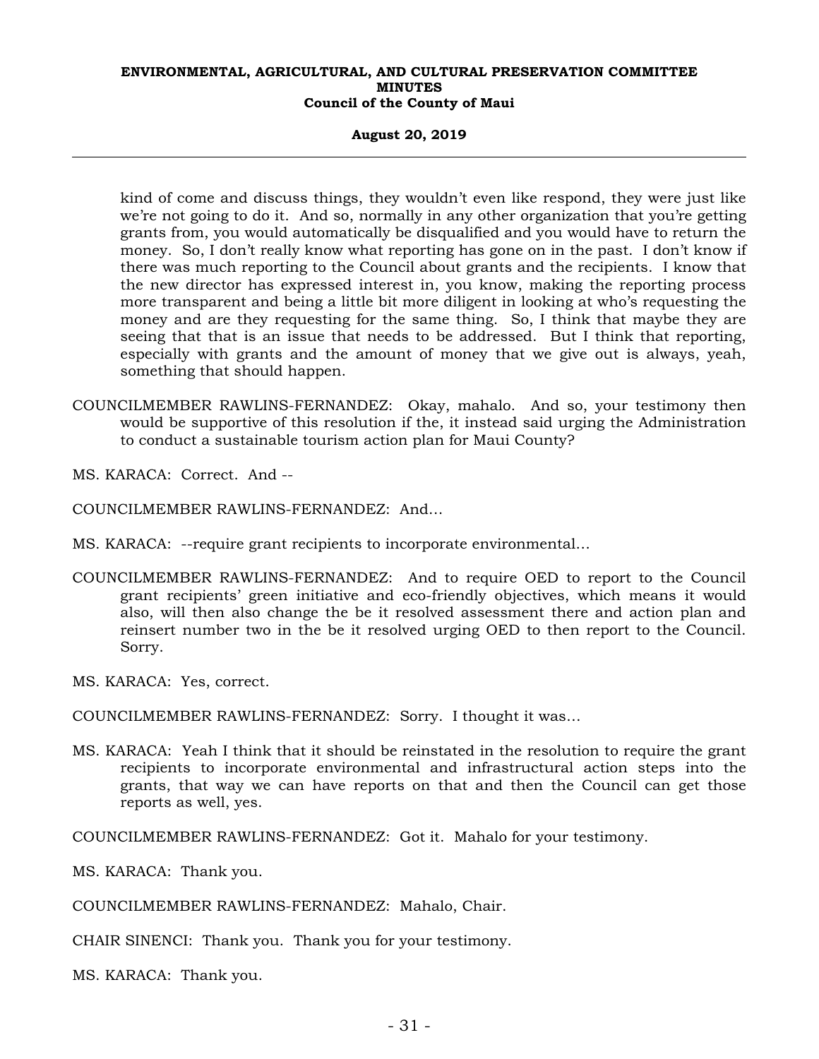kind of come and discuss things, they wouldn't even like respond, they were just like we're not going to do it. And so, normally in any other organization that you're getting grants from, you would automatically be disqualified and you would have to return the money. So, I don't really know what reporting has gone on in the past. I don't know if there was much reporting to the Council about grants and the recipients. I know that the new director has expressed interest in, you know, making the reporting process more transparent and being a little bit more diligent in looking at who's requesting the money and are they requesting for the same thing. So, I think that maybe they are seeing that that is an issue that needs to be addressed. But I think that reporting, especially with grants and the amount of money that we give out is always, yeah, something that should happen.

COUNCILMEMBER RAWLINS-FERNANDEZ: Okay, mahalo. And so, your testimony then would be supportive of this resolution if the, it instead said urging the Administration to conduct a sustainable tourism action plan for Maui County?

MS. KARACA: Correct. And --

COUNCILMEMBER RAWLINS-FERNANDEZ: And…

MS. KARACA: --require grant recipients to incorporate environmental…

COUNCILMEMBER RAWLINS-FERNANDEZ: And to require OED to report to the Council grant recipients' green initiative and eco-friendly objectives, which means it would also, will then also change the be it resolved assessment there and action plan and reinsert number two in the be it resolved urging OED to then report to the Council. Sorry.

MS. KARACA: Yes, correct.

COUNCILMEMBER RAWLINS-FERNANDEZ: Sorry. I thought it was…

MS. KARACA: Yeah I think that it should be reinstated in the resolution to require the grant recipients to incorporate environmental and infrastructural action steps into the grants, that way we can have reports on that and then the Council can get those reports as well, yes.

COUNCILMEMBER RAWLINS-FERNANDEZ: Got it. Mahalo for your testimony.

MS. KARACA: Thank you.

COUNCILMEMBER RAWLINS-FERNANDEZ: Mahalo, Chair.

CHAIR SINENCI: Thank you. Thank you for your testimony.

MS. KARACA: Thank you.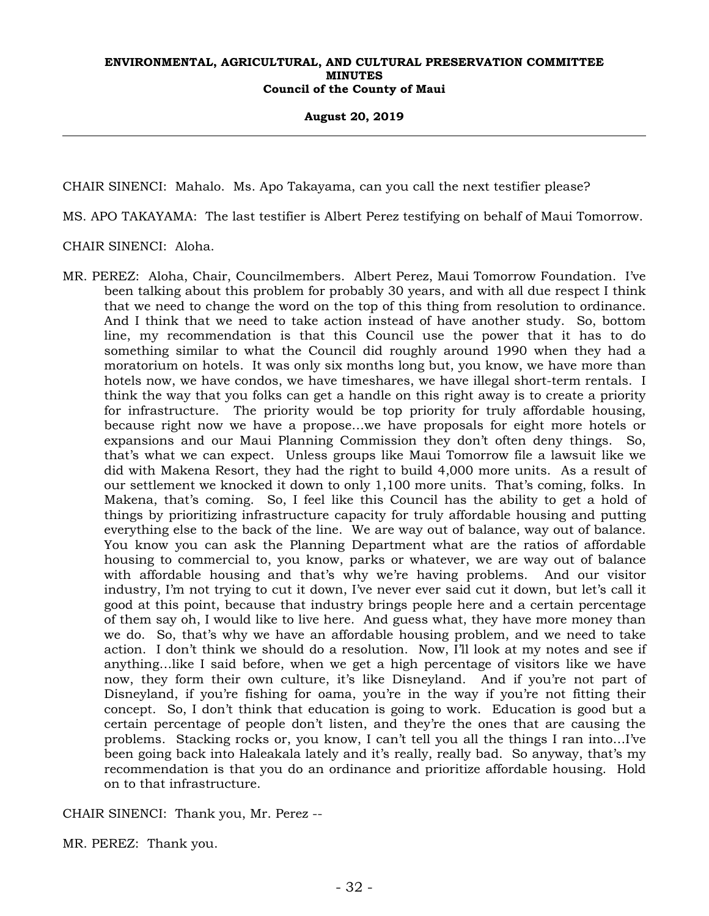CHAIR SINENCI: Mahalo. Ms. Apo Takayama, can you call the next testifier please?

MS. APO TAKAYAMA: The last testifier is Albert Perez testifying on behalf of Maui Tomorrow.

CHAIR SINENCI: Aloha.

MR. PEREZ: Aloha, Chair, Councilmembers. Albert Perez, Maui Tomorrow Foundation. I've been talking about this problem for probably 30 years, and with all due respect I think that we need to change the word on the top of this thing from resolution to ordinance. And I think that we need to take action instead of have another study. So, bottom line, my recommendation is that this Council use the power that it has to do something similar to what the Council did roughly around 1990 when they had a moratorium on hotels. It was only six months long but, you know, we have more than hotels now, we have condos, we have timeshares, we have illegal short-term rentals. I think the way that you folks can get a handle on this right away is to create a priority for infrastructure. The priority would be top priority for truly affordable housing, because right now we have a propose...we have proposals for eight more hotels or expansions and our Maui Planning Commission they don't often deny things. So, that's what we can expect. Unless groups like Maui Tomorrow file a lawsuit like we did with Makena Resort, they had the right to build 4,000 more units. As a result of our settlement we knocked it down to only 1,100 more units. That's coming, folks. In Makena, that's coming. So, I feel like this Council has the ability to get a hold of things by prioritizing infrastructure capacity for truly affordable housing and putting everything else to the back of the line. We are way out of balance, way out of balance. You know you can ask the Planning Department what are the ratios of affordable housing to commercial to, you know, parks or whatever, we are way out of balance with affordable housing and that's why we're having problems. And our visitor industry, I'm not trying to cut it down, I've never ever said cut it down, but let's call it good at this point, because that industry brings people here and a certain percentage of them say oh, I would like to live here. And guess what, they have more money than we do. So, that's why we have an affordable housing problem, and we need to take action. I don't think we should do a resolution. Now, I'll look at my notes and see if anything...like I said before, when we get a high percentage of visitors like we have now, they form their own culture, it's like Disneyland. And if you're not part of Disneyland, if you're fishing for oama, you're in the way if you're not fitting their concept. So, I don't think that education is going to work. Education is good but a certain percentage of people don't listen, and they're the ones that are causing the problems. Stacking rocks or, you know, I can't tell you all the things I ran into...I've been going back into Haleakala lately and it's really, really bad. So anyway, that's my recommendation is that you do an ordinance and prioritize affordable housing. Hold on to that infrastructure.

CHAIR SINENCI: Thank you, Mr. Perez --

MR. PEREZ: Thank you.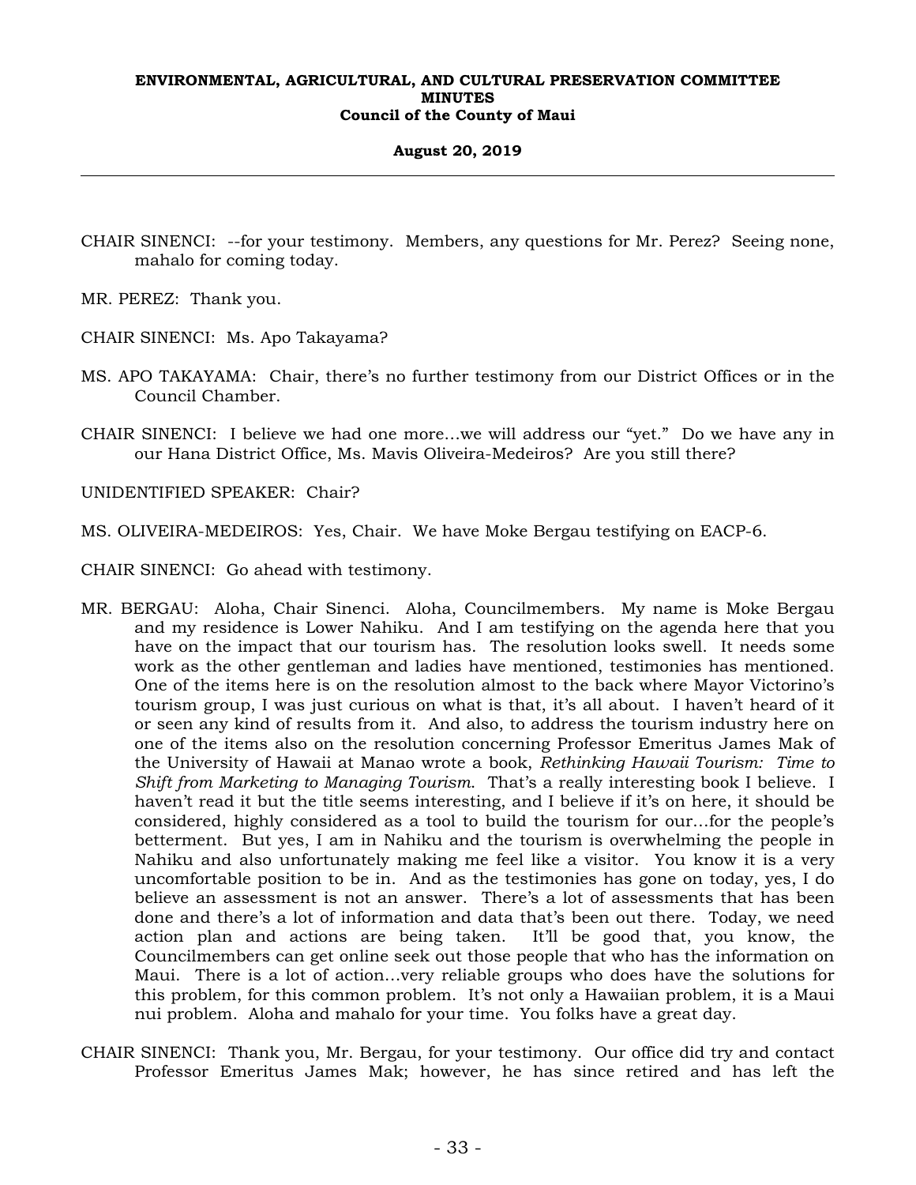CHAIR SINENCI: --for your testimony. Members, any questions for Mr. Perez? Seeing none, mahalo for coming today.

MR. PEREZ: Thank you.

CHAIR SINENCI: Ms. Apo Takayama?

MS. APO TAKAYAMA: Chair, there's no further testimony from our District Offices or in the Council Chamber.

CHAIR SINENCI: I believe we had one more…we will address our "yet." Do we have any in our Hana District Office, Ms. Mavis Oliveira-Medeiros? Are you still there?

UNIDENTIFIED SPEAKER: Chair?

MS. OLIVEIRA-MEDEIROS: Yes, Chair. We have Moke Bergau testifying on EACP-6.

CHAIR SINENCI: Go ahead with testimony.

MR. BERGAU: Aloha, Chair Sinenci. Aloha, Councilmembers. My name is Moke Bergau and my residence is Lower Nahiku. And I am testifying on the agenda here that you have on the impact that our tourism has. The resolution looks swell. It needs some work as the other gentleman and ladies have mentioned, testimonies has mentioned. One of the items here is on the resolution almost to the back where Mayor Victorino's tourism group, I was just curious on what is that, it's all about. I haven't heard of it or seen any kind of results from it. And also, to address the tourism industry here on one of the items also on the resolution concerning Professor Emeritus James Mak of the University of Hawaii at Manao wrote a book, *Rethinking Hawaii Tourism: Time to Shift from Marketing to Managing Tourism*. That's a really interesting book I believe. I haven't read it but the title seems interesting, and I believe if it's on here, it should be considered, highly considered as a tool to build the tourism for our…for the people's betterment. But yes, I am in Nahiku and the tourism is overwhelming the people in Nahiku and also unfortunately making me feel like a visitor. You know it is a very uncomfortable position to be in. And as the testimonies has gone on today, yes, I do believe an assessment is not an answer. There's a lot of assessments that has been done and there's a lot of information and data that's been out there. Today, we need action plan and actions are being taken. It'll be good that, you know, the Councilmembers can get online seek out those people that who has the information on Maui. There is a lot of action…very reliable groups who does have the solutions for this problem, for this common problem. It's not only a Hawaiian problem, it is a Maui nui problem. Aloha and mahalo for your time. You folks have a great day.

CHAIR SINENCI: Thank you, Mr. Bergau, for your testimony. Our office did try and contact Professor Emeritus James Mak; however, he has since retired and has left the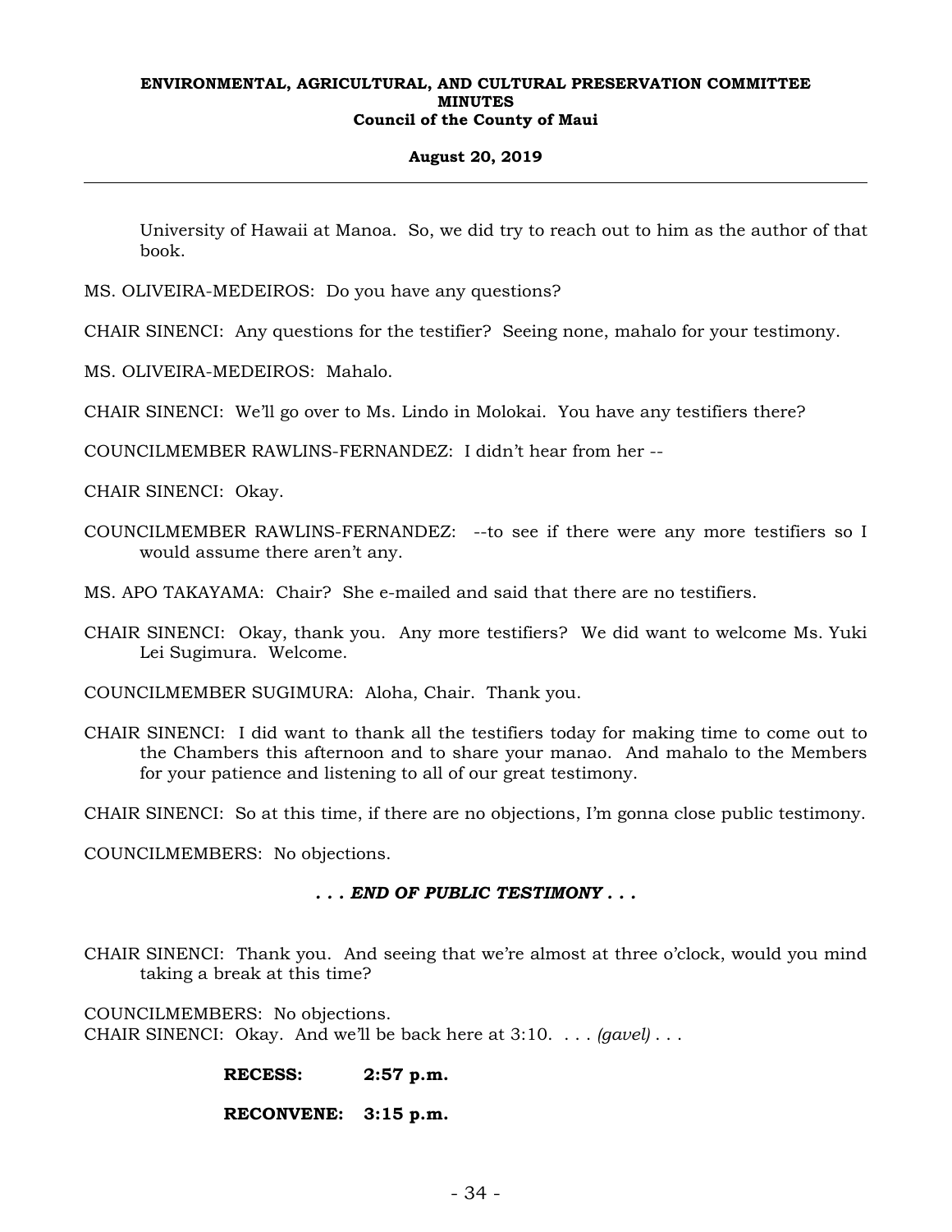University of Hawaii at Manoa. So, we did try to reach out to him as the author of that book.

MS. OLIVEIRA-MEDEIROS: Do you have any questions?

CHAIR SINENCI: Any questions for the testifier? Seeing none, mahalo for your testimony.

MS. OLIVEIRA-MEDEIROS: Mahalo.

CHAIR SINENCI: We'll go over to Ms. Lindo in Molokai. You have any testifiers there?

COUNCILMEMBER RAWLINS-FERNANDEZ: I didn't hear from her --

CHAIR SINENCI: Okay.

COUNCILMEMBER RAWLINS-FERNANDEZ: --to see if there were any more testifiers so I would assume there aren't any.

MS. APO TAKAYAMA: Chair? She e-mailed and said that there are no testifiers.

CHAIR SINENCI: Okay, thank you. Any more testifiers? We did want to welcome Ms. Yuki Lei Sugimura. Welcome.

COUNCILMEMBER SUGIMURA: Aloha, Chair. Thank you.

CHAIR SINENCI: I did want to thank all the testifiers today for making time to come out to the Chambers this afternoon and to share your manao. And mahalo to the Members for your patience and listening to all of our great testimony.

CHAIR SINENCI: So at this time, if there are no objections, I'm gonna close public testimony.

COUNCILMEMBERS: No objections.

***. . . END OF PUBLIC TESTIMONY . . .***

CHAIR SINENCI: Thank you. And seeing that we're almost at three o'clock, would you mind taking a break at this time?

COUNCILMEMBERS: No objections.

CHAIR SINENCI: Okay. And we'll be back here at 3:10. . . . *(gavel)* . . .

**RECESS: 2:57 p.m.**

**RECONVENE: 3:15 p.m.**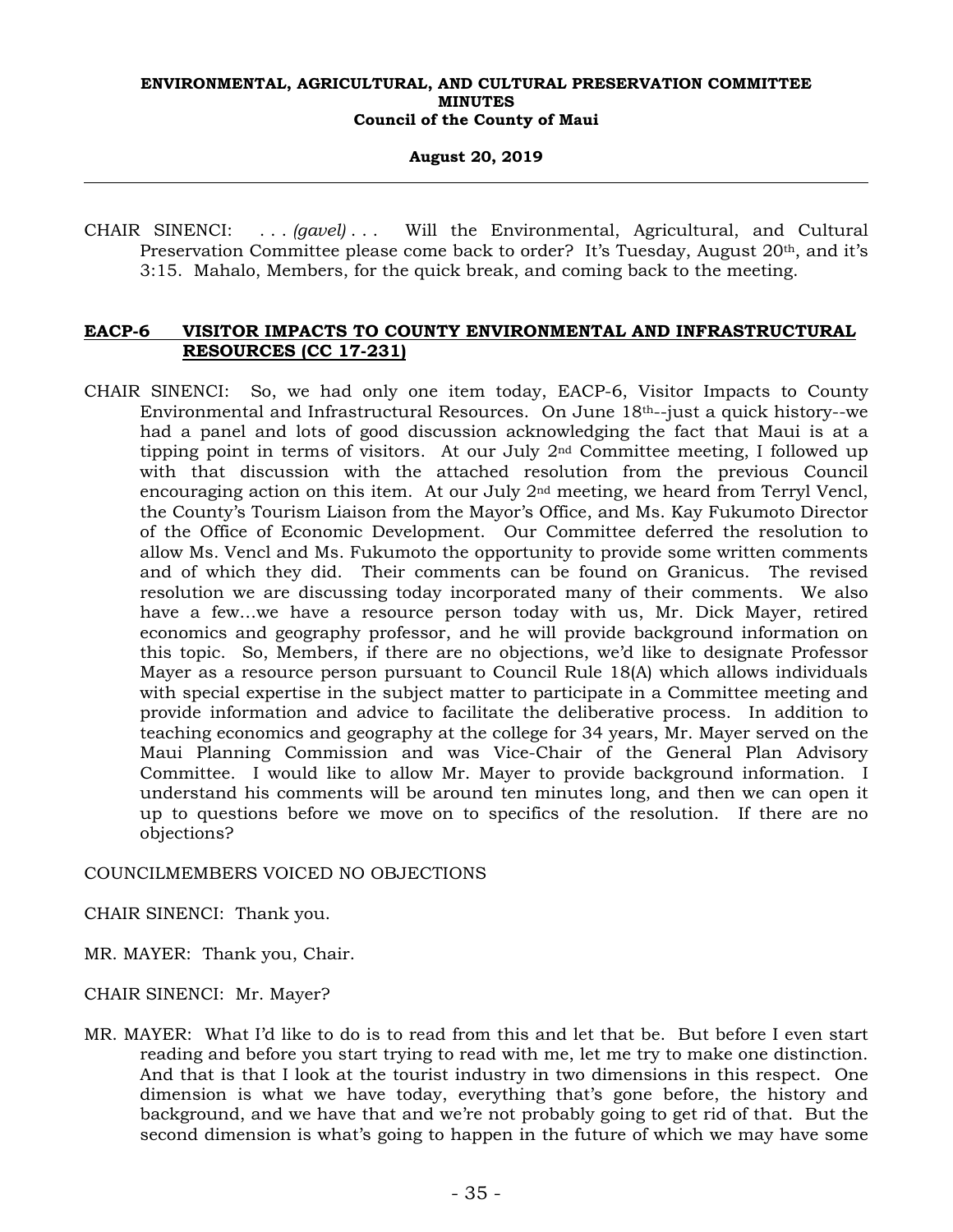CHAIR SINENCI: . . . *(gavel)* . . . Will the Environmental, Agricultural, and Cultural Preservation Committee please come back to order? It's Tuesday, August 20th, and it's 3:15. Mahalo, Members, for the quick break, and coming back to the meeting.

## EACP-6 VISITOR IMPACTS TO COUNTY ENVIRONMENTAL AND INFRASTRUCTURAL RESOURCES (CC 17-231)

CHAIR SINENCI: So, we had only one item today, EACP-6, Visitor Impacts to County Environmental and Infrastructural Resources. On June 18th--just a quick history--we had a panel and lots of good discussion acknowledging the fact that Maui is at a tipping point in terms of visitors. At our July 2nd Committee meeting, I followed up with that discussion with the attached resolution from the previous Council encouraging action on this item. At our July 2nd meeting, we heard from Terryl Vencl, the County's Tourism Liaison from the Mayor's Office, and Ms. Kay Fukumoto Director of the Office of Economic Development. Our Committee deferred the resolution to allow Ms. Vencl and Ms. Fukumoto the opportunity to provide some written comments and of which they did. Their comments can be found on Granicus. The revised resolution we are discussing today incorporated many of their comments. We also have a few...we have a resource person today with us, Mr. Dick Mayer, retired economics and geography professor, and he will provide background information on this topic. So, Members, if there are no objections, we'd like to designate Professor Mayer as a resource person pursuant to Council Rule 18(A) which allows individuals with special expertise in the subject matter to participate in a Committee meeting and provide information and advice to facilitate the deliberative process. In addition to teaching economics and geography at the college for 34 years, Mr. Mayer served on the Maui Planning Commission and was Vice-Chair of the General Plan Advisory Committee. I would like to allow Mr. Mayer to provide background information. I understand his comments will be around ten minutes long, and then we can open it up to questions before we move on to specifics of the resolution. If there are no objections?

COUNCILMEMBERS VOICED NO OBJECTIONS

CHAIR SINENCI: Thank you.

MR. MAYER: Thank you, Chair.

CHAIR SINENCI: Mr. Mayer?

MR. MAYER: What I'd like to do is to read from this and let that be. But before I even start reading and before you start trying to read with me, let me try to make one distinction. And that is that I look at the tourist industry in two dimensions in this respect. One dimension is what we have today, everything that's gone before, the history and background, and we have that and we're not probably going to get rid of that. But the second dimension is what's going to happen in the future of which we may have some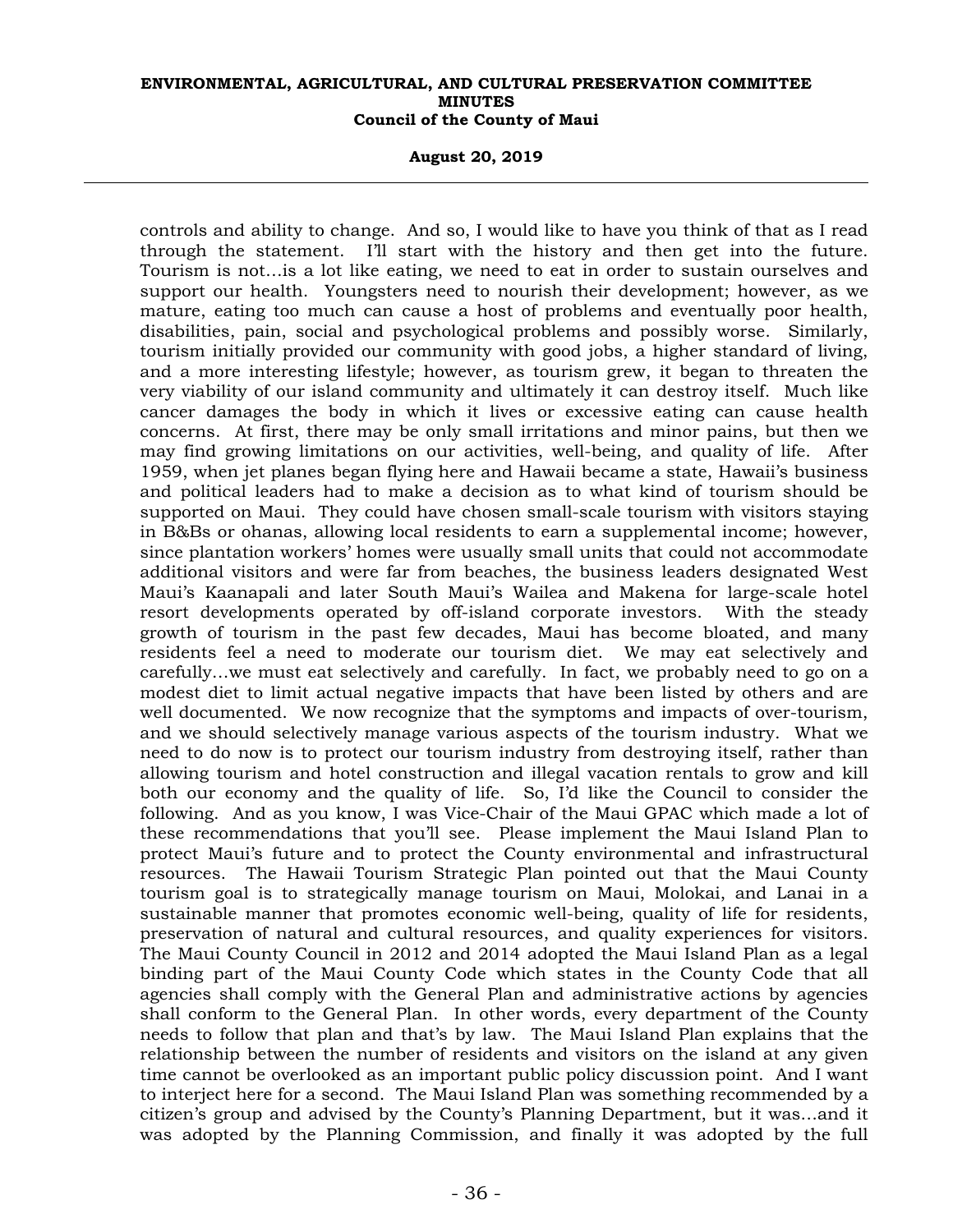controls and ability to change. And so, I would like to have you think of that as I read through the statement. I'll start with the history and then get into the future. Tourism is not...is a lot like eating, we need to eat in order to sustain ourselves and support our health. Youngsters need to nourish their development; however, as we mature, eating too much can cause a host of problems and eventually poor health, disabilities, pain, social and psychological problems and possibly worse. Similarly, tourism initially provided our community with good jobs, a higher standard of living, and a more interesting lifestyle; however, as tourism grew, it began to threaten the very viability of our island community and ultimately it can destroy itself. Much like cancer damages the body in which it lives or excessive eating can cause health concerns. At first, there may be only small irritations and minor pains, but then we may find growing limitations on our activities, well-being, and quality of life. After 1959, when jet planes began flying here and Hawaii became a state, Hawaii's business and political leaders had to make a decision as to what kind of tourism should be supported on Maui. They could have chosen small-scale tourism with visitors staying in B&Bs or ohanas, allowing local residents to earn a supplemental income; however, since plantation workers' homes were usually small units that could not accommodate additional visitors and were far from beaches, the business leaders designated West Maui's Kaanapali and later South Maui's Wailea and Makena for large-scale hotel resort developments operated by off-island corporate investors. With the steady growth of tourism in the past few decades, Maui has become bloated, and many residents feel a need to moderate our tourism diet. We may eat selectively and carefully...we must eat selectively and carefully. In fact, we probably need to go on a modest diet to limit actual negative impacts that have been listed by others and are well documented. We now recognize that the symptoms and impacts of over-tourism, and we should selectively manage various aspects of the tourism industry. What we need to do now is to protect our tourism industry from destroying itself, rather than allowing tourism and hotel construction and illegal vacation rentals to grow and kill both our economy and the quality of life. So, I'd like the Council to consider the following. And as you know, I was Vice-Chair of the Maui GPAC which made a lot of these recommendations that you'll see. Please implement the Maui Island Plan to protect Maui's future and to protect the County environmental and infrastructural resources. The Hawaii Tourism Strategic Plan pointed out that the Maui County tourism goal is to strategically manage tourism on Maui, Molokai, and Lanai in a sustainable manner that promotes economic well-being, quality of life for residents, preservation of natural and cultural resources, and quality experiences for visitors. The Maui County Council in 2012 and 2014 adopted the Maui Island Plan as a legal binding part of the Maui County Code which states in the County Code that all agencies shall comply with the General Plan and administrative actions by agencies shall conform to the General Plan. In other words, every department of the County needs to follow that plan and that's by law. The Maui Island Plan explains that the relationship between the number of residents and visitors on the island at any given time cannot be overlooked as an important public policy discussion point. And I want to interject here for a second. The Maui Island Plan was something recommended by a citizen's group and advised by the County's Planning Department, but it was...and it was adopted by the Planning Commission, and finally it was adopted by the full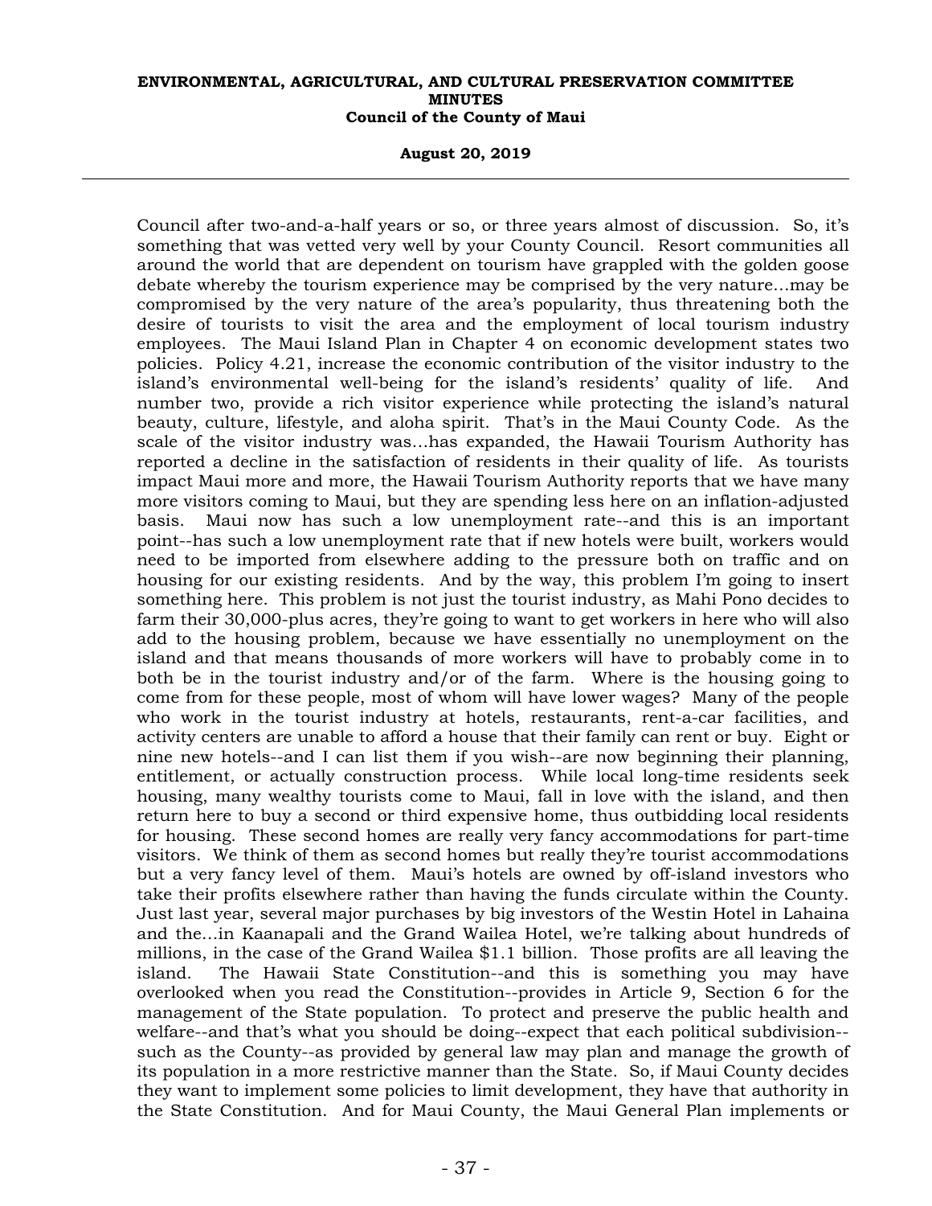Council after two-and-a-half years or so, or three years almost of discussion. So, it's something that was vetted very well by your County Council. Resort communities all around the world that are dependent on tourism have grappled with the golden goose debate whereby the tourism experience may be comprised by the very nature...may be compromised by the very nature of the area's popularity, thus threatening both the desire of tourists to visit the area and the employment of local tourism industry employees. The Maui Island Plan in Chapter 4 on economic development states two policies. Policy 4.21, increase the economic contribution of the visitor industry to the island's environmental well-being for the island's residents' quality of life. And number two, provide a rich visitor experience while protecting the island's natural beauty, culture, lifestyle, and aloha spirit. That's in the Maui County Code. As the scale of the visitor industry was...has expanded, the Hawaii Tourism Authority has reported a decline in the satisfaction of residents in their quality of life. As tourists impact Maui more and more, the Hawaii Tourism Authority reports that we have many more visitors coming to Maui, but they are spending less here on an inflation-adjusted basis. Maui now has such a low unemployment rate--and this is an important point--has such a low unemployment rate that if new hotels were built, workers would need to be imported from elsewhere adding to the pressure both on traffic and on housing for our existing residents. And by the way, this problem I'm going to insert something here. This problem is not just the tourist industry, as Mahi Pono decides to farm their 30,000-plus acres, they're going to want to get workers in here who will also add to the housing problem, because we have essentially no unemployment on the island and that means thousands of more workers will have to probably come in to both be in the tourist industry and/or of the farm. Where is the housing going to come from for these people, most of whom will have lower wages? Many of the people who work in the tourist industry at hotels, restaurants, rent-a-car facilities, and activity centers are unable to afford a house that their family can rent or buy. Eight or nine new hotels--and I can list them if you wish--are now beginning their planning, entitlement, or actually construction process. While local long-time residents seek housing, many wealthy tourists come to Maui, fall in love with the island, and then return here to buy a second or third expensive home, thus outbidding local residents for housing. These second homes are really very fancy accommodations for part-time visitors. We think of them as second homes but really they're tourist accommodations but a very fancy level of them. Maui's hotels are owned by off-island investors who take their profits elsewhere rather than having the funds circulate within the County. Just last year, several major purchases by big investors of the Westin Hotel in Lahaina and the...in Kaanapali and the Grand Wailea Hotel, we're talking about hundreds of millions, in the case of the Grand Wailea $1.1 billion. Those profits are all leaving the island. The Hawaii State Constitution--and this is something you may have overlooked when you read the Constitution--provides in Article 9, Section 6 for the management of the State population. To protect and preserve the public health and welfare--and that's what you should be doing--expect that each political subdivision--such as the County--as provided by general law may plan and manage the growth of its population in a more restrictive manner than the State. So, if Maui County decides they want to implement some policies to limit development, they have that authority in the State Constitution. And for Maui County, the Maui General Plan implements or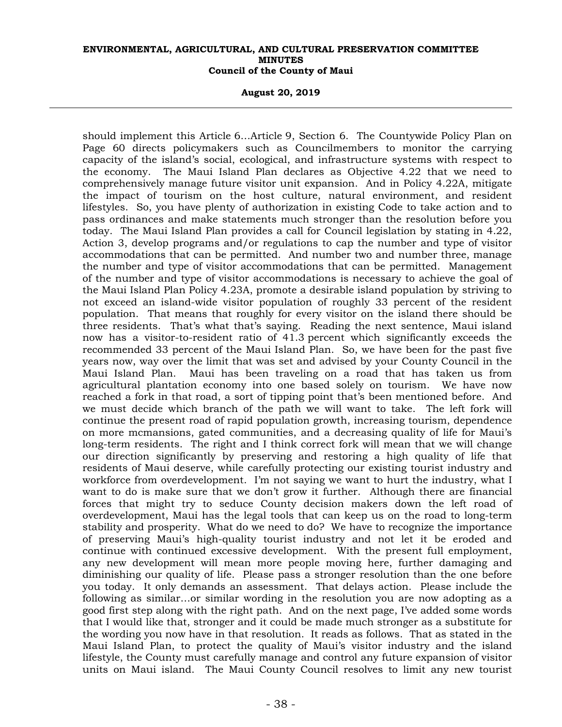should implement this Article 6…Article 9, Section 6. The Countywide Policy Plan on Page 60 directs policymakers such as Councilmembers to monitor the carrying capacity of the island's social, ecological, and infrastructure systems with respect to the economy. The Maui Island Plan declares as Objective 4.22 that we need to comprehensively manage future visitor unit expansion. And in Policy 4.22A, mitigate the impact of tourism on the host culture, natural environment, and resident lifestyles. So, you have plenty of authorization in existing Code to take action and to pass ordinances and make statements much stronger than the resolution before you today. The Maui Island Plan provides a call for Council legislation by stating in 4.22, Action 3, develop programs and/or regulations to cap the number and type of visitor accommodations that can be permitted. And number two and number three, manage the number and type of visitor accommodations that can be permitted. Management of the number and type of visitor accommodations is necessary to achieve the goal of the Maui Island Plan Policy 4.23A, promote a desirable island population by striving to not exceed an island-wide visitor population of roughly 33 percent of the resident population. That means that roughly for every visitor on the island there should be three residents. That's what that's saying. Reading the next sentence, Maui island now has a visitor-to-resident ratio of 41.3 percent which significantly exceeds the recommended 33 percent of the Maui Island Plan. So, we have been for the past five years now, way over the limit that was set and advised by your County Council in the Maui Island Plan. Maui has been traveling on a road that has taken us from agricultural plantation economy into one based solely on tourism. We have now reached a fork in that road, a sort of tipping point that's been mentioned before. And we must decide which branch of the path we will want to take. The left fork will continue the present road of rapid population growth, increasing tourism, dependence on more mcmansions, gated communities, and a decreasing quality of life for Maui's long-term residents. The right and I think correct fork will mean that we will change our direction significantly by preserving and restoring a high quality of life that residents of Maui deserve, while carefully protecting our existing tourist industry and workforce from overdevelopment. I'm not saying we want to hurt the industry, what I want to do is make sure that we don't grow it further. Although there are financial forces that might try to seduce County decision makers down the left road of overdevelopment, Maui has the legal tools that can keep us on the road to long-term stability and prosperity. What do we need to do? We have to recognize the importance of preserving Maui's high-quality tourist industry and not let it be eroded and continue with continued excessive development. With the present full employment, any new development will mean more people moving here, further damaging and diminishing our quality of life. Please pass a stronger resolution than the one before you today. It only demands an assessment. That delays action. Please include the following as similar…or similar wording in the resolution you are now adopting as a good first step along with the right path. And on the next page, I've added some words that I would like that, stronger and it could be made much stronger as a substitute for the wording you now have in that resolution. It reads as follows. That as stated in the Maui Island Plan, to protect the quality of Maui's visitor industry and the island lifestyle, the County must carefully manage and control any future expansion of visitor units on Maui island. The Maui County Council resolves to limit any new tourist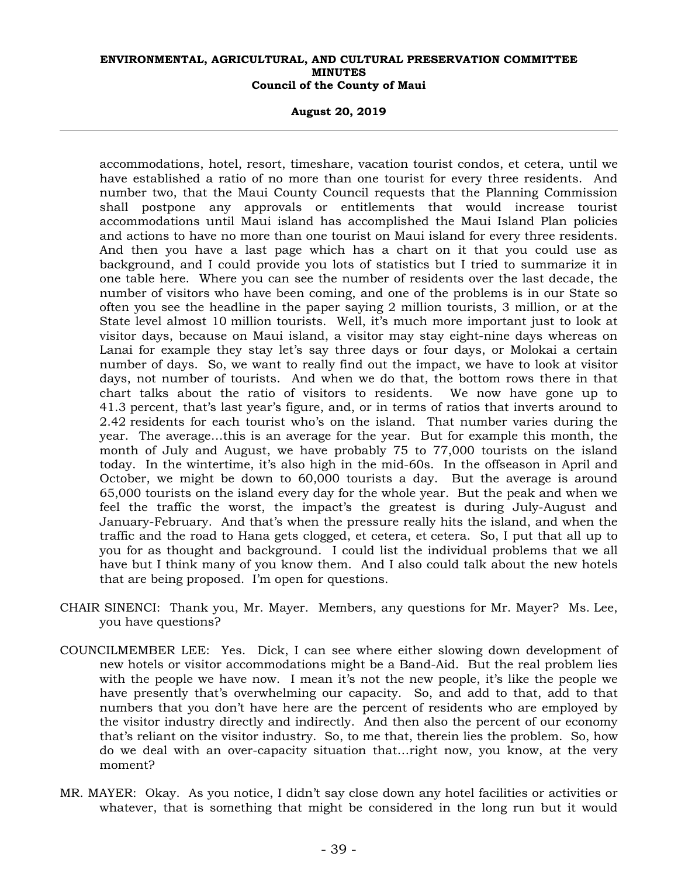accommodations, hotel, resort, timeshare, vacation tourist condos, et cetera, until we have established a ratio of no more than one tourist for every three residents. And number two, that the Maui County Council requests that the Planning Commission shall postpone any approvals or entitlements that would increase tourist accommodations until Maui island has accomplished the Maui Island Plan policies and actions to have no more than one tourist on Maui island for every three residents. And then you have a last page which has a chart on it that you could use as background, and I could provide you lots of statistics but I tried to summarize it in one table here. Where you can see the number of residents over the last decade, the number of visitors who have been coming, and one of the problems is in our State so often you see the headline in the paper saying 2 million tourists, 3 million, or at the State level almost 10 million tourists. Well, it's much more important just to look at visitor days, because on Maui island, a visitor may stay eight-nine days whereas on Lanai for example they stay let's say three days or four days, or Molokai a certain number of days. So, we want to really find out the impact, we have to look at visitor days, not number of tourists. And when we do that, the bottom rows there in that chart talks about the ratio of visitors to residents. We now have gone up to 41.3 percent, that's last year's figure, and, or in terms of ratios that inverts around to 2.42 residents for each tourist who's on the island. That number varies during the year. The average...this is an average for the year. But for example this month, the month of July and August, we have probably 75 to 77,000 tourists on the island today. In the wintertime, it's also high in the mid-60s. In the offseason in April and October, we might be down to 60,000 tourists a day. But the average is around 65,000 tourists on the island every day for the whole year. But the peak and when we feel the traffic the worst, the impact's the greatest is during July-August and January-February. And that's when the pressure really hits the island, and when the traffic and the road to Hana gets clogged, et cetera, et cetera. So, I put that all up to you for as thought and background. I could list the individual problems that we all have but I think many of you know them. And I also could talk about the new hotels that are being proposed. I'm open for questions.

CHAIR SINENCI: Thank you, Mr. Mayer. Members, any questions for Mr. Mayer? Ms. Lee, you have questions?

COUNCILMEMBER LEE: Yes. Dick, I can see where either slowing down development of new hotels or visitor accommodations might be a Band-Aid. But the real problem lies with the people we have now. I mean it's not the new people, it's like the people we have presently that's overwhelming our capacity. So, and add to that, add to that numbers that you don't have here are the percent of residents who are employed by the visitor industry directly and indirectly. And then also the percent of our economy that's reliant on the visitor industry. So, to me that, therein lies the problem. So, how do we deal with an over-capacity situation that...right now, you know, at the very moment?

MR. MAYER: Okay. As you notice, I didn't say close down any hotel facilities or activities or whatever, that is something that might be considered in the long run but it would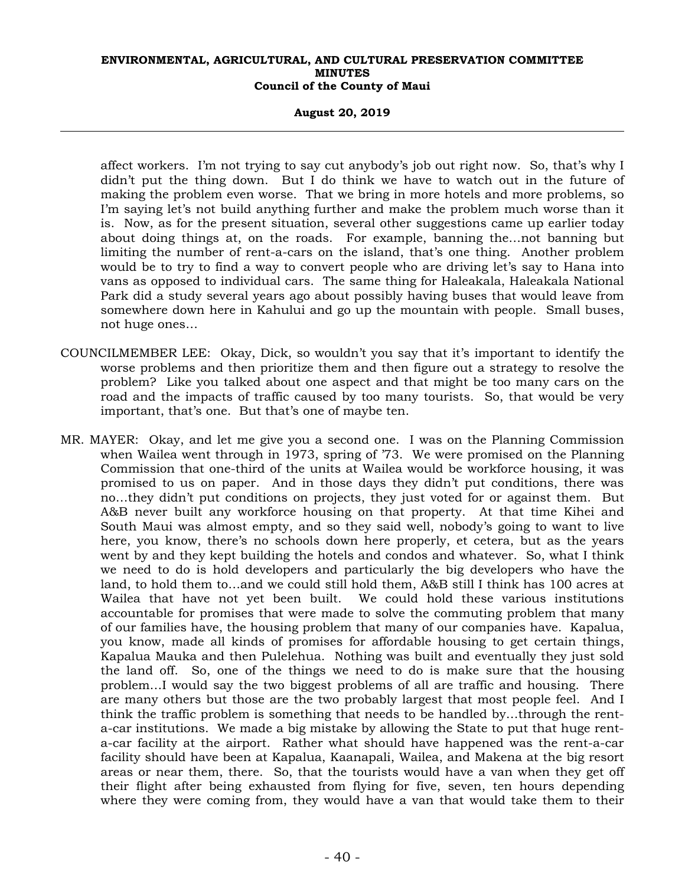affect workers. I'm not trying to say cut anybody's job out right now. So, that's why I didn't put the thing down. But I do think we have to watch out in the future of making the problem even worse. That we bring in more hotels and more problems, so I'm saying let's not build anything further and make the problem much worse than it is. Now, as for the present situation, several other suggestions came up earlier today about doing things at, on the roads. For example, banning the...not banning but limiting the number of rent-a-cars on the island, that's one thing. Another problem would be to try to find a way to convert people who are driving let's say to Hana into vans as opposed to individual cars. The same thing for Haleakala, Haleakala National Park did a study several years ago about possibly having buses that would leave from somewhere down here in Kahului and go up the mountain with people. Small buses, not huge ones...

COUNCILMEMBER LEE: Okay, Dick, so wouldn't you say that it's important to identify the worse problems and then prioritize them and then figure out a strategy to resolve the problem? Like you talked about one aspect and that might be too many cars on the road and the impacts of traffic caused by too many tourists. So, that would be very important, that's one. But that's one of maybe ten.

MR. MAYER: Okay, and let me give you a second one. I was on the Planning Commission when Wailea went through in 1973, spring of '73. We were promised on the Planning Commission that one-third of the units at Wailea would be workforce housing, it was promised to us on paper. And in those days they didn't put conditions, there was no...they didn't put conditions on projects, they just voted for or against them. But A&B never built any workforce housing on that property. At that time Kihei and South Maui was almost empty, and so they said well, nobody's going to want to live here, you know, there's no schools down here properly, et cetera, but as the years went by and they kept building the hotels and condos and whatever. So, what I think we need to do is hold developers and particularly the big developers who have the land, to hold them to...and we could still hold them, A&B still I think has 100 acres at Wailea that have not yet been built. We could hold these various institutions accountable for promises that were made to solve the commuting problem that many of our families have, the housing problem that many of our companies have. Kapalua, you know, made all kinds of promises for affordable housing to get certain things, Kapalua Mauka and then Pulelehua. Nothing was built and eventually they just sold the land off. So, one of the things we need to do is make sure that the housing problem...I would say the two biggest problems of all are traffic and housing. There are many others but those are the two probably largest that most people feel. And I think the traffic problem is something that needs to be handled by...through the rent-a-car institutions. We made a big mistake by allowing the State to put that huge rent-a-car facility at the airport. Rather what should have happened was the rent-a-car facility should have been at Kapalua, Kaanapali, Wailea, and Makena at the big resort areas or near them, there. So, that the tourists would have a van when they get off their flight after being exhausted from flying for five, seven, ten hours depending where they were coming from, they would have a van that would take them to their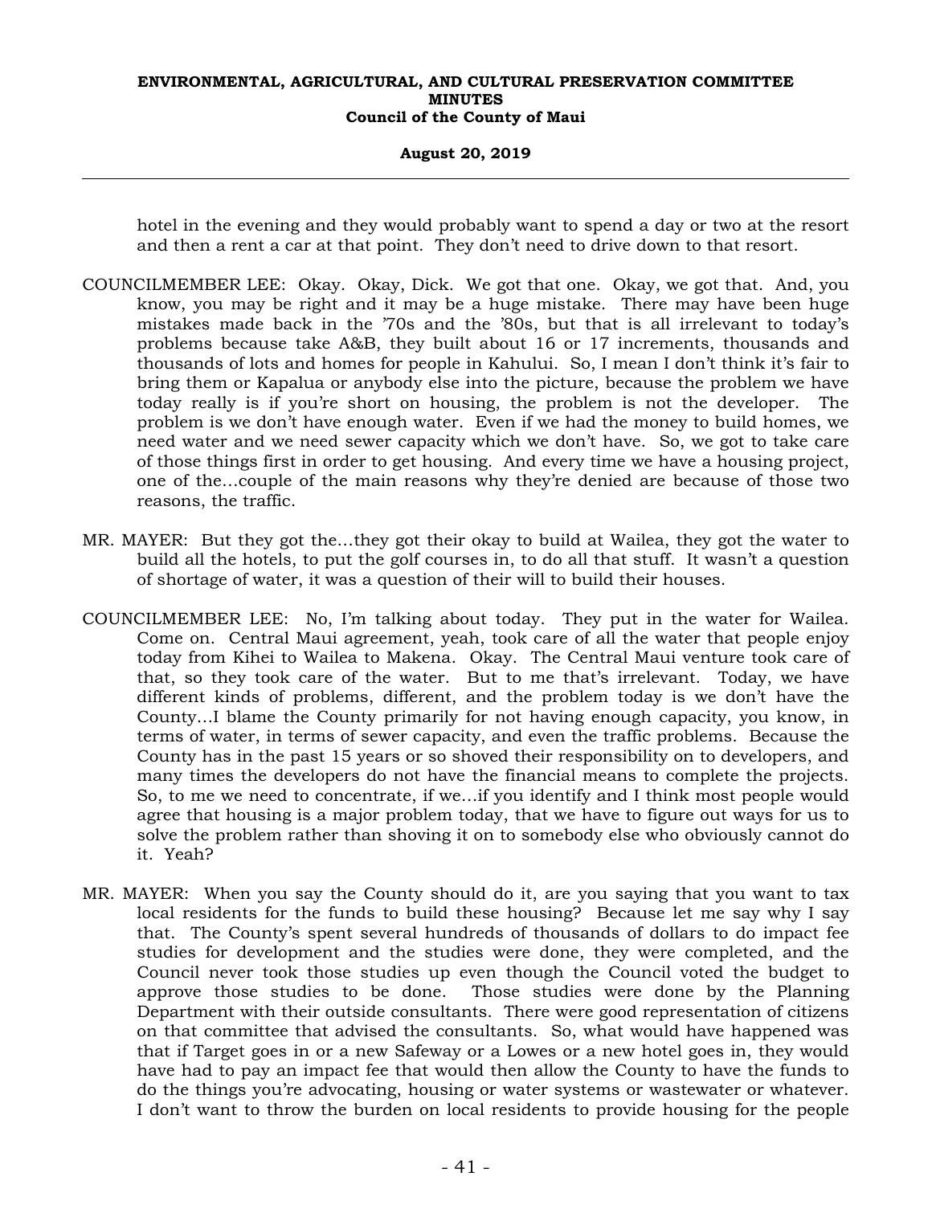hotel in the evening and they would probably want to spend a day or two at the resort and then a rent a car at that point. They don't need to drive down to that resort.

COUNCILMEMBER LEE: Okay. Okay, Dick. We got that one. Okay, we got that. And, you know, you may be right and it may be a huge mistake. There may have been huge mistakes made back in the '70s and the '80s, but that is all irrelevant to today's problems because take A&B, they built about 16 or 17 increments, thousands and thousands of lots and homes for people in Kahului. So, I mean I don't think it's fair to bring them or Kapalua or anybody else into the picture, because the problem we have today really is if you're short on housing, the problem is not the developer. The problem is we don't have enough water. Even if we had the money to build homes, we need water and we need sewer capacity which we don't have. So, we got to take care of those things first in order to get housing. And every time we have a housing project, one of the...couple of the main reasons why they're denied are because of those two reasons, the traffic.

MR. MAYER: But they got the...they got their okay to build at Wailea, they got the water to build all the hotels, to put the golf courses in, to do all that stuff. It wasn't a question of shortage of water, it was a question of their will to build their houses.

COUNCILMEMBER LEE: No, I'm talking about today. They put in the water for Wailea. Come on. Central Maui agreement, yeah, took care of all the water that people enjoy today from Kihei to Wailea to Makena. Okay. The Central Maui venture took care of that, so they took care of the water. But to me that's irrelevant. Today, we have different kinds of problems, different, and the problem today is we don't have the County...I blame the County primarily for not having enough capacity, you know, in terms of water, in terms of sewer capacity, and even the traffic problems. Because the County has in the past 15 years or so shoved their responsibility on to developers, and many times the developers do not have the financial means to complete the projects. So, to me we need to concentrate, if we...if you identify and I think most people would agree that housing is a major problem today, that we have to figure out ways for us to solve the problem rather than shoving it on to somebody else who obviously cannot do it. Yeah?

MR. MAYER: When you say the County should do it, are you saying that you want to tax local residents for the funds to build these housing? Because let me say why I say that. The County's spent several hundreds of thousands of dollars to do impact fee studies for development and the studies were done, they were completed, and the Council never took those studies up even though the Council voted the budget to approve those studies to be done. Those studies were done by the Planning Department with their outside consultants. There were good representation of citizens on that committee that advised the consultants. So, what would have happened was that if Target goes in or a new Safeway or a Lowes or a new hotel goes in, they would have had to pay an impact fee that would then allow the County to have the funds to do the things you're advocating, housing or water systems or wastewater or whatever. I don't want to throw the burden on local residents to provide housing for the people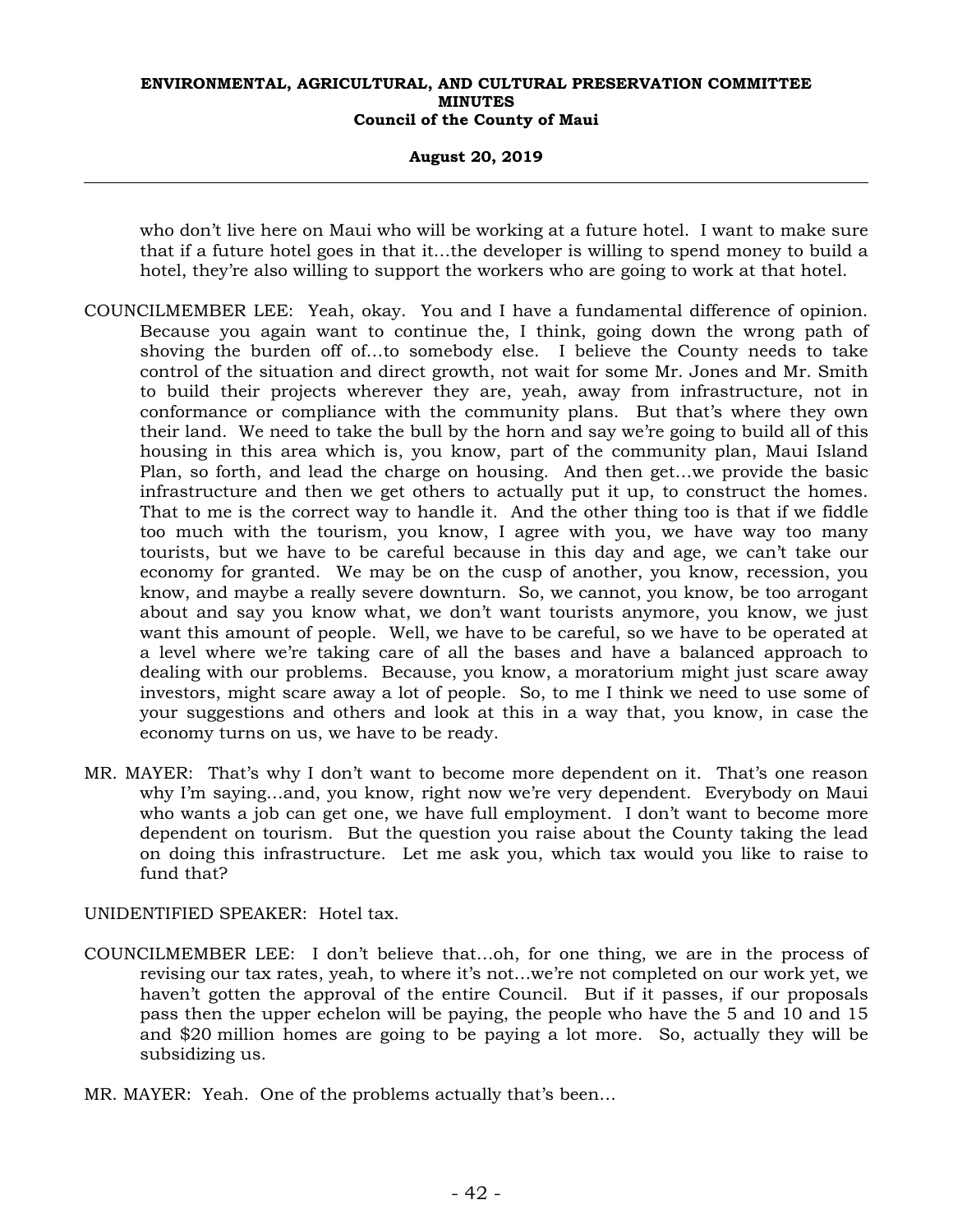who don't live here on Maui who will be working at a future hotel. I want to make sure that if a future hotel goes in that it…the developer is willing to spend money to build a hotel, they're also willing to support the workers who are going to work at that hotel.

COUNCILMEMBER LEE: Yeah, okay. You and I have a fundamental difference of opinion. Because you again want to continue the, I think, going down the wrong path of shoving the burden off of…to somebody else. I believe the County needs to take control of the situation and direct growth, not wait for some Mr. Jones and Mr. Smith to build their projects wherever they are, yeah, away from infrastructure, not in conformance or compliance with the community plans. But that's where they own their land. We need to take the bull by the horn and say we're going to build all of this housing in this area which is, you know, part of the community plan, Maui Island Plan, so forth, and lead the charge on housing. And then get…we provide the basic infrastructure and then we get others to actually put it up, to construct the homes. That to me is the correct way to handle it. And the other thing too is that if we fiddle too much with the tourism, you know, I agree with you, we have way too many tourists, but we have to be careful because in this day and age, we can't take our economy for granted. We may be on the cusp of another, you know, recession, you know, and maybe a really severe downturn. So, we cannot, you know, be too arrogant about and say you know what, we don't want tourists anymore, you know, we just want this amount of people. Well, we have to be careful, so we have to be operated at a level where we're taking care of all the bases and have a balanced approach to dealing with our problems. Because, you know, a moratorium might just scare away investors, might scare away a lot of people. So, to me I think we need to use some of your suggestions and others and look at this in a way that, you know, in case the economy turns on us, we have to be ready.

MR. MAYER: That's why I don't want to become more dependent on it. That's one reason why I'm saying…and, you know, right now we're very dependent. Everybody on Maui who wants a job can get one, we have full employment. I don't want to become more dependent on tourism. But the question you raise about the County taking the lead on doing this infrastructure. Let me ask you, which tax would you like to raise to fund that?

UNIDENTIFIED SPEAKER: Hotel tax.

COUNCILMEMBER LEE: I don't believe that…oh, for one thing, we are in the process of revising our tax rates, yeah, to where it's not…we're not completed on our work yet, we haven't gotten the approval of the entire Council. But if it passes, if our proposals pass then the upper echelon will be paying, the people who have the 5 and 10 and 15 and $20 million homes are going to be paying a lot more. So, actually they will be subsidizing us.

MR. MAYER: Yeah. One of the problems actually that's been…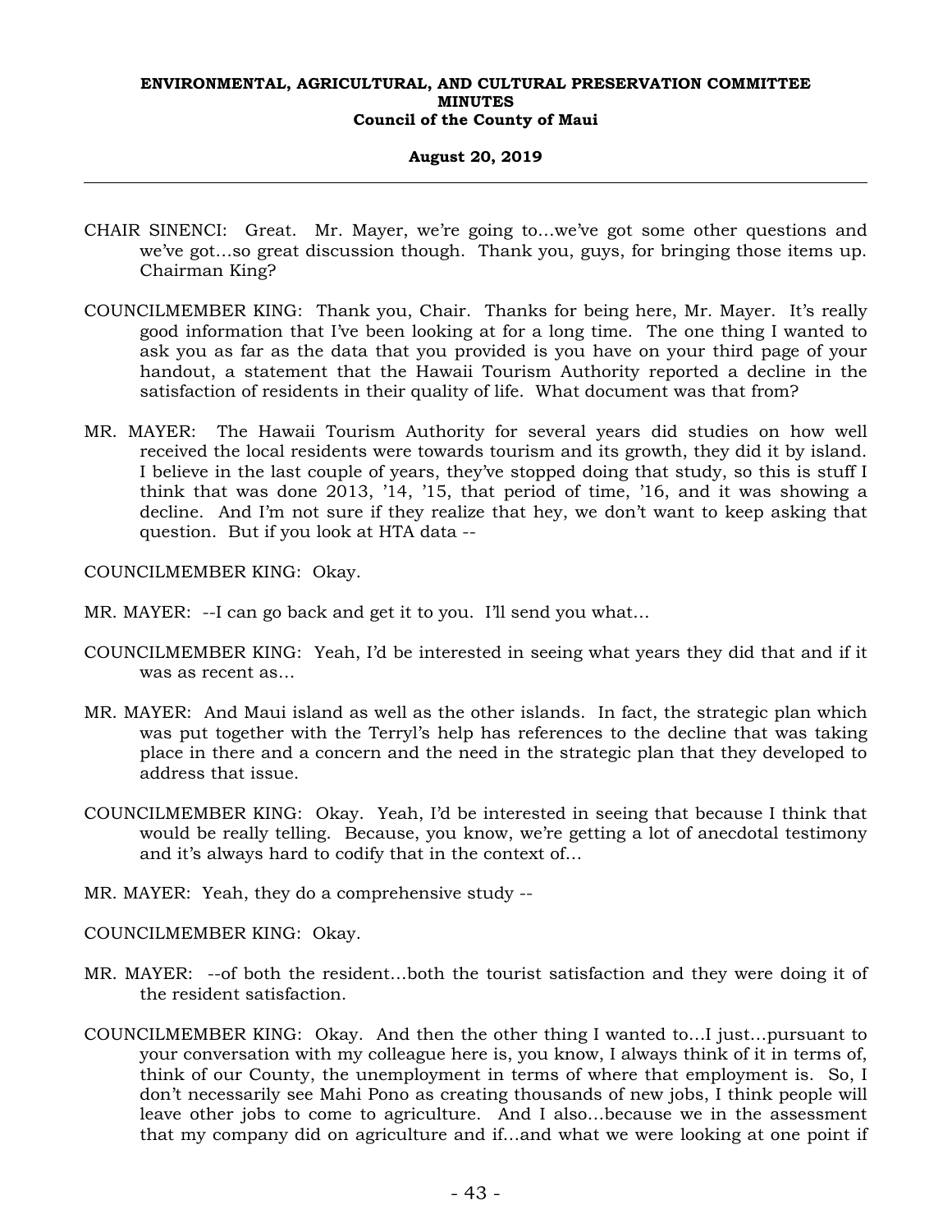CHAIR SINENCI: Great. Mr. Mayer, we're going to...we've got some other questions and we've got...so great discussion though. Thank you, guys, for bringing those items up. Chairman King?

COUNCILMEMBER KING: Thank you, Chair. Thanks for being here, Mr. Mayer. It's really good information that I've been looking at for a long time. The one thing I wanted to ask you as far as the data that you provided is you have on your third page of your handout, a statement that the Hawaii Tourism Authority reported a decline in the satisfaction of residents in their quality of life. What document was that from?

MR. MAYER: The Hawaii Tourism Authority for several years did studies on how well received the local residents were towards tourism and its growth, they did it by island. I believe in the last couple of years, they've stopped doing that study, so this is stuff I think that was done 2013, '14, '15, that period of time, '16, and it was showing a decline. And I'm not sure if they realize that hey, we don't want to keep asking that question. But if you look at HTA data --

COUNCILMEMBER KING: Okay.

MR. MAYER: --I can go back and get it to you. I'll send you what...

COUNCILMEMBER KING: Yeah, I'd be interested in seeing what years they did that and if it was as recent as...

MR. MAYER: And Maui island as well as the other islands. In fact, the strategic plan which was put together with the Terryl's help has references to the decline that was taking place in there and a concern and the need in the strategic plan that they developed to address that issue.

COUNCILMEMBER KING: Okay. Yeah, I'd be interested in seeing that because I think that would be really telling. Because, you know, we're getting a lot of anecdotal testimony and it's always hard to codify that in the context of...

MR. MAYER: Yeah, they do a comprehensive study --

COUNCILMEMBER KING: Okay.

MR. MAYER: --of both the resident...both the tourist satisfaction and they were doing it of the resident satisfaction.

COUNCILMEMBER KING: Okay. And then the other thing I wanted to...I just...pursuant to your conversation with my colleague here is, you know, I always think of it in terms of, think of our County, the unemployment in terms of where that employment is. So, I don't necessarily see Mahi Pono as creating thousands of new jobs, I think people will leave other jobs to come to agriculture. And I also...because we in the assessment that my company did on agriculture and if...and what we were looking at one point if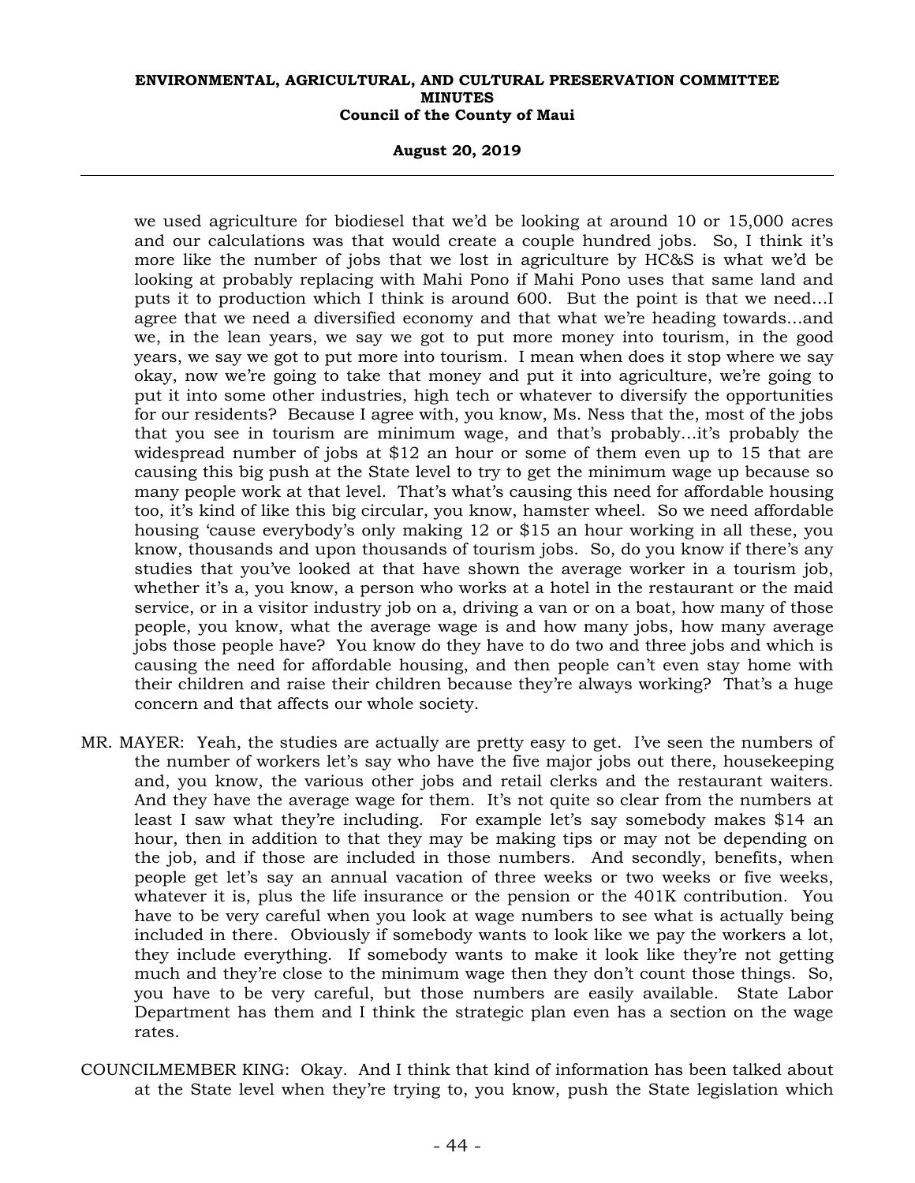we used agriculture for biodiesel that we'd be looking at around 10 or 15,000 acres and our calculations was that would create a couple hundred jobs. So, I think it's more like the number of jobs that we lost in agriculture by HC&S is what we'd be looking at probably replacing with Mahi Pono if Mahi Pono uses that same land and puts it to production which I think is around 600. But the point is that we need...I agree that we need a diversified economy and that what we're heading towards...and we, in the lean years, we say we got to put more money into tourism, in the good years, we say we got to put more into tourism. I mean when does it stop where we say okay, now we're going to take that money and put it into agriculture, we're going to put it into some other industries, high tech or whatever to diversify the opportunities for our residents? Because I agree with, you know, Ms. Ness that the, most of the jobs that you see in tourism are minimum wage, and that's probably...it's probably the widespread number of jobs at $12 an hour or some of them even up to 15 that are causing this big push at the State level to try to get the minimum wage up because so many people work at that level. That's what's causing this need for affordable housing too, it's kind of like this big circular, you know, hamster wheel. So we need affordable housing 'cause everybody's only making 12 or $15 an hour working in all these, you know, thousands and upon thousands of tourism jobs. So, do you know if there's any studies that you've looked at that have shown the average worker in a tourism job, whether it's a, you know, a person who works at a hotel in the restaurant or the maid service, or in a visitor industry job on a, driving a van or on a boat, how many of those people, you know, what the average wage is and how many jobs, how many average jobs those people have? You know do they have to do two and three jobs and which is causing the need for affordable housing, and then people can't even stay home with their children and raise their children because they're always working? That's a huge concern and that affects our whole society.

MR. MAYER: Yeah, the studies are actually are pretty easy to get. I've seen the numbers of the number of workers let's say who have the five major jobs out there, housekeeping and, you know, the various other jobs and retail clerks and the restaurant waiters. And they have the average wage for them. It's not quite so clear from the numbers at least I saw what they're including. For example let's say somebody makes $14 an hour, then in addition to that they may be making tips or may not be depending on the job, and if those are included in those numbers. And secondly, benefits, when people get let's say an annual vacation of three weeks or two weeks or five weeks, whatever it is, plus the life insurance or the pension or the 401K contribution. You have to be very careful when you look at wage numbers to see what is actually being included in there. Obviously if somebody wants to look like we pay the workers a lot, they include everything. If somebody wants to make it look like they're not getting much and they're close to the minimum wage then they don't count those things. So, you have to be very careful, but those numbers are easily available. State Labor Department has them and I think the strategic plan even has a section on the wage rates.

COUNCILMEMBER KING: Okay. And I think that kind of information has been talked about at the State level when they're trying to, you know, push the State legislation which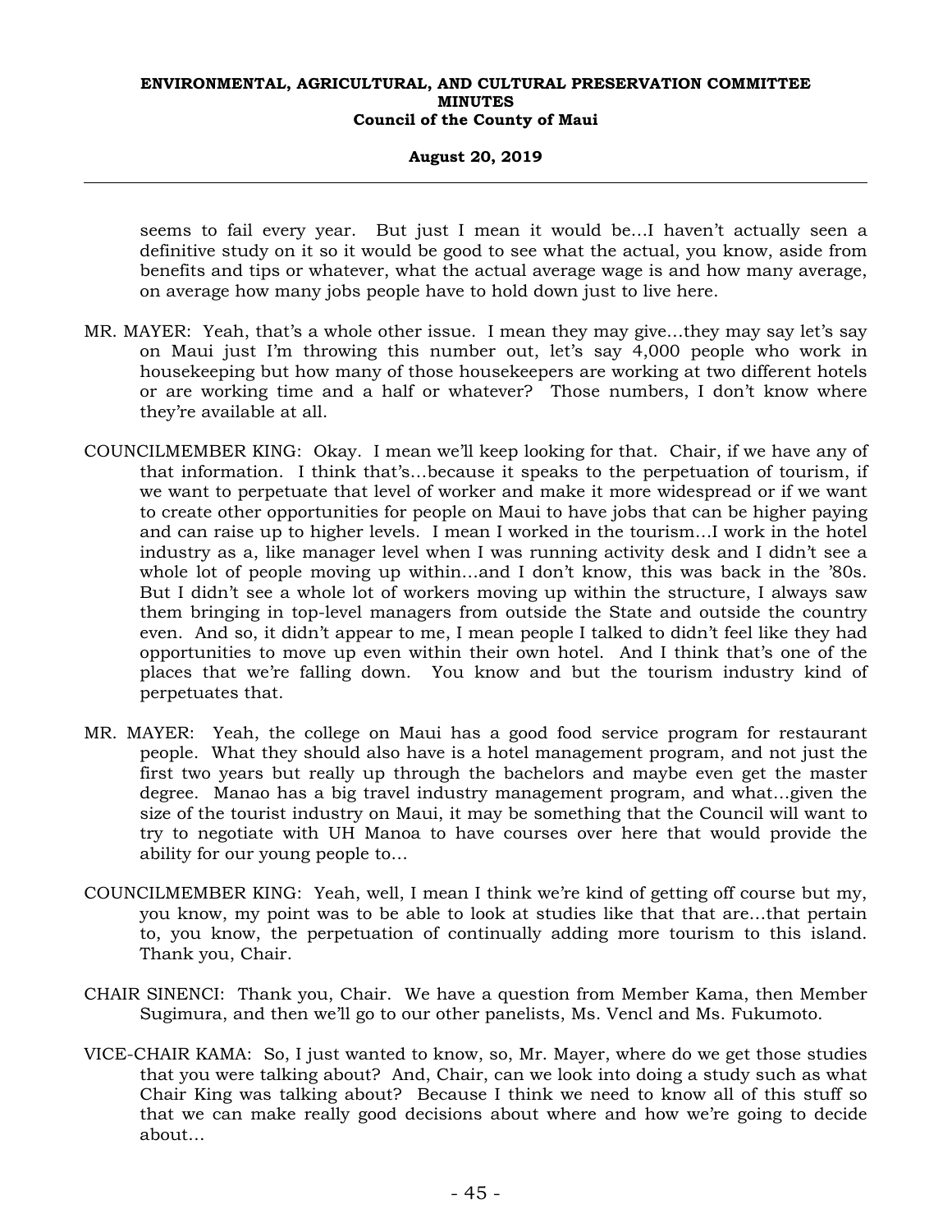seems to fail every year. But just I mean it would be…I haven't actually seen a definitive study on it so it would be good to see what the actual, you know, aside from benefits and tips or whatever, what the actual average wage is and how many average, on average how many jobs people have to hold down just to live here.

MR. MAYER: Yeah, that's a whole other issue. I mean they may give…they may say let's say on Maui just I'm throwing this number out, let's say 4,000 people who work in housekeeping but how many of those housekeepers are working at two different hotels or are working time and a half or whatever? Those numbers, I don't know where they're available at all.

COUNCILMEMBER KING: Okay. I mean we'll keep looking for that. Chair, if we have any of that information. I think that's…because it speaks to the perpetuation of tourism, if we want to perpetuate that level of worker and make it more widespread or if we want to create other opportunities for people on Maui to have jobs that can be higher paying and can raise up to higher levels. I mean I worked in the tourism…I work in the hotel industry as a, like manager level when I was running activity desk and I didn't see a whole lot of people moving up within…and I don't know, this was back in the '80s. But I didn't see a whole lot of workers moving up within the structure, I always saw them bringing in top-level managers from outside the State and outside the country even. And so, it didn't appear to me, I mean people I talked to didn't feel like they had opportunities to move up even within their own hotel. And I think that's one of the places that we're falling down. You know and but the tourism industry kind of perpetuates that.

MR. MAYER: Yeah, the college on Maui has a good food service program for restaurant people. What they should also have is a hotel management program, and not just the first two years but really up through the bachelors and maybe even get the master degree. Manao has a big travel industry management program, and what…given the size of the tourist industry on Maui, it may be something that the Council will want to try to negotiate with UH Manoa to have courses over here that would provide the ability for our young people to…

COUNCILMEMBER KING: Yeah, well, I mean I think we're kind of getting off course but my, you know, my point was to be able to look at studies like that that are…that pertain to, you know, the perpetuation of continually adding more tourism to this island. Thank you, Chair.

CHAIR SINENCI: Thank you, Chair. We have a question from Member Kama, then Member Sugimura, and then we'll go to our other panelists, Ms. Vencl and Ms. Fukumoto.

VICE-CHAIR KAMA: So, I just wanted to know, so, Mr. Mayer, where do we get those studies that you were talking about? And, Chair, can we look into doing a study such as what Chair King was talking about? Because I think we need to know all of this stuff so that we can make really good decisions about where and how we're going to decide about…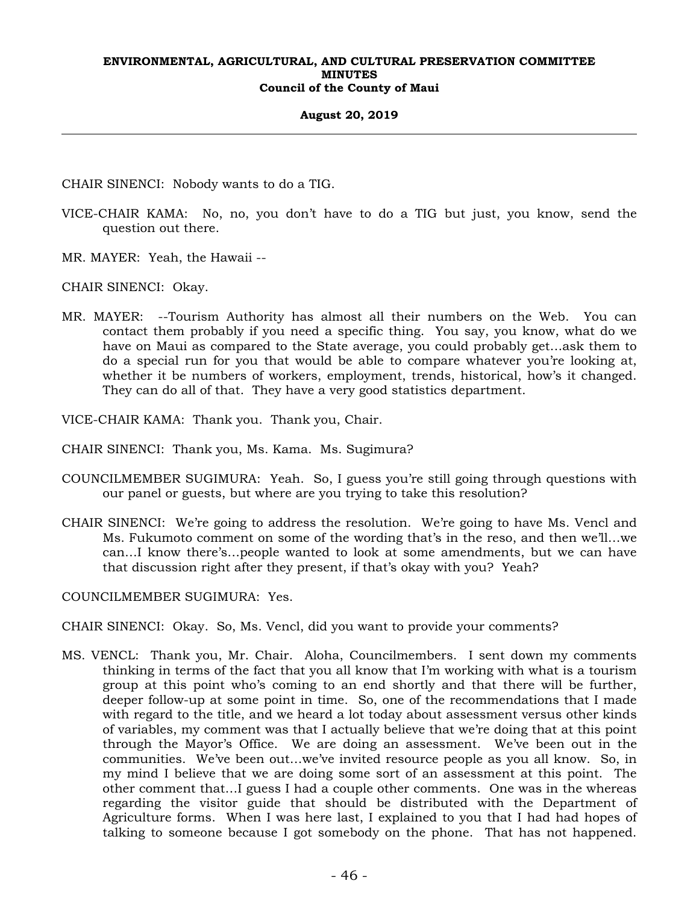CHAIR SINENCI: Nobody wants to do a TIG.

VICE-CHAIR KAMA: No, no, you don't have to do a TIG but just, you know, send the question out there.

MR. MAYER: Yeah, the Hawaii --

CHAIR SINENCI: Okay.

MR. MAYER: --Tourism Authority has almost all their numbers on the Web. You can contact them probably if you need a specific thing. You say, you know, what do we have on Maui as compared to the State average, you could probably get…ask them to do a special run for you that would be able to compare whatever you're looking at, whether it be numbers of workers, employment, trends, historical, how's it changed. They can do all of that. They have a very good statistics department.

VICE-CHAIR KAMA: Thank you. Thank you, Chair.

CHAIR SINENCI: Thank you, Ms. Kama. Ms. Sugimura?

COUNCILMEMBER SUGIMURA: Yeah. So, I guess you're still going through questions with our panel or guests, but where are you trying to take this resolution?

CHAIR SINENCI: We're going to address the resolution. We're going to have Ms. Vencl and Ms. Fukumoto comment on some of the wording that's in the reso, and then we'll…we can…I know there's…people wanted to look at some amendments, but we can have that discussion right after they present, if that's okay with you? Yeah?

COUNCILMEMBER SUGIMURA: Yes.

CHAIR SINENCI: Okay. So, Ms. Vencl, did you want to provide your comments?

MS. VENCL: Thank you, Mr. Chair. Aloha, Councilmembers. I sent down my comments thinking in terms of the fact that you all know that I'm working with what is a tourism group at this point who's coming to an end shortly and that there will be further, deeper follow-up at some point in time. So, one of the recommendations that I made with regard to the title, and we heard a lot today about assessment versus other kinds of variables, my comment was that I actually believe that we're doing that at this point through the Mayor's Office. We are doing an assessment. We've been out in the communities. We've been out…we've invited resource people as you all know. So, in my mind I believe that we are doing some sort of an assessment at this point. The other comment that…I guess I had a couple other comments. One was in the whereas regarding the visitor guide that should be distributed with the Department of Agriculture forms. When I was here last, I explained to you that I had had hopes of talking to someone because I got somebody on the phone. That has not happened.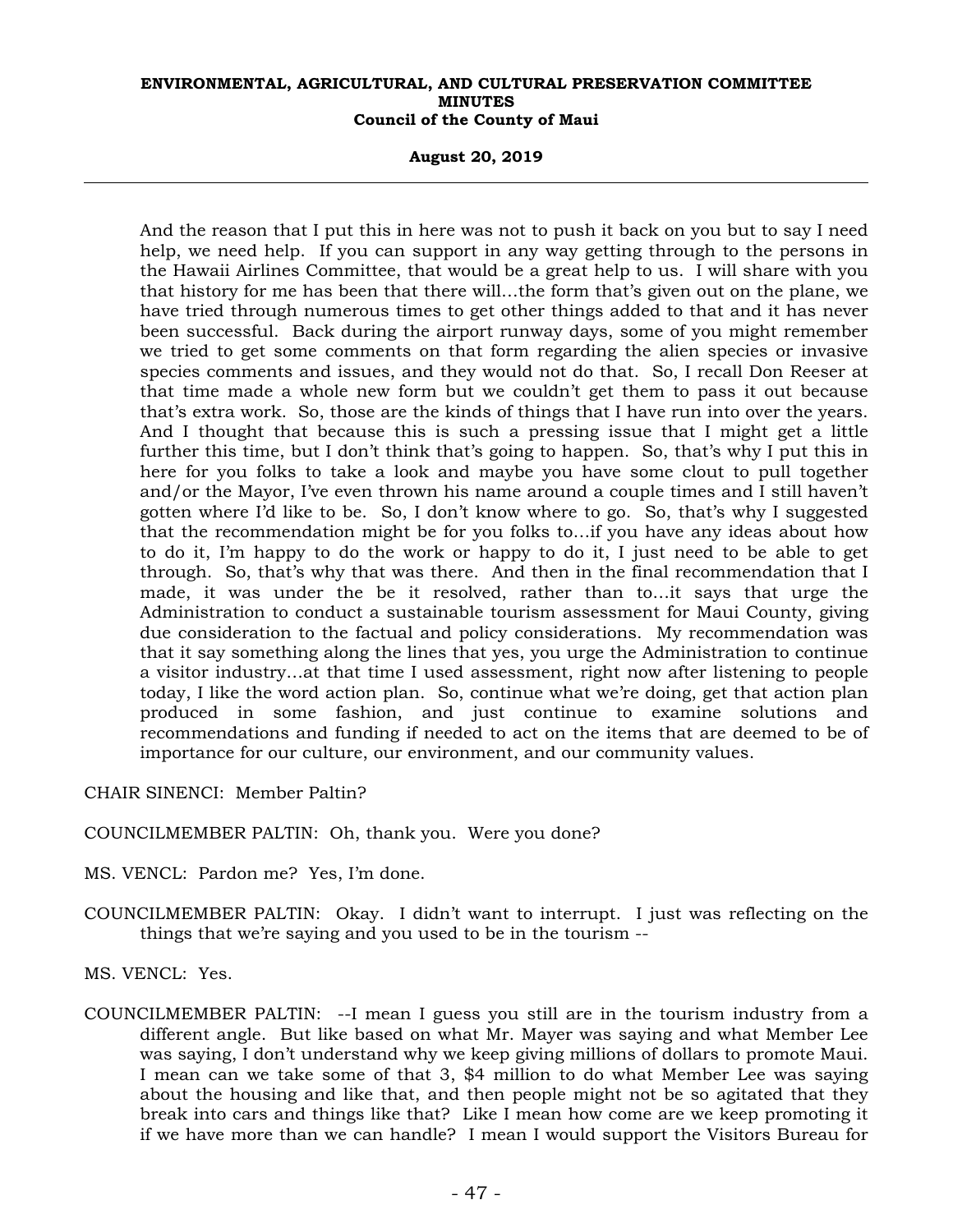And the reason that I put this in here was not to push it back on you but to say I need help, we need help. If you can support in any way getting through to the persons in the Hawaii Airlines Committee, that would be a great help to us. I will share with you that history for me has been that there will…the form that's given out on the plane, we have tried through numerous times to get other things added to that and it has never been successful. Back during the airport runway days, some of you might remember we tried to get some comments on that form regarding the alien species or invasive species comments and issues, and they would not do that. So, I recall Don Reeser at that time made a whole new form but we couldn't get them to pass it out because that's extra work. So, those are the kinds of things that I have run into over the years. And I thought that because this is such a pressing issue that I might get a little further this time, but I don't think that's going to happen. So, that's why I put this in here for you folks to take a look and maybe you have some clout to pull together and/or the Mayor, I've even thrown his name around a couple times and I still haven't gotten where I'd like to be. So, I don't know where to go. So, that's why I suggested that the recommendation might be for you folks to…if you have any ideas about how to do it, I'm happy to do the work or happy to do it, I just need to be able to get through. So, that's why that was there. And then in the final recommendation that I made, it was under the be it resolved, rather than to…it says that urge the Administration to conduct a sustainable tourism assessment for Maui County, giving due consideration to the factual and policy considerations. My recommendation was that it say something along the lines that yes, you urge the Administration to continue a visitor industry…at that time I used assessment, right now after listening to people today, I like the word action plan. So, continue what we're doing, get that action plan produced in some fashion, and just continue to examine solutions and recommendations and funding if needed to act on the items that are deemed to be of importance for our culture, our environment, and our community values.

CHAIR SINENCI: Member Paltin?

COUNCILMEMBER PALTIN: Oh, thank you. Were you done?

MS. VENCL: Pardon me? Yes, I'm done.

COUNCILMEMBER PALTIN: Okay. I didn't want to interrupt. I just was reflecting on the things that we're saying and you used to be in the tourism --

MS. VENCL: Yes.

COUNCILMEMBER PALTIN: --I mean I guess you still are in the tourism industry from a different angle. But like based on what Mr. Mayer was saying and what Member Lee was saying, I don't understand why we keep giving millions of dollars to promote Maui. I mean can we take some of that 3, $4 million to do what Member Lee was saying about the housing and like that, and then people might not be so agitated that they break into cars and things like that? Like I mean how come are we keep promoting it if we have more than we can handle? I mean I would support the Visitors Bureau for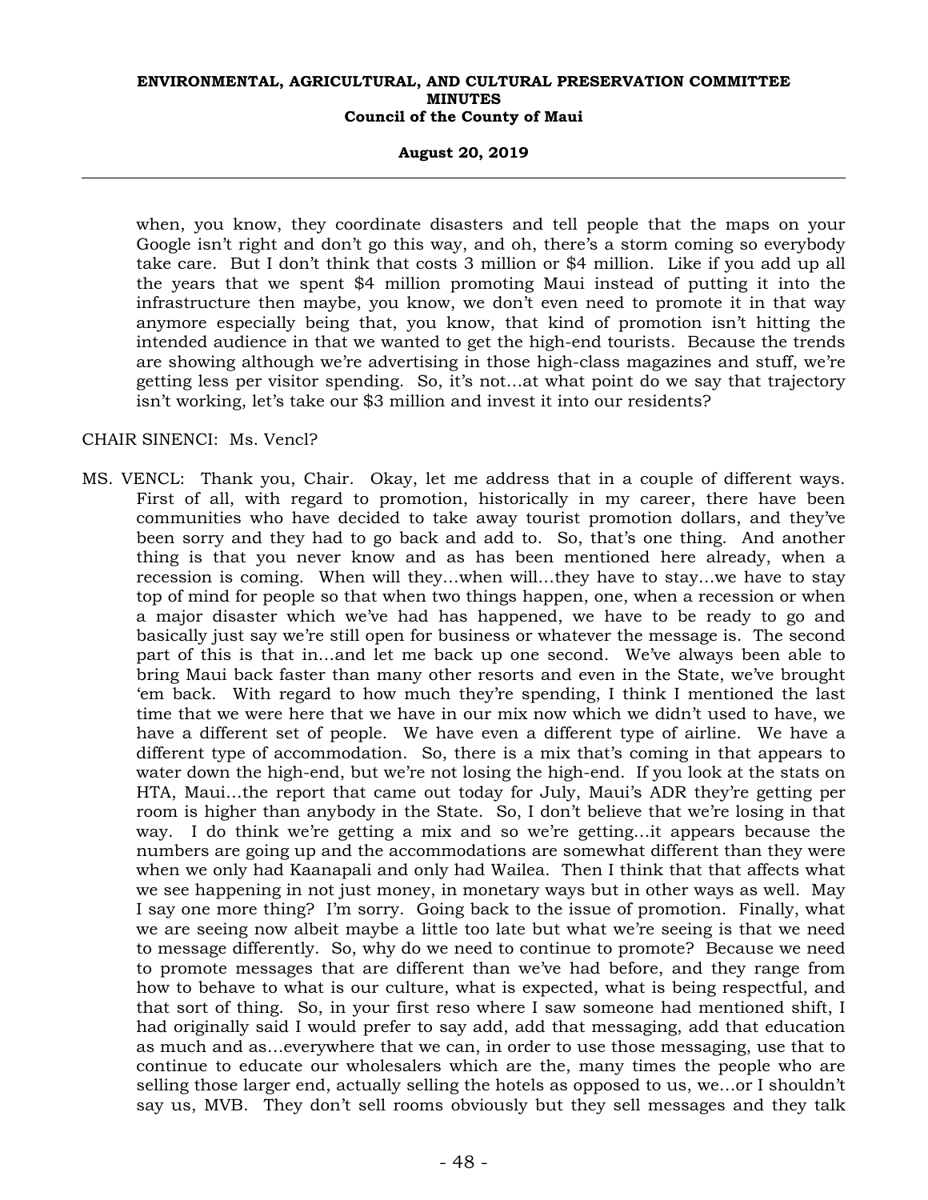when, you know, they coordinate disasters and tell people that the maps on your Google isn't right and don't go this way, and oh, there's a storm coming so everybody take care. But I don't think that costs 3 million or $4 million. Like if you add up all the years that we spent $4 million promoting Maui instead of putting it into the infrastructure then maybe, you know, we don't even need to promote it in that way anymore especially being that, you know, that kind of promotion isn't hitting the intended audience in that we wanted to get the high-end tourists. Because the trends are showing although we're advertising in those high-class magazines and stuff, we're getting less per visitor spending. So, it's not...at what point do we say that trajectory isn't working, let's take our $3 million and invest it into our residents?

CHAIR SINENCI: Ms. Vencl?

MS. VENCL: Thank you, Chair. Okay, let me address that in a couple of different ways. First of all, with regard to promotion, historically in my career, there have been communities who have decided to take away tourist promotion dollars, and they've been sorry and they had to go back and add to. So, that's one thing. And another thing is that you never know and as has been mentioned here already, when a recession is coming. When will they...when will...they have to stay...we have to stay top of mind for people so that when two things happen, one, when a recession or when a major disaster which we've had has happened, we have to be ready to go and basically just say we're still open for business or whatever the message is. The second part of this is that in...and let me back up one second. We've always been able to bring Maui back faster than many other resorts and even in the State, we've brought 'em back. With regard to how much they're spending, I think I mentioned the last time that we were here that we have in our mix now which we didn't used to have, we have a different set of people. We have even a different type of airline. We have a different type of accommodation. So, there is a mix that's coming in that appears to water down the high-end, but we're not losing the high-end. If you look at the stats on HTA, Maui...the report that came out today for July, Maui's ADR they're getting per room is higher than anybody in the State. So, I don't believe that we're losing in that way. I do think we're getting a mix and so we're getting...it appears because the numbers are going up and the accommodations are somewhat different than they were when we only had Kaanapali and only had Wailea. Then I think that that affects what we see happening in not just money, in monetary ways but in other ways as well. May I say one more thing? I'm sorry. Going back to the issue of promotion. Finally, what we are seeing now albeit maybe a little too late but what we're seeing is that we need to message differently. So, why do we need to continue to promote? Because we need to promote messages that are different than we've had before, and they range from how to behave to what is our culture, what is expected, what is being respectful, and that sort of thing. So, in your first reso where I saw someone had mentioned shift, I had originally said I would prefer to say add, add that messaging, add that education as much and as...everywhere that we can, in order to use those messaging, use that to continue to educate our wholesalers which are the, many times the people who are selling those larger end, actually selling the hotels as opposed to us, we...or I shouldn't say us, MVB. They don't sell rooms obviously but they sell messages and they talk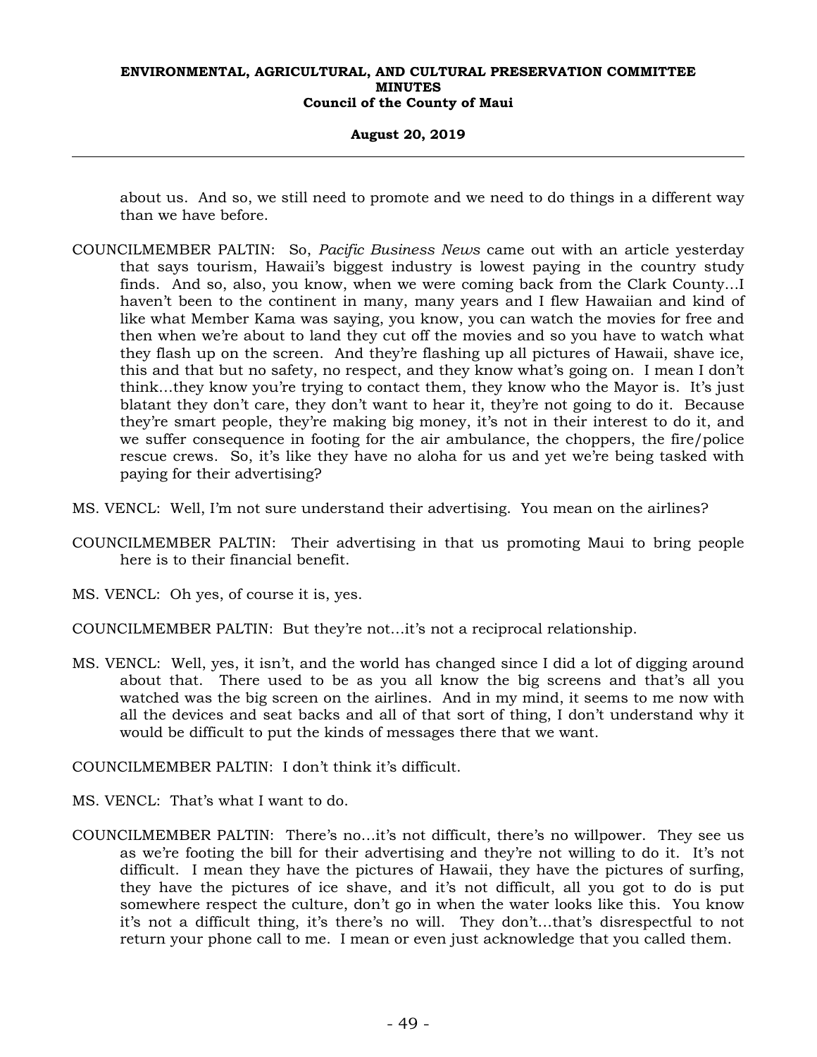about us. And so, we still need to promote and we need to do things in a different way than we have before.

COUNCILMEMBER PALTIN: So, *Pacific Business News* came out with an article yesterday that says tourism, Hawaii's biggest industry is lowest paying in the country study finds. And so, also, you know, when we were coming back from the Clark County…I haven't been to the continent in many, many years and I flew Hawaiian and kind of like what Member Kama was saying, you know, you can watch the movies for free and then when we're about to land they cut off the movies and so you have to watch what they flash up on the screen. And they're flashing up all pictures of Hawaii, shave ice, this and that but no safety, no respect, and they know what's going on. I mean I don't think…they know you're trying to contact them, they know who the Mayor is. It's just blatant they don't care, they don't want to hear it, they're not going to do it. Because they're smart people, they're making big money, it's not in their interest to do it, and we suffer consequence in footing for the air ambulance, the choppers, the fire/police rescue crews. So, it's like they have no aloha for us and yet we're being tasked with paying for their advertising?

MS. VENCL: Well, I'm not sure understand their advertising. You mean on the airlines?

COUNCILMEMBER PALTIN: Their advertising in that us promoting Maui to bring people here is to their financial benefit.

MS. VENCL: Oh yes, of course it is, yes.

COUNCILMEMBER PALTIN: But they're not…it's not a reciprocal relationship.

MS. VENCL: Well, yes, it isn't, and the world has changed since I did a lot of digging around about that. There used to be as you all know the big screens and that's all you watched was the big screen on the airlines. And in my mind, it seems to me now with all the devices and seat backs and all of that sort of thing, I don't understand why it would be difficult to put the kinds of messages there that we want.

COUNCILMEMBER PALTIN: I don't think it's difficult.

MS. VENCL: That's what I want to do.

COUNCILMEMBER PALTIN: There's no…it's not difficult, there's no willpower. They see us as we're footing the bill for their advertising and they're not willing to do it. It's not difficult. I mean they have the pictures of Hawaii, they have the pictures of surfing, they have the pictures of ice shave, and it's not difficult, all you got to do is put somewhere respect the culture, don't go in when the water looks like this. You know it's not a difficult thing, it's there's no will. They don't…that's disrespectful to not return your phone call to me. I mean or even just acknowledge that you called them.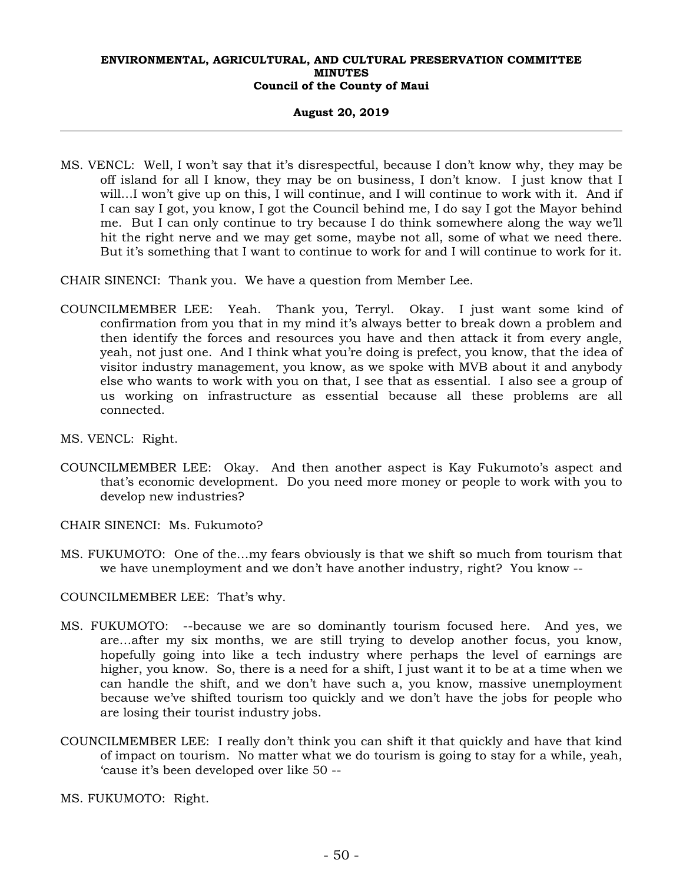MS. VENCL: Well, I won't say that it's disrespectful, because I don't know why, they may be off island for all I know, they may be on business, I don't know. I just know that I will…I won't give up on this, I will continue, and I will continue to work with it. And if I can say I got, you know, I got the Council behind me, I do say I got the Mayor behind me. But I can only continue to try because I do think somewhere along the way we'll hit the right nerve and we may get some, maybe not all, some of what we need there. But it's something that I want to continue to work for and I will continue to work for it.

CHAIR SINENCI: Thank you. We have a question from Member Lee.

COUNCILMEMBER LEE: Yeah. Thank you, Terryl. Okay. I just want some kind of confirmation from you that in my mind it's always better to break down a problem and then identify the forces and resources you have and then attack it from every angle, yeah, not just one. And I think what you're doing is prefect, you know, that the idea of visitor industry management, you know, as we spoke with MVB about it and anybody else who wants to work with you on that, I see that as essential. I also see a group of us working on infrastructure as essential because all these problems are all connected.

MS. VENCL: Right.

COUNCILMEMBER LEE: Okay. And then another aspect is Kay Fukumoto's aspect and that's economic development. Do you need more money or people to work with you to develop new industries?

CHAIR SINENCI: Ms. Fukumoto?

MS. FUKUMOTO: One of the…my fears obviously is that we shift so much from tourism that we have unemployment and we don't have another industry, right? You know --

COUNCILMEMBER LEE: That's why.

MS. FUKUMOTO: --because we are so dominantly tourism focused here. And yes, we are…after my six months, we are still trying to develop another focus, you know, hopefully going into like a tech industry where perhaps the level of earnings are higher, you know. So, there is a need for a shift, I just want it to be at a time when we can handle the shift, and we don't have such a, you know, massive unemployment because we've shifted tourism too quickly and we don't have the jobs for people who are losing their tourist industry jobs.

COUNCILMEMBER LEE: I really don't think you can shift it that quickly and have that kind of impact on tourism. No matter what we do tourism is going to stay for a while, yeah, 'cause it's been developed over like 50 --

MS. FUKUMOTO: Right.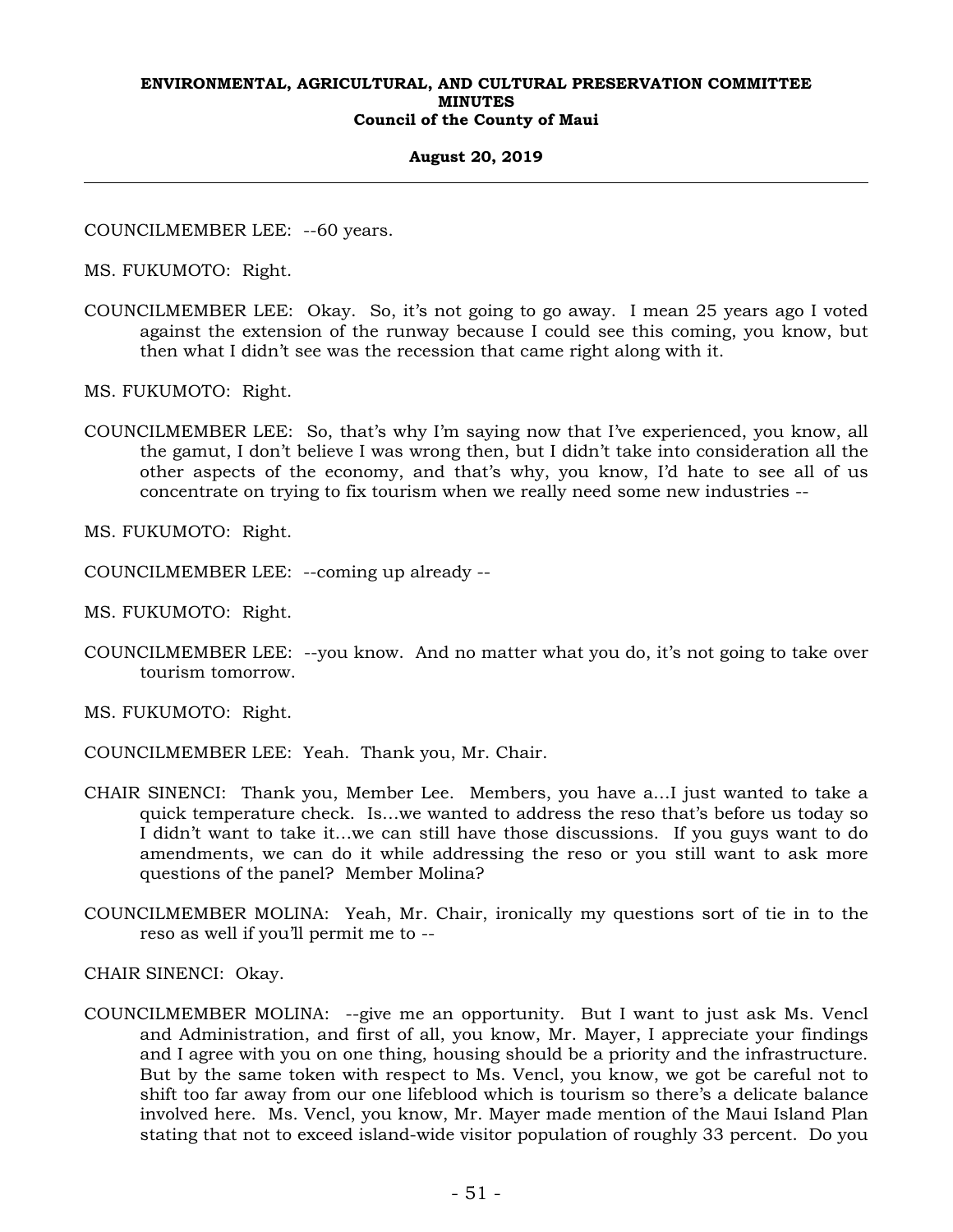COUNCILMEMBER LEE: --60 years.

MS. FUKUMOTO: Right.

COUNCILMEMBER LEE: Okay. So, it's not going to go away. I mean 25 years ago I voted against the extension of the runway because I could see this coming, you know, but then what I didn't see was the recession that came right along with it.

MS. FUKUMOTO: Right.

COUNCILMEMBER LEE: So, that's why I'm saying now that I've experienced, you know, all the gamut, I don't believe I was wrong then, but I didn't take into consideration all the other aspects of the economy, and that's why, you know, I'd hate to see all of us concentrate on trying to fix tourism when we really need some new industries --

MS. FUKUMOTO: Right.

COUNCILMEMBER LEE: --coming up already --

MS. FUKUMOTO: Right.

COUNCILMEMBER LEE: --you know. And no matter what you do, it's not going to take over tourism tomorrow.

MS. FUKUMOTO: Right.

COUNCILMEMBER LEE: Yeah. Thank you, Mr. Chair.

CHAIR SINENCI: Thank you, Member Lee. Members, you have a…I just wanted to take a quick temperature check. Is…we wanted to address the reso that's before us today so I didn't want to take it…we can still have those discussions. If you guys want to do amendments, we can do it while addressing the reso or you still want to ask more questions of the panel? Member Molina?

COUNCILMEMBER MOLINA: Yeah, Mr. Chair, ironically my questions sort of tie in to the reso as well if you'll permit me to --

CHAIR SINENCI: Okay.

COUNCILMEMBER MOLINA: --give me an opportunity. But I want to just ask Ms. Vencl and Administration, and first of all, you know, Mr. Mayer, I appreciate your findings and I agree with you on one thing, housing should be a priority and the infrastructure. But by the same token with respect to Ms. Vencl, you know, we got be careful not to shift too far away from our one lifeblood which is tourism so there's a delicate balance involved here. Ms. Vencl, you know, Mr. Mayer made mention of the Maui Island Plan stating that not to exceed island-wide visitor population of roughly 33 percent. Do you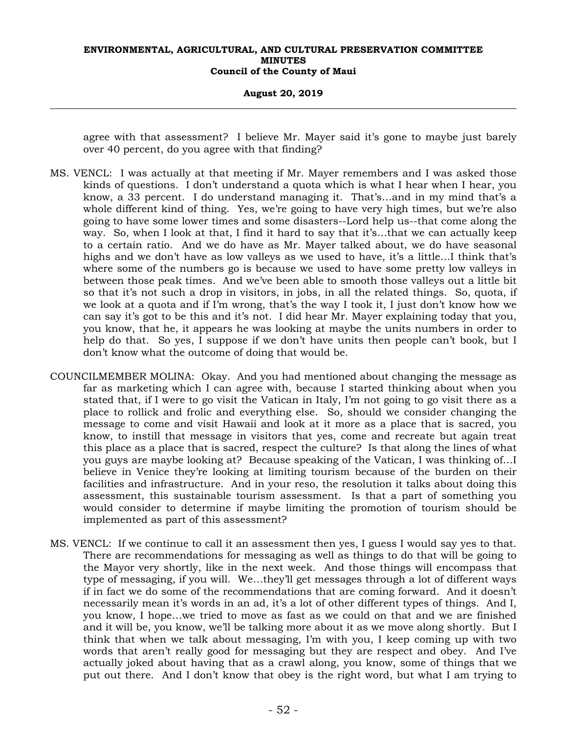agree with that assessment? I believe Mr. Mayer said it's gone to maybe just barely over 40 percent, do you agree with that finding?

MS. VENCL: I was actually at that meeting if Mr. Mayer remembers and I was asked those kinds of questions. I don't understand a quota which is what I hear when I hear, you know, a 33 percent. I do understand managing it. That's...and in my mind that's a whole different kind of thing. Yes, we're going to have very high times, but we're also going to have some lower times and some disasters--Lord help us--that come along the way. So, when I look at that, I find it hard to say that it's...that we can actually keep to a certain ratio. And we do have as Mr. Mayer talked about, we do have seasonal highs and we don't have as low valleys as we used to have, it's a little...I think that's where some of the numbers go is because we used to have some pretty low valleys in between those peak times. And we've been able to smooth those valleys out a little bit so that it's not such a drop in visitors, in jobs, in all the related things. So, quota, if we look at a quota and if I'm wrong, that's the way I took it, I just don't know how we can say it's got to be this and it's not. I did hear Mr. Mayer explaining today that you, you know, that he, it appears he was looking at maybe the units numbers in order to help do that. So yes, I suppose if we don't have units then people can't book, but I don't know what the outcome of doing that would be.

COUNCILMEMBER MOLINA: Okay. And you had mentioned about changing the message as far as marketing which I can agree with, because I started thinking about when you stated that, if I were to go visit the Vatican in Italy, I'm not going to go visit there as a place to rollick and frolic and everything else. So, should we consider changing the message to come and visit Hawaii and look at it more as a place that is sacred, you know, to instill that message in visitors that yes, come and recreate but again treat this place as a place that is sacred, respect the culture? Is that along the lines of what you guys are maybe looking at? Because speaking of the Vatican, I was thinking of...I believe in Venice they're looking at limiting tourism because of the burden on their facilities and infrastructure. And in your reso, the resolution it talks about doing this assessment, this sustainable tourism assessment. Is that a part of something you would consider to determine if maybe limiting the promotion of tourism should be implemented as part of this assessment?

MS. VENCL: If we continue to call it an assessment then yes, I guess I would say yes to that. There are recommendations for messaging as well as things to do that will be going to the Mayor very shortly, like in the next week. And those things will encompass that type of messaging, if you will. We...they'll get messages through a lot of different ways if in fact we do some of the recommendations that are coming forward. And it doesn't necessarily mean it's words in an ad, it's a lot of other different types of things. And I, you know, I hope...we tried to move as fast as we could on that and we are finished and it will be, you know, we'll be talking more about it as we move along shortly. But I think that when we talk about messaging, I'm with you, I keep coming up with two words that aren't really good for messaging but they are respect and obey. And I've actually joked about having that as a crawl along, you know, some of things that we put out there. And I don't know that obey is the right word, but what I am trying to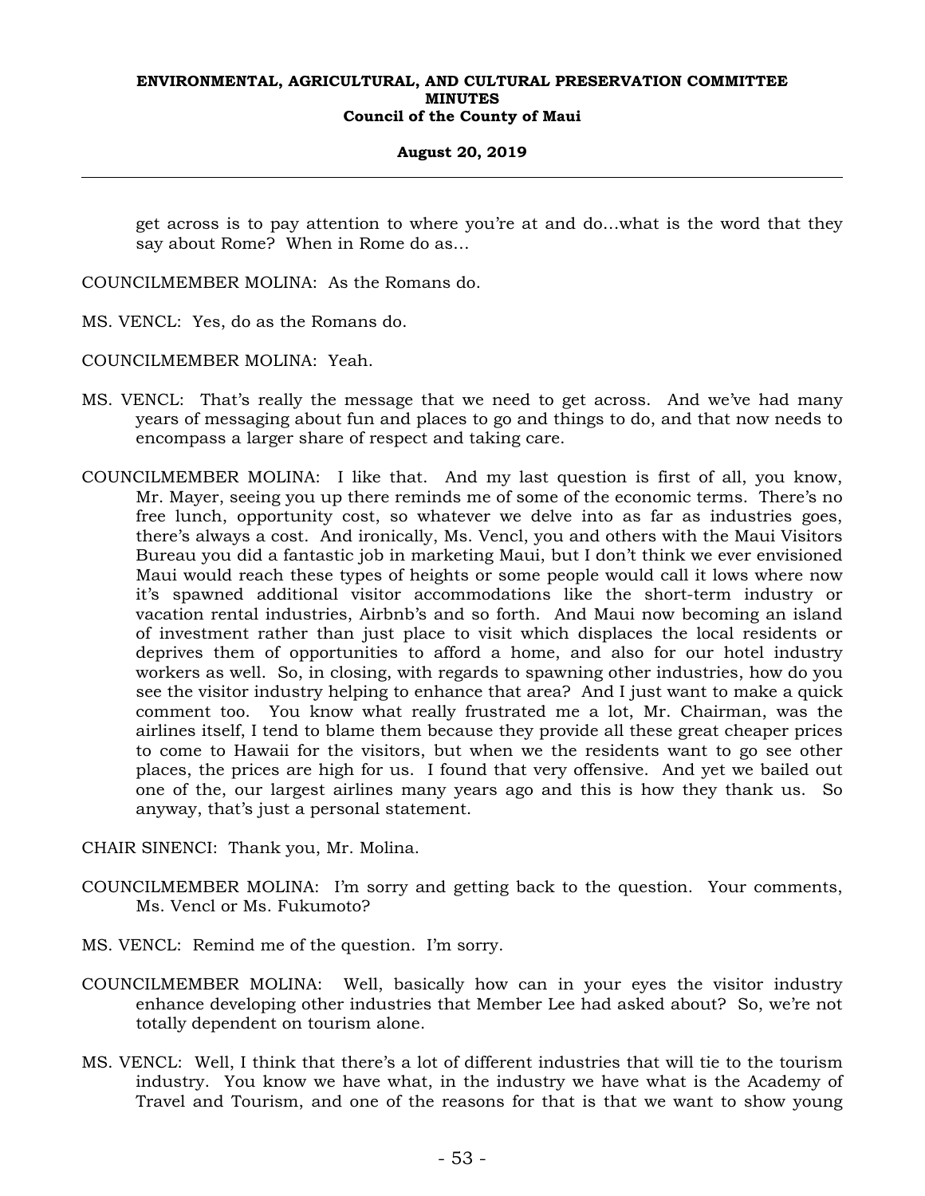get across is to pay attention to where you're at and do…what is the word that they say about Rome? When in Rome do as…

COUNCILMEMBER MOLINA: As the Romans do.

MS. VENCL: Yes, do as the Romans do.

COUNCILMEMBER MOLINA: Yeah.

MS. VENCL: That's really the message that we need to get across. And we've had many years of messaging about fun and places to go and things to do, and that now needs to encompass a larger share of respect and taking care.

COUNCILMEMBER MOLINA: I like that. And my last question is first of all, you know, Mr. Mayer, seeing you up there reminds me of some of the economic terms. There's no free lunch, opportunity cost, so whatever we delve into as far as industries goes, there's always a cost. And ironically, Ms. Vencl, you and others with the Maui Visitors Bureau you did a fantastic job in marketing Maui, but I don't think we ever envisioned Maui would reach these types of heights or some people would call it lows where now it's spawned additional visitor accommodations like the short-term industry or vacation rental industries, Airbnb's and so forth. And Maui now becoming an island of investment rather than just place to visit which displaces the local residents or deprives them of opportunities to afford a home, and also for our hotel industry workers as well. So, in closing, with regards to spawning other industries, how do you see the visitor industry helping to enhance that area? And I just want to make a quick comment too. You know what really frustrated me a lot, Mr. Chairman, was the airlines itself, I tend to blame them because they provide all these great cheaper prices to come to Hawaii for the visitors, but when we the residents want to go see other places, the prices are high for us. I found that very offensive. And yet we bailed out one of the, our largest airlines many years ago and this is how they thank us. So anyway, that's just a personal statement.

CHAIR SINENCI: Thank you, Mr. Molina.

COUNCILMEMBER MOLINA: I'm sorry and getting back to the question. Your comments, Ms. Vencl or Ms. Fukumoto?

MS. VENCL: Remind me of the question. I'm sorry.

COUNCILMEMBER MOLINA: Well, basically how can in your eyes the visitor industry enhance developing other industries that Member Lee had asked about? So, we're not totally dependent on tourism alone.

MS. VENCL: Well, I think that there's a lot of different industries that will tie to the tourism industry. You know we have what, in the industry we have what is the Academy of Travel and Tourism, and one of the reasons for that is that we want to show young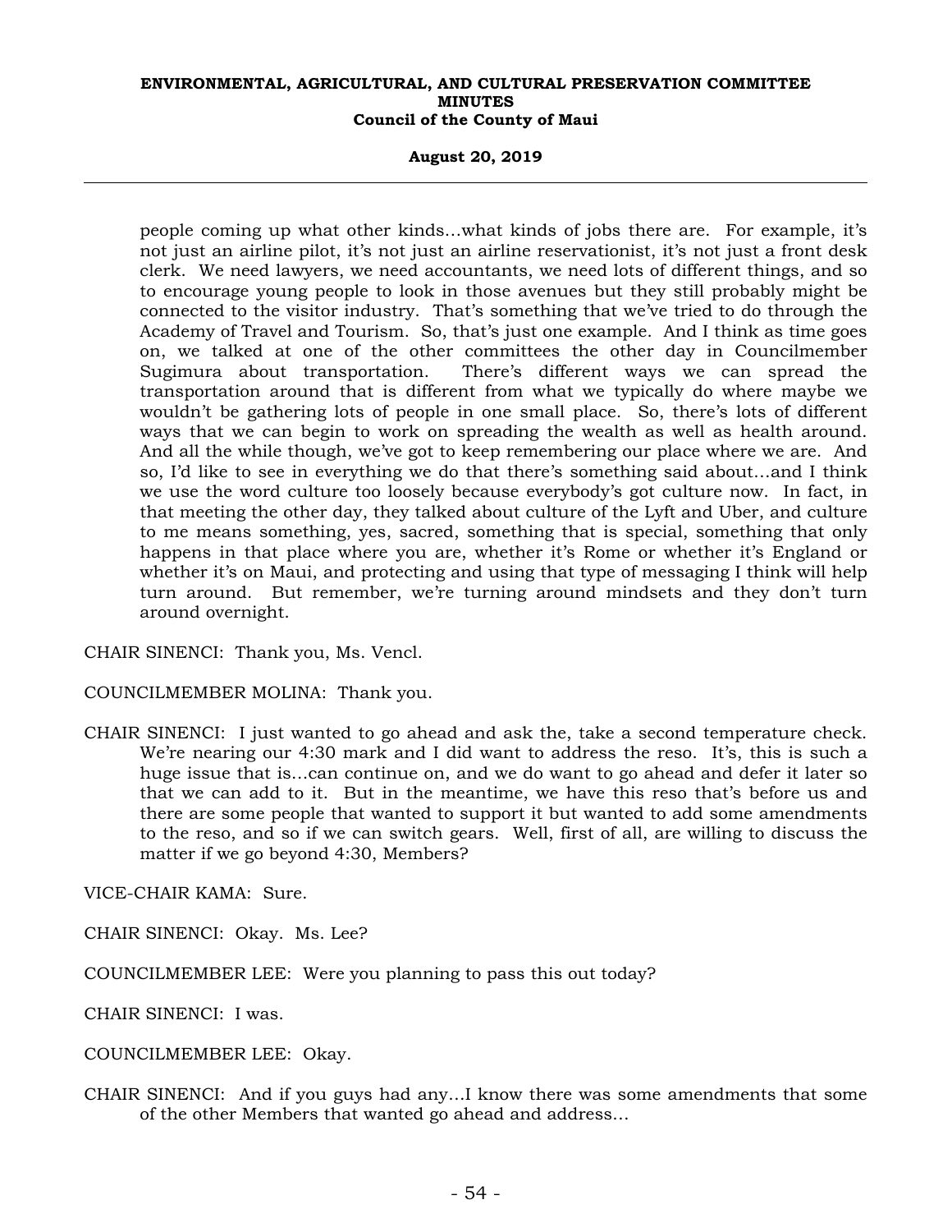people coming up what other kinds...what kinds of jobs there are. For example, it's not just an airline pilot, it's not just an airline reservationist, it's not just a front desk clerk. We need lawyers, we need accountants, we need lots of different things, and so to encourage young people to look in those avenues but they still probably might be connected to the visitor industry. That's something that we've tried to do through the Academy of Travel and Tourism. So, that's just one example. And I think as time goes on, we talked at one of the other committees the other day in Councilmember Sugimura about transportation. There's different ways we can spread the transportation around that is different from what we typically do where maybe we wouldn't be gathering lots of people in one small place. So, there's lots of different ways that we can begin to work on spreading the wealth as well as health around. And all the while though, we've got to keep remembering our place where we are. And so, I'd like to see in everything we do that there's something said about...and I think we use the word culture too loosely because everybody's got culture now. In fact, in that meeting the other day, they talked about culture of the Lyft and Uber, and culture to me means something, yes, sacred, something that is special, something that only happens in that place where you are, whether it's Rome or whether it's England or whether it's on Maui, and protecting and using that type of messaging I think will help turn around. But remember, we're turning around mindsets and they don't turn around overnight.

CHAIR SINENCI: Thank you, Ms. Vencl.

COUNCILMEMBER MOLINA: Thank you.

CHAIR SINENCI: I just wanted to go ahead and ask the, take a second temperature check. We're nearing our 4:30 mark and I did want to address the reso. It's, this is such a huge issue that is...can continue on, and we do want to go ahead and defer it later so that we can add to it. But in the meantime, we have this reso that's before us and there are some people that wanted to support it but wanted to add some amendments to the reso, and so if we can switch gears. Well, first of all, are willing to discuss the matter if we go beyond 4:30, Members?

VICE-CHAIR KAMA: Sure.

CHAIR SINENCI: Okay. Ms. Lee?

COUNCILMEMBER LEE: Were you planning to pass this out today?

CHAIR SINENCI: I was.

COUNCILMEMBER LEE: Okay.

CHAIR SINENCI: And if you guys had any...I know there was some amendments that some of the other Members that wanted go ahead and address...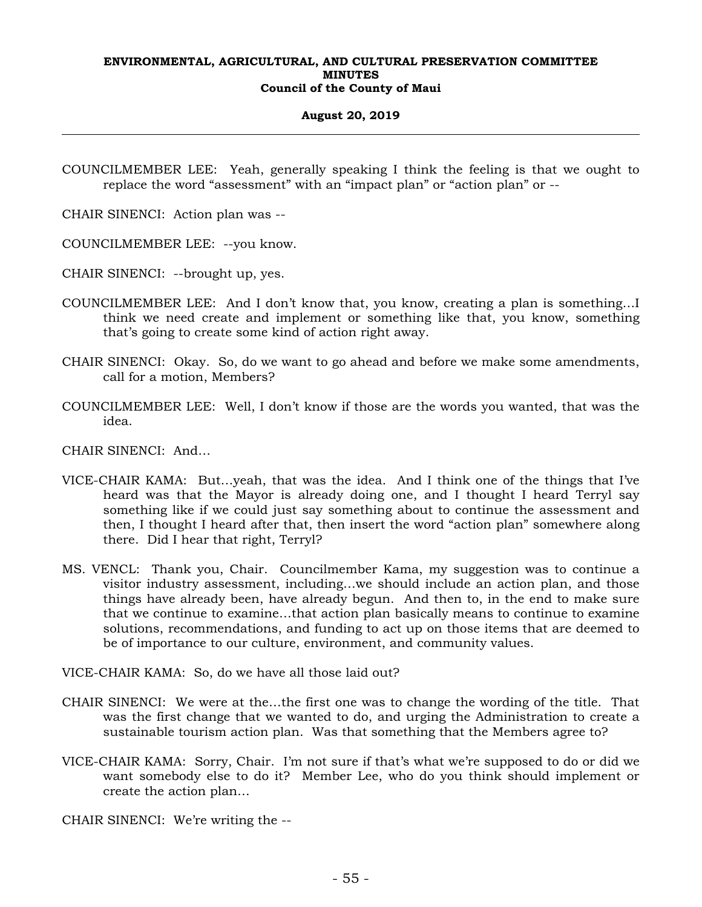COUNCILMEMBER LEE: Yeah, generally speaking I think the feeling is that we ought to replace the word "assessment" with an "impact plan" or "action plan" or --

CHAIR SINENCI: Action plan was --

COUNCILMEMBER LEE: --you know.

CHAIR SINENCI: --brought up, yes.

COUNCILMEMBER LEE: And I don't know that, you know, creating a plan is something…I think we need create and implement or something like that, you know, something that's going to create some kind of action right away.

CHAIR SINENCI: Okay. So, do we want to go ahead and before we make some amendments, call for a motion, Members?

COUNCILMEMBER LEE: Well, I don't know if those are the words you wanted, that was the idea.

CHAIR SINENCI: And…

VICE-CHAIR KAMA: But…yeah, that was the idea. And I think one of the things that I've heard was that the Mayor is already doing one, and I thought I heard Terryl say something like if we could just say something about to continue the assessment and then, I thought I heard after that, then insert the word "action plan" somewhere along there. Did I hear that right, Terryl?

MS. VENCL: Thank you, Chair. Councilmember Kama, my suggestion was to continue a visitor industry assessment, including…we should include an action plan, and those things have already been, have already begun. And then to, in the end to make sure that we continue to examine…that action plan basically means to continue to examine solutions, recommendations, and funding to act up on those items that are deemed to be of importance to our culture, environment, and community values.

VICE-CHAIR KAMA: So, do we have all those laid out?

CHAIR SINENCI: We were at the…the first one was to change the wording of the title. That was the first change that we wanted to do, and urging the Administration to create a sustainable tourism action plan. Was that something that the Members agree to?

VICE-CHAIR KAMA: Sorry, Chair. I'm not sure if that's what we're supposed to do or did we want somebody else to do it? Member Lee, who do you think should implement or create the action plan…

CHAIR SINENCI: We're writing the --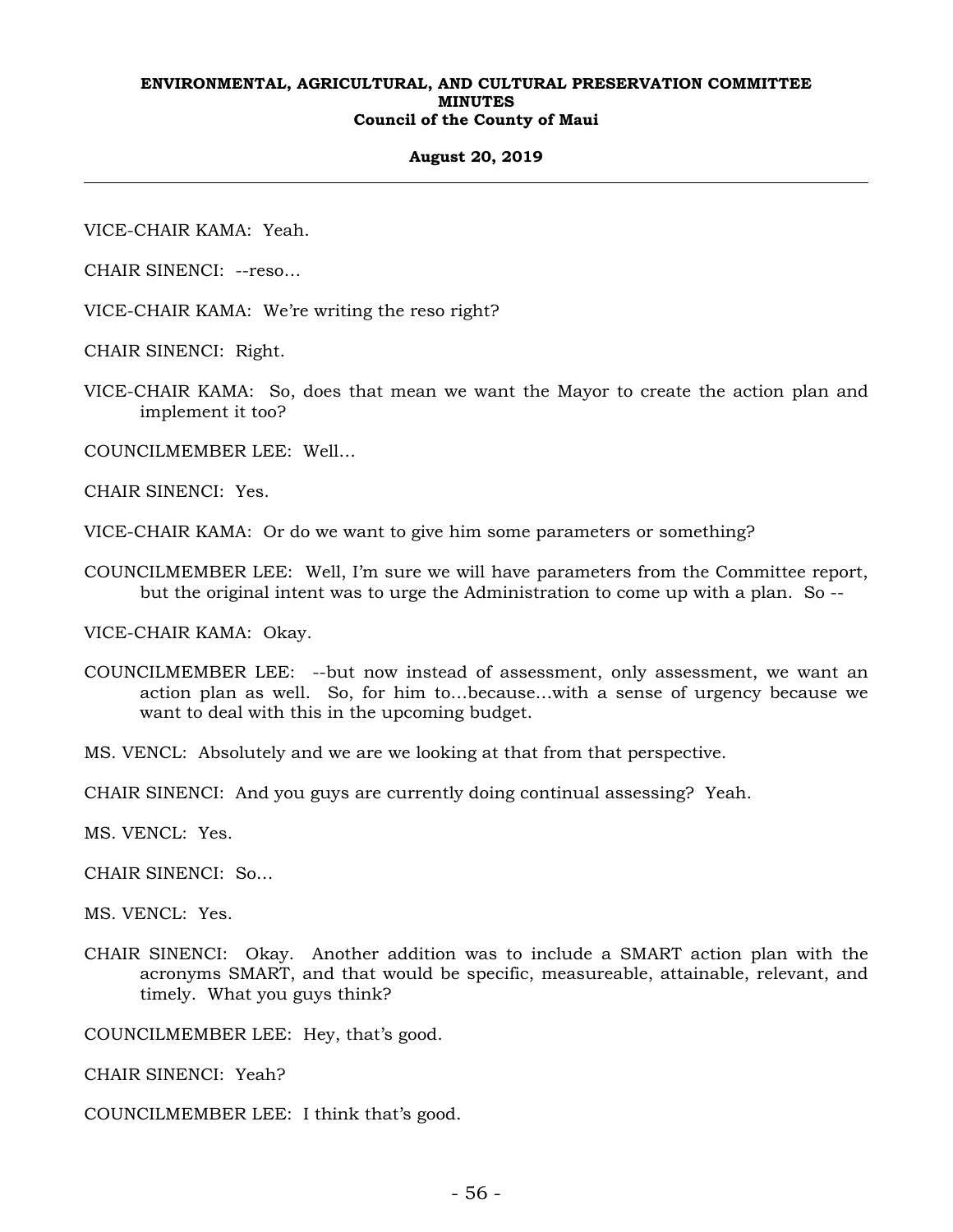VICE-CHAIR KAMA: Yeah.

CHAIR SINENCI: --reso…

VICE-CHAIR KAMA: We're writing the reso right?

CHAIR SINENCI: Right.

VICE-CHAIR KAMA: So, does that mean we want the Mayor to create the action plan and implement it too?

COUNCILMEMBER LEE: Well…

CHAIR SINENCI: Yes.

VICE-CHAIR KAMA: Or do we want to give him some parameters or something?

COUNCILMEMBER LEE: Well, I'm sure we will have parameters from the Committee report, but the original intent was to urge the Administration to come up with a plan. So --

VICE-CHAIR KAMA: Okay.

COUNCILMEMBER LEE: --but now instead of assessment, only assessment, we want an action plan as well. So, for him to…because…with a sense of urgency because we want to deal with this in the upcoming budget.

MS. VENCL: Absolutely and we are we looking at that from that perspective.

CHAIR SINENCI: And you guys are currently doing continual assessing? Yeah.

MS. VENCL: Yes.

CHAIR SINENCI: So…

MS. VENCL: Yes.

CHAIR SINENCI: Okay. Another addition was to include a SMART action plan with the acronyms SMART, and that would be specific, measureable, attainable, relevant, and timely. What you guys think?

COUNCILMEMBER LEE: Hey, that's good.

CHAIR SINENCI: Yeah?

COUNCILMEMBER LEE: I think that's good.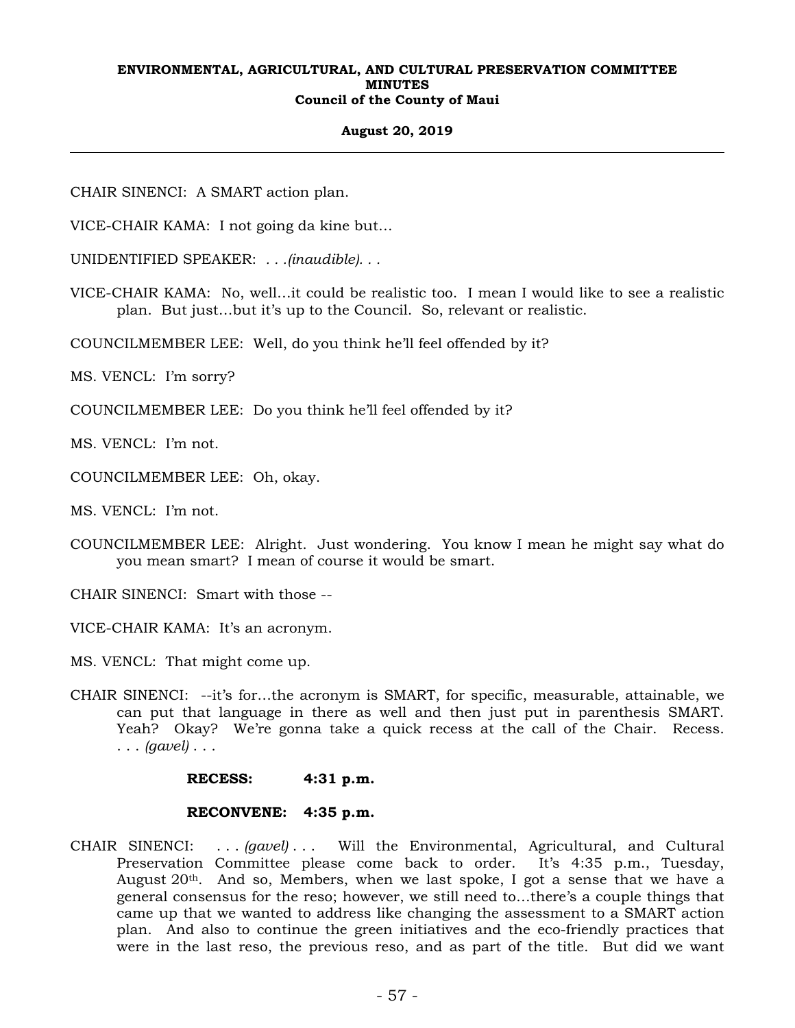CHAIR SINENCI: A SMART action plan.

VICE-CHAIR KAMA: I not going da kine but…

UNIDENTIFIED SPEAKER: *. . .(inaudible). . .*

VICE-CHAIR KAMA: No, well…it could be realistic too. I mean I would like to see a realistic plan. But just…but it's up to the Council. So, relevant or realistic.

COUNCILMEMBER LEE: Well, do you think he'll feel offended by it?

MS. VENCL: I'm sorry?

COUNCILMEMBER LEE: Do you think he'll feel offended by it?

MS. VENCL: I'm not.

COUNCILMEMBER LEE: Oh, okay.

MS. VENCL: I'm not.

COUNCILMEMBER LEE: Alright. Just wondering. You know I mean he might say what do you mean smart? I mean of course it would be smart.

CHAIR SINENCI: Smart with those --

VICE-CHAIR KAMA: It's an acronym.

MS. VENCL: That might come up.

CHAIR SINENCI: --it's for…the acronym is SMART, for specific, measurable, attainable, we can put that language in there as well and then just put in parenthesis SMART. Yeah? Okay? We're gonna take a quick recess at the call of the Chair. Recess. *. . . (gavel) . . .*

**RECESS: 4:31 p.m.**

**RECONVENE: 4:35 p.m.**

CHAIR SINENCI: *. . . (gavel) . . .* Will the Environmental, Agricultural, and Cultural Preservation Committee please come back to order. It's 4:35 p.m., Tuesday, August 20th. And so, Members, when we last spoke, I got a sense that we have a general consensus for the reso; however, we still need to…there's a couple things that came up that we wanted to address like changing the assessment to a SMART action plan. And also to continue the green initiatives and the eco-friendly practices that were in the last reso, the previous reso, and as part of the title. But did we want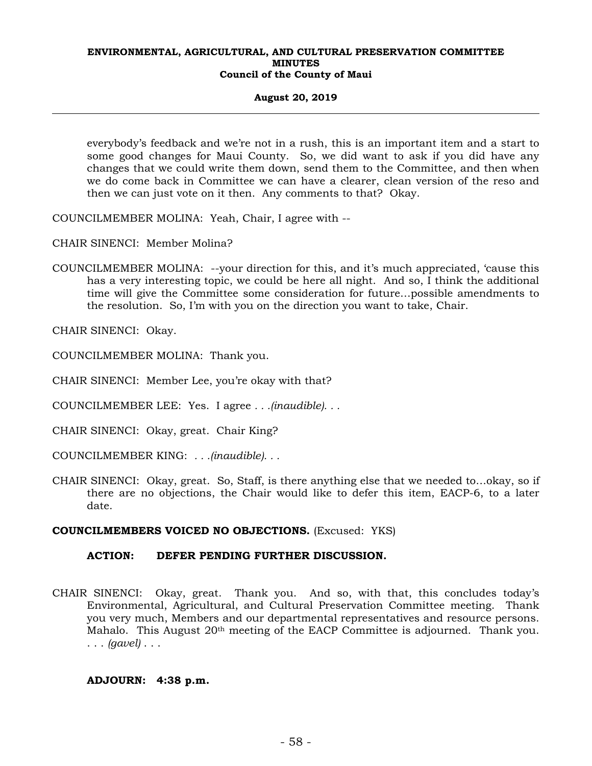everybody's feedback and we're not in a rush, this is an important item and a start to some good changes for Maui County. So, we did want to ask if you did have any changes that we could write them down, send them to the Committee, and then when we do come back in Committee we can have a clearer, clean version of the reso and then we can just vote on it then. Any comments to that? Okay.

COUNCILMEMBER MOLINA: Yeah, Chair, I agree with --

CHAIR SINENCI: Member Molina?

COUNCILMEMBER MOLINA: --your direction for this, and it's much appreciated, 'cause this has a very interesting topic, we could be here all night. And so, I think the additional time will give the Committee some consideration for future…possible amendments to the resolution. So, I'm with you on the direction you want to take, Chair.

CHAIR SINENCI: Okay.

COUNCILMEMBER MOLINA: Thank you.

CHAIR SINENCI: Member Lee, you're okay with that?

COUNCILMEMBER LEE: Yes. I agree *. . .(inaudible). . .*

CHAIR SINENCI: Okay, great. Chair King?

COUNCILMEMBER KING: *. . .(inaudible). . .*

CHAIR SINENCI: Okay, great. So, Staff, is there anything else that we needed to…okay, so if there are no objections, the Chair would like to defer this item, EACP-6, to a later date.

**COUNCILMEMBERS VOICED NO OBJECTIONS.** (Excused: YKS)

**ACTION: DEFER PENDING FURTHER DISCUSSION.**

CHAIR SINENCI: Okay, great. Thank you. And so, with that, this concludes today's Environmental, Agricultural, and Cultural Preservation Committee meeting. Thank you very much, Members and our departmental representatives and resource persons. Mahalo. This August 20th meeting of the EACP Committee is adjourned. Thank you. *. . . (gavel) . . .*

**ADJOURN: 4:38 p.m.**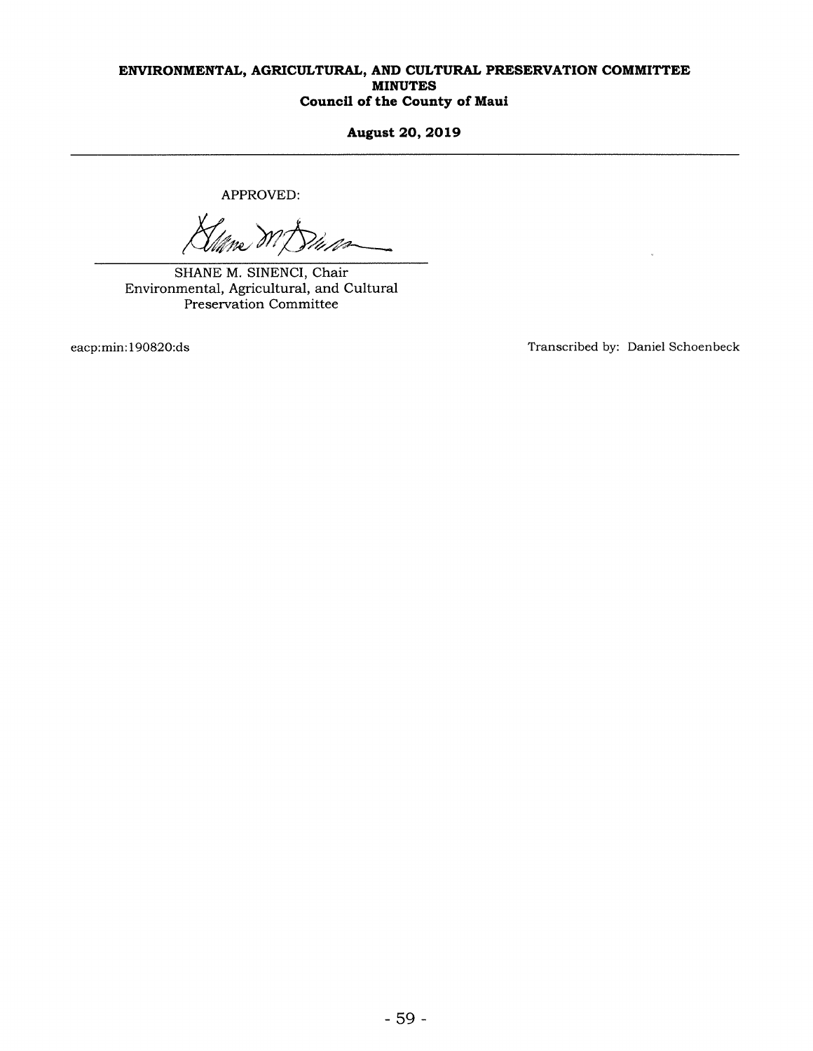APPROVED:

SHANE M. SINENCI, Chair
Environmental, Agricultural, and Cultural Preservation Committee

eacp:min:190820:ds

Transcribed by: Daniel Schoenbeck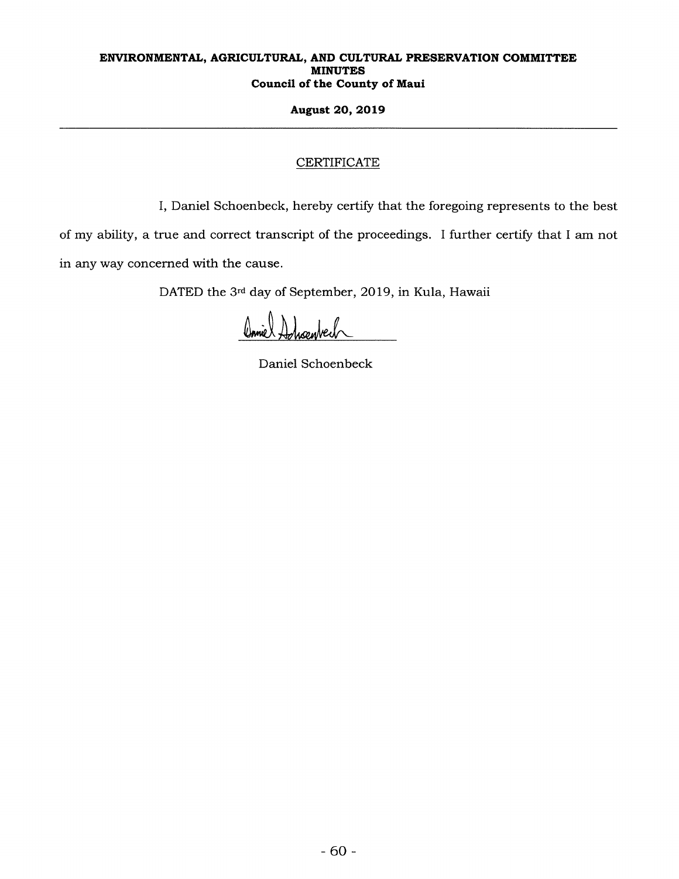CERTIFICATE

I, Daniel Schoenbeck, hereby certify that the foregoing represents to the best of my ability, a true and correct transcript of the proceedings. I further certify that I am not in any way concerned with the cause.

DATED the 3rd day of September, 2019, in Kula, Hawaii

Daniel Schoenbeck